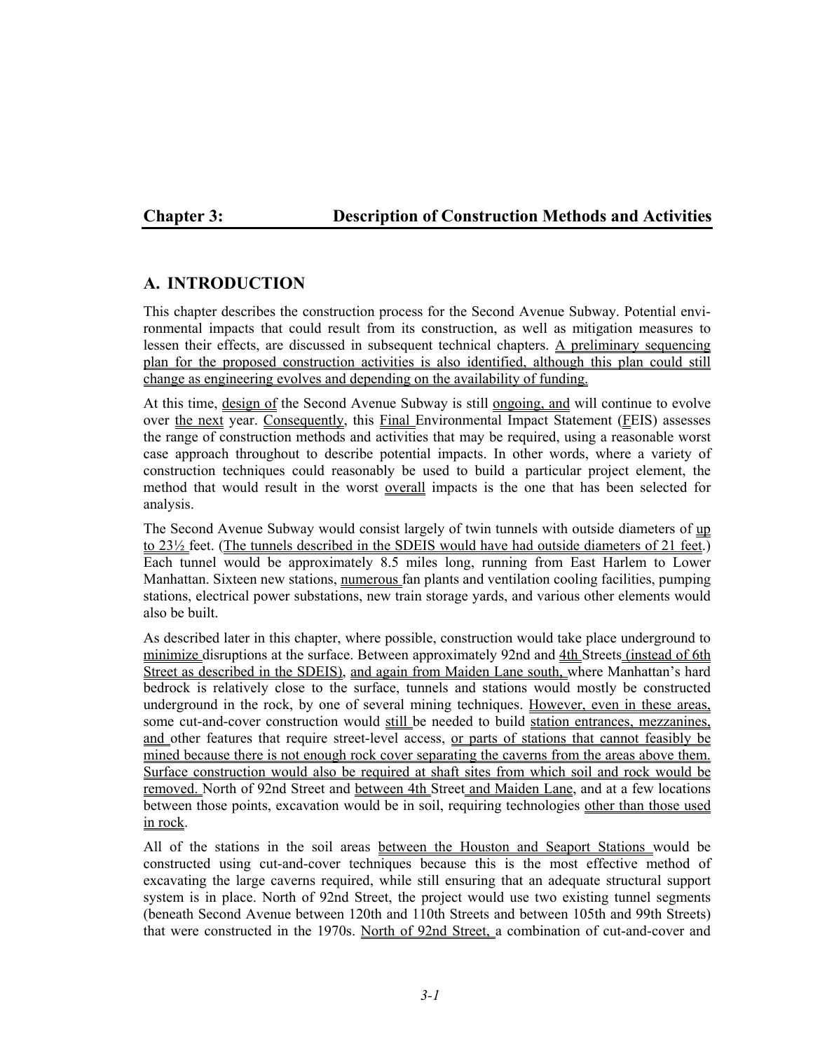# Chapter 3: Description of Construction Methods and Activities

## A. INTRODUCTION

This chapter describes the construction process for the Second Avenue Subway. Potential environmental impacts that could result from its construction, as well as mitigation measures to lessen their effects, are discussed in subsequent technical chapters. A preliminary sequencing plan for the proposed construction activities is also identified, although this plan could still change as engineering evolves and depending on the availability of funding.

At this time, design of the Second Avenue Subway is still ongoing, and will continue to evolve over the next year. Consequently, this Final Environmental Impact Statement (FEIS) assesses the range of construction methods and activities that may be required, using a reasonable worst case approach throughout to describe potential impacts. In other words, where a variety of construction techniques could reasonably be used to build a particular project element, the method that would result in the worst overall impacts is the one that has been selected for analysis.

The Second Avenue Subway would consist largely of twin tunnels with outside diameters of up to 23½ feet. (The tunnels described in the SDEIS would have had outside diameters of 21 feet.) Each tunnel would be approximately 8.5 miles long, running from East Harlem to Lower Manhattan. Sixteen new stations, numerous fan plants and ventilation cooling facilities, pumping stations, electrical power substations, new train storage yards, and various other elements would also be built.

As described later in this chapter, where possible, construction would take place underground to minimize disruptions at the surface. Between approximately 92nd and 4th Streets (instead of 6th Street as described in the SDEIS), and again from Maiden Lane south, where Manhattan's hard bedrock is relatively close to the surface, tunnels and stations would mostly be constructed underground in the rock, by one of several mining techniques. However, even in these areas, some cut-and-cover construction would still be needed to build station entrances, mezzanines, and other features that require street-level access, or parts of stations that cannot feasibly be mined because there is not enough rock cover separating the caverns from the areas above them. Surface construction would also be required at shaft sites from which soil and rock would be removed. North of 92nd Street and between 4th Street and Maiden Lane, and at a few locations between those points, excavation would be in soil, requiring technologies other than those used in rock.

All of the stations in the soil areas between the Houston and Seaport Stations would be constructed using cut-and-cover techniques because this is the most effective method of excavating the large caverns required, while still ensuring that an adequate structural support system is in place. North of 92nd Street, the project would use two existing tunnel segments (beneath Second Avenue between 120th and 110th Streets and between 105th and 99th Streets) that were constructed in the 1970s. North of 92nd Street, a combination of cut-and-cover and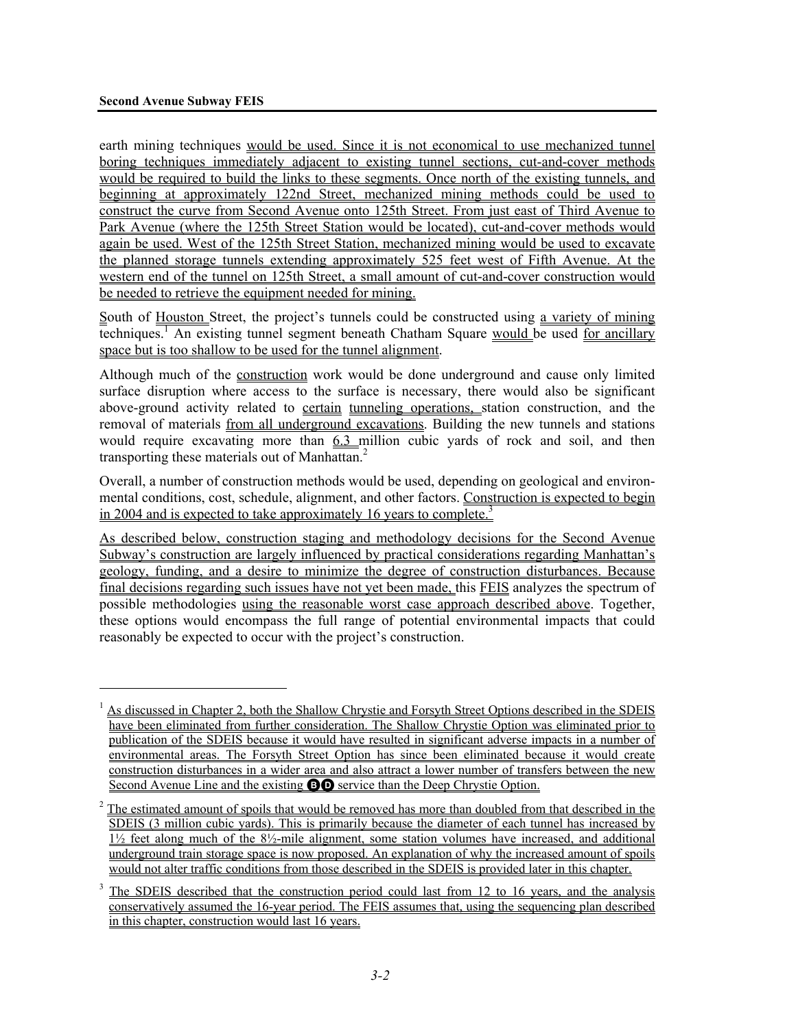earth mining techniques would be used. Since it is not economical to use mechanized tunnel boring techniques immediately adjacent to existing tunnel sections, cut-and-cover methods would be required to build the links to these segments. Once north of the existing tunnels, and beginning at approximately 122nd Street, mechanized mining methods could be used to construct the curve from Second Avenue onto 125th Street. From just east of Third Avenue to Park Avenue (where the 125th Street Station would be located), cut-and-cover methods would again be used. West of the 125th Street Station, mechanized mining would be used to excavate the planned storage tunnels extending approximately 525 feet west of Fifth Avenue. At the western end of the tunnel on 125th Street, a small amount of cut-and-cover construction would be needed to retrieve the equipment needed for mining.

South of Houston Street, the project's tunnels could be constructed using a variety of mining techniques.[1] An existing tunnel segment beneath Chatham Square would be used for ancillary space but is too shallow to be used for the tunnel alignment.

Although much of the construction work would be done underground and cause only limited surface disruption where access to the surface is necessary, there would also be significant above-ground activity related to certain tunneling operations, station construction, and the removal of materials from all underground excavations. Building the new tunnels and stations would require excavating more than 6.3 million cubic yards of rock and soil, and then transporting these materials out of Manhattan.[2]

Overall, a number of construction methods would be used, depending on geological and environmental conditions, cost, schedule, alignment, and other factors. Construction is expected to begin in 2004 and is expected to take approximately 16 years to complete.[3]

As described below, construction staging and methodology decisions for the Second Avenue Subway's construction are largely influenced by practical considerations regarding Manhattan's geology, funding, and a desire to minimize the degree of construction disturbances. Because final decisions regarding such issues have not yet been made, this FEIS analyzes the spectrum of possible methodologies using the reasonable worst case approach described above. Together, these options would encompass the full range of potential environmental impacts that could reasonably be expected to occur with the project's construction.

---

[1] As discussed in Chapter 2, both the Shallow Chrystie and Forsyth Street Options described in the SDEIS have been eliminated from further consideration. The Shallow Chrystie Option was eliminated prior to publication of the SDEIS because it would have resulted in significant adverse impacts in a number of environmental areas. The Forsyth Street Option has since been eliminated because it would create construction disturbances in a wider area and also attract a lower number of transfers between the new Second Avenue Line and the existing B D service than the Deep Chrystie Option.

[2] The estimated amount of spoils that would be removed has more than doubled from that described in the SDEIS (3 million cubic yards). This is primarily because the diameter of each tunnel has increased by 1½ feet along much of the 8½-mile alignment, some station volumes have increased, and additional underground train storage space is now proposed. An explanation of why the increased amount of spoils would not alter traffic conditions from those described in the SDEIS is provided later in this chapter.

[3] The SDEIS described that the construction period could last from 12 to 16 years, and the analysis conservatively assumed the 16-year period. The FEIS assumes that, using the sequencing plan described in this chapter, construction would last 16 years.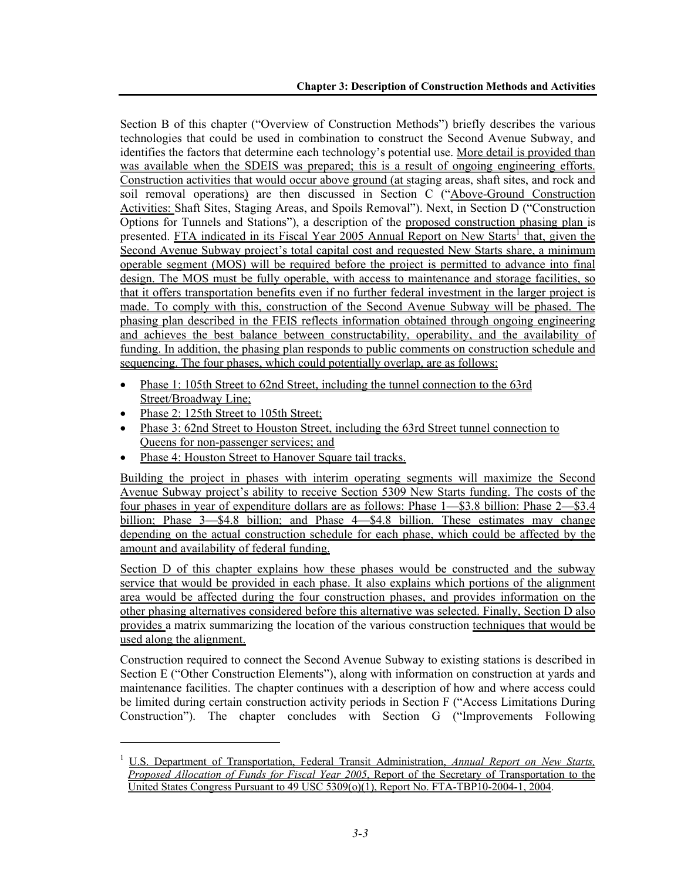Section B of this chapter ("Overview of Construction Methods") briefly describes the various technologies that could be used in combination to construct the Second Avenue Subway, and identifies the factors that determine each technology's potential use. More detail is provided than was available when the SDEIS was prepared; this is a result of ongoing engineering efforts. Construction activities that would occur above ground (at staging areas, shaft sites, and rock and soil removal operations) are then discussed in Section C ("Above-Ground Construction Activities: Shaft Sites, Staging Areas, and Spoils Removal"). Next, in Section D ("Construction Options for Tunnels and Stations"), a description of the proposed construction phasing plan is presented. FTA indicated in its Fiscal Year 2005 Annual Report on New Starts[1] that, given the Second Avenue Subway project's total capital cost and requested New Starts share, a minimum operable segment (MOS) will be required before the project is permitted to advance into final design. The MOS must be fully operable, with access to maintenance and storage facilities, so that it offers transportation benefits even if no further federal investment in the larger project is made. To comply with this, construction of the Second Avenue Subway will be phased. The phasing plan described in the FEIS reflects information obtained through ongoing engineering and achieves the best balance between constructability, operability, and the availability of funding. In addition, the phasing plan responds to public comments on construction schedule and sequencing. The four phases, which could potentially overlap, are as follows:

- Phase 1: 105th Street to 62nd Street, including the tunnel connection to the 63rd Street/Broadway Line;
- Phase 2: 125th Street to 105th Street;
- Phase 3: 62nd Street to Houston Street, including the 63rd Street tunnel connection to Queens for non-passenger services; and
- Phase 4: Houston Street to Hanover Square tail tracks.

Building the project in phases with interim operating segments will maximize the Second Avenue Subway project's ability to receive Section 5309 New Starts funding. The costs of the four phases in year of expenditure dollars are as follows: Phase 1—$3.8 billion: Phase 2—$3.4 billion; Phase 3—$4.8 billion; and Phase 4—$4.8 billion. These estimates may change depending on the actual construction schedule for each phase, which could be affected by the amount and availability of federal funding.

Section D of this chapter explains how these phases would be constructed and the subway service that would be provided in each phase. It also explains which portions of the alignment area would be affected during the four construction phases, and provides information on the other phasing alternatives considered before this alternative was selected. Finally, Section D also provides a matrix summarizing the location of the various construction techniques that would be used along the alignment.

Construction required to connect the Second Avenue Subway to existing stations is described in Section E ("Other Construction Elements"), along with information on construction at yards and maintenance facilities. The chapter continues with a description of how and where access could be limited during certain construction activity periods in Section F ("Access Limitations During Construction"). The chapter concludes with Section G ("Improvements Following

[1] U.S. Department of Transportation, Federal Transit Administration, *Annual Report on New Starts, Proposed Allocation of Funds for Fiscal Year 2005*, Report of the Secretary of Transportation to the United States Congress Pursuant to 49 USC 5309(o)(1), Report No. FTA-TBP10-2004-1, 2004.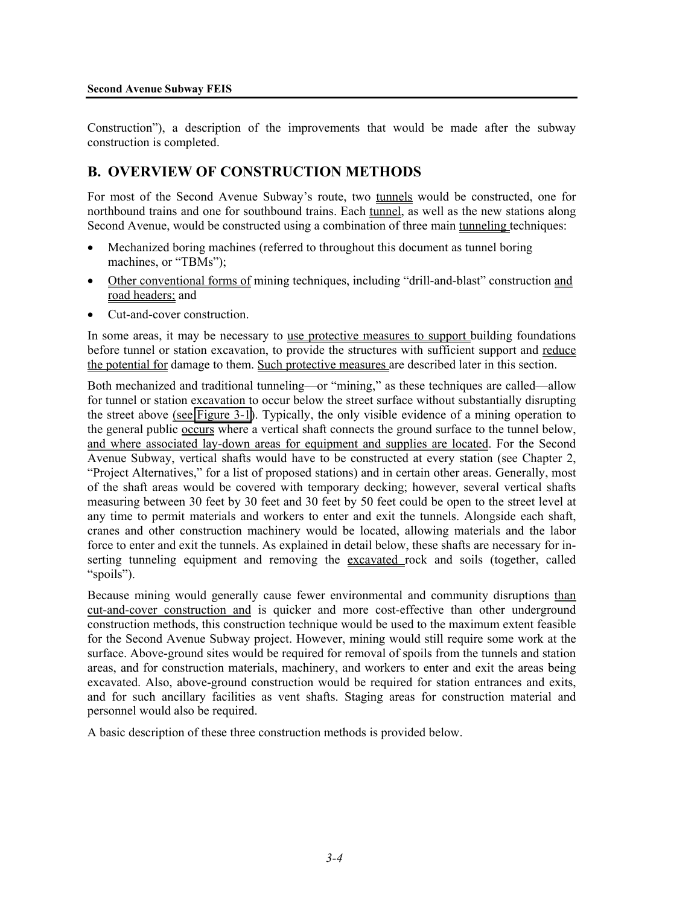Construction"), a description of the improvements that would be made after the subway construction is completed.

## B. OVERVIEW OF CONSTRUCTION METHODS

For most of the Second Avenue Subway's route, two tunnels would be constructed, one for northbound trains and one for southbound trains. Each tunnel, as well as the new stations along Second Avenue, would be constructed using a combination of three main tunneling techniques:

- Mechanized boring machines (referred to throughout this document as tunnel boring machines, or "TBMs");
- Other conventional forms of mining techniques, including "drill-and-blast" construction and road headers; and
- Cut-and-cover construction.

In some areas, it may be necessary to use protective measures to support building foundations before tunnel or station excavation, to provide the structures with sufficient support and reduce the potential for damage to them. Such protective measures are described later in this section.

Both mechanized and traditional tunneling—or "mining," as these techniques are called—allow for tunnel or station excavation to occur below the street surface without substantially disrupting the street above (see Figure 3-1). Typically, the only visible evidence of a mining operation to the general public occurs where a vertical shaft connects the ground surface to the tunnel below, and where associated lay-down areas for equipment and supplies are located. For the Second Avenue Subway, vertical shafts would have to be constructed at every station (see Chapter 2, "Project Alternatives," for a list of proposed stations) and in certain other areas. Generally, most of the shaft areas would be covered with temporary decking; however, several vertical shafts measuring between 30 feet by 30 feet and 30 feet by 50 feet could be open to the street level at any time to permit materials and workers to enter and exit the tunnels. Alongside each shaft, cranes and other construction machinery would be located, allowing materials and the labor force to enter and exit the tunnels. As explained in detail below, these shafts are necessary for inserting tunneling equipment and removing the excavated rock and soils (together, called "spoils").

Because mining would generally cause fewer environmental and community disruptions than cut-and-cover construction and is quicker and more cost-effective than other underground construction methods, this construction technique would be used to the maximum extent feasible for the Second Avenue Subway project. However, mining would still require some work at the surface. Above-ground sites would be required for removal of spoils from the tunnels and station areas, and for construction materials, machinery, and workers to enter and exit the areas being excavated. Also, above-ground construction would be required for station entrances and exits, and for such ancillary facilities as vent shafts. Staging areas for construction material and personnel would also be required.

A basic description of these three construction methods is provided below.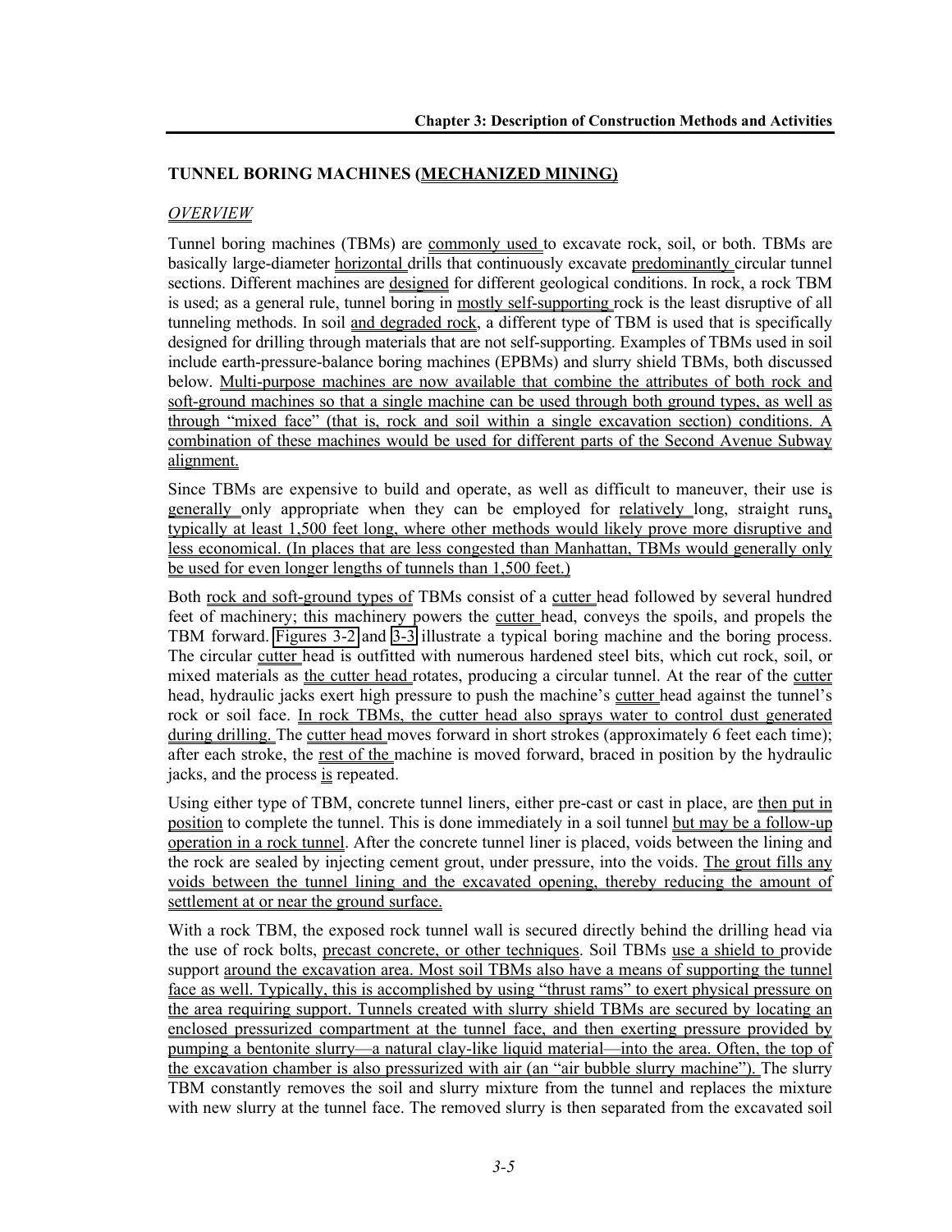## TUNNEL BORING MACHINES (MECHANIZED MINING)

### *OVERVIEW*

Tunnel boring machines (TBMs) are commonly used to excavate rock, soil, or both. TBMs are basically large-diameter horizontal drills that continuously excavate predominantly circular tunnel sections. Different machines are designed for different geological conditions. In rock, a rock TBM is used; as a general rule, tunnel boring in mostly self-supporting rock is the least disruptive of all tunneling methods. In soil and degraded rock, a different type of TBM is used that is specifically designed for drilling through materials that are not self-supporting. Examples of TBMs used in soil include earth-pressure-balance boring machines (EPBMs) and slurry shield TBMs, both discussed below. Multi-purpose machines are now available that combine the attributes of both rock and soft-ground machines so that a single machine can be used through both ground types, as well as through "mixed face" (that is, rock and soil within a single excavation section) conditions. A combination of these machines would be used for different parts of the Second Avenue Subway alignment.

Since TBMs are expensive to build and operate, as well as difficult to maneuver, their use is generally only appropriate when they can be employed for relatively long, straight runs, typically at least 1,500 feet long, where other methods would likely prove more disruptive and less economical. (In places that are less congested than Manhattan, TBMs would generally only be used for even longer lengths of tunnels than 1,500 feet.)

Both rock and soft-ground types of TBMs consist of a cutter head followed by several hundred feet of machinery; this machinery powers the cutter head, conveys the spoils, and propels the TBM forward. Figures 3-2 and 3-3 illustrate a typical boring machine and the boring process. The circular cutter head is outfitted with numerous hardened steel bits, which cut rock, soil, or mixed materials as the cutter head rotates, producing a circular tunnel. At the rear of the cutter head, hydraulic jacks exert high pressure to push the machine's cutter head against the tunnel's rock or soil face. In rock TBMs, the cutter head also sprays water to control dust generated during drilling. The cutter head moves forward in short strokes (approximately 6 feet each time); after each stroke, the rest of the machine is moved forward, braced in position by the hydraulic jacks, and the process is repeated.

Using either type of TBM, concrete tunnel liners, either pre-cast or cast in place, are then put in position to complete the tunnel. This is done immediately in a soil tunnel but may be a follow-up operation in a rock tunnel. After the concrete tunnel liner is placed, voids between the lining and the rock are sealed by injecting cement grout, under pressure, into the voids. The grout fills any voids between the tunnel lining and the excavated opening, thereby reducing the amount of settlement at or near the ground surface.

With a rock TBM, the exposed rock tunnel wall is secured directly behind the drilling head via the use of rock bolts, precast concrete, or other techniques. Soil TBMs use a shield to provide support around the excavation area. Most soil TBMs also have a means of supporting the tunnel face as well. Typically, this is accomplished by using "thrust rams" to exert physical pressure on the area requiring support. Tunnels created with slurry shield TBMs are secured by locating an enclosed pressurized compartment at the tunnel face, and then exerting pressure provided by pumping a bentonite slurry—a natural clay-like liquid material—into the area. Often, the top of the excavation chamber is also pressurized with air (an "air bubble slurry machine"). The slurry TBM constantly removes the soil and slurry mixture from the tunnel and replaces the mixture with new slurry at the tunnel face. The removed slurry is then separated from the excavated soil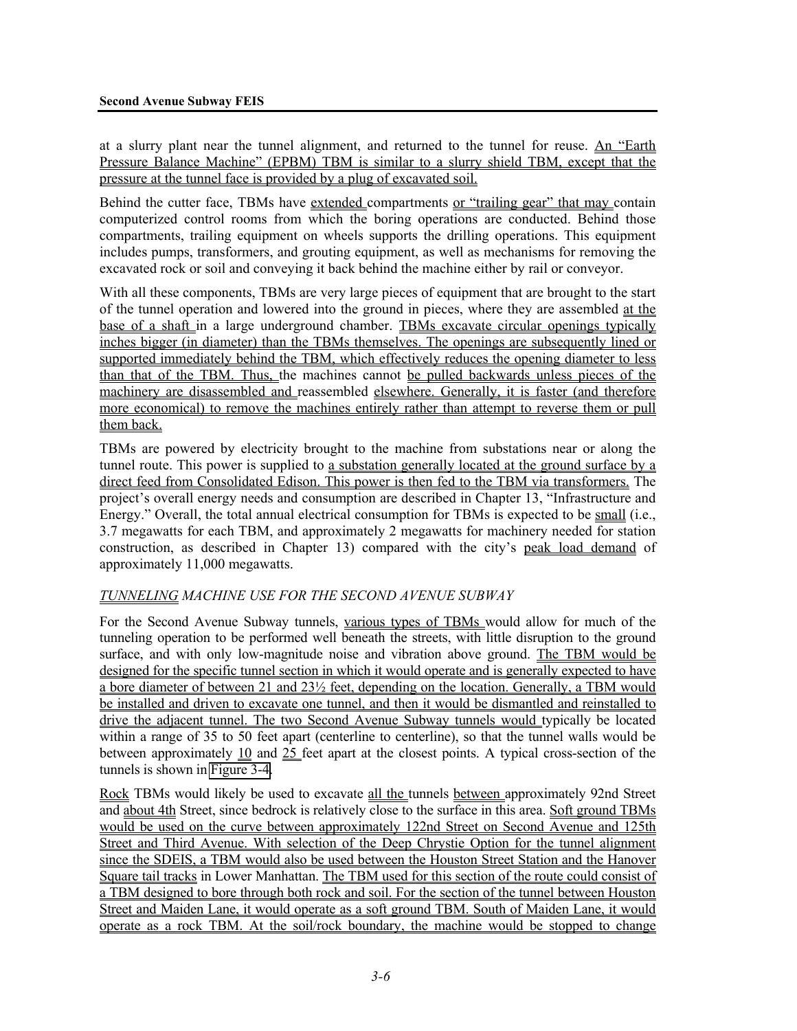at a slurry plant near the tunnel alignment, and returned to the tunnel for reuse. An "Earth Pressure Balance Machine" (EPBM) TBM is similar to a slurry shield TBM, except that the pressure at the tunnel face is provided by a plug of excavated soil.

Behind the cutter face, TBMs have extended compartments or "trailing gear" that may contain computerized control rooms from which the boring operations are conducted. Behind those compartments, trailing equipment on wheels supports the drilling operations. This equipment includes pumps, transformers, and grouting equipment, as well as mechanisms for removing the excavated rock or soil and conveying it back behind the machine either by rail or conveyor.

With all these components, TBMs are very large pieces of equipment that are brought to the start of the tunnel operation and lowered into the ground in pieces, where they are assembled at the base of a shaft in a large underground chamber. TBMs excavate circular openings typically inches bigger (in diameter) than the TBMs themselves. The openings are subsequently lined or supported immediately behind the TBM, which effectively reduces the opening diameter to less than that of the TBM. Thus, the machines cannot be pulled backwards unless pieces of the machinery are disassembled and reassembled elsewhere. Generally, it is faster (and therefore more economical) to remove the machines entirely rather than attempt to reverse them or pull them back.

TBMs are powered by electricity brought to the machine from substations near or along the tunnel route. This power is supplied to a substation generally located at the ground surface by a direct feed from Consolidated Edison. This power is then fed to the TBM via transformers. The project's overall energy needs and consumption are described in Chapter 13, "Infrastructure and Energy." Overall, the total annual electrical consumption for TBMs is expected to be small (i.e., 3.7 megawatts for each TBM, and approximately 2 megawatts for machinery needed for station construction, as described in Chapter 13) compared with the city's peak load demand of approximately 11,000 megawatts.

*TUNNELING MACHINE USE FOR THE SECOND AVENUE SUBWAY*

For the Second Avenue Subway tunnels, various types of TBMs would allow for much of the tunneling operation to be performed well beneath the streets, with little disruption to the ground surface, and with only low-magnitude noise and vibration above ground. The TBM would be designed for the specific tunnel section in which it would operate and is generally expected to have a bore diameter of between 21 and 23½ feet, depending on the location. Generally, a TBM would be installed and driven to excavate one tunnel, and then it would be dismantled and reinstalled to drive the adjacent tunnel. The two Second Avenue Subway tunnels would typically be located within a range of 35 to 50 feet apart (centerline to centerline), so that the tunnel walls would be between approximately 10 and 25 feet apart at the closest points. A typical cross-section of the tunnels is shown in Figure 3-4.

Rock TBMs would likely be used to excavate all the tunnels between approximately 92nd Street and about 4th Street, since bedrock is relatively close to the surface in this area. Soft ground TBMs would be used on the curve between approximately 122nd Street on Second Avenue and 125th Street and Third Avenue. With selection of the Deep Chrystie Option for the tunnel alignment since the SDEIS, a TBM would also be used between the Houston Street Station and the Hanover Square tail tracks in Lower Manhattan. The TBM used for this section of the route could consist of a TBM designed to bore through both rock and soil. For the section of the tunnel between Houston Street and Maiden Lane, it would operate as a soft ground TBM. South of Maiden Lane, it would operate as a rock TBM. At the soil/rock boundary, the machine would be stopped to change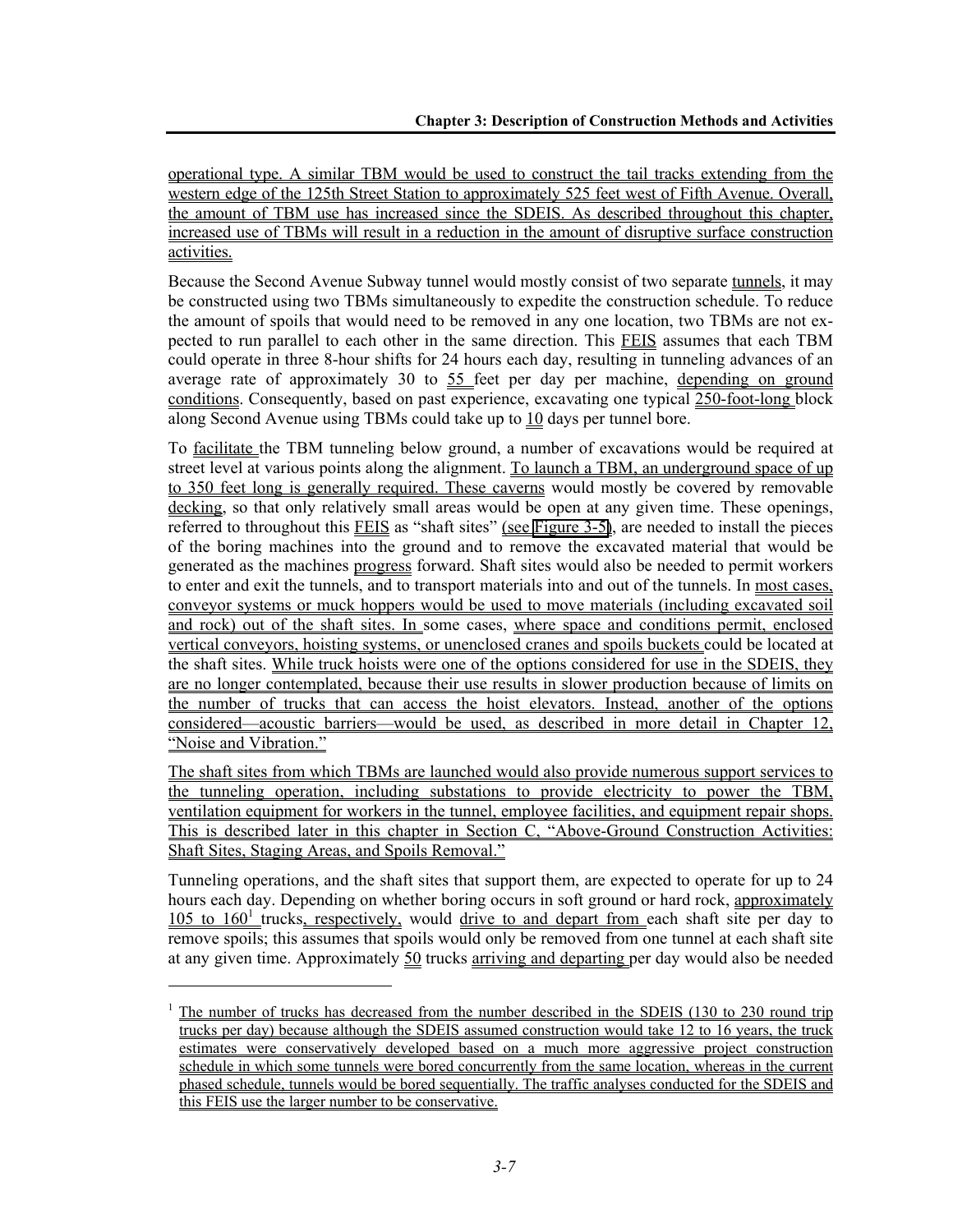operational type. A similar TBM would be used to construct the tail tracks extending from the western edge of the 125th Street Station to approximately 525 feet west of Fifth Avenue. Overall, the amount of TBM use has increased since the SDEIS. As described throughout this chapter, increased use of TBMs will result in a reduction in the amount of disruptive surface construction activities.

Because the Second Avenue Subway tunnel would mostly consist of two separate tunnels, it may be constructed using two TBMs simultaneously to expedite the construction schedule. To reduce the amount of spoils that would need to be removed in any one location, two TBMs are not expected to run parallel to each other in the same direction. This FEIS assumes that each TBM could operate in three 8-hour shifts for 24 hours each day, resulting in tunneling advances of an average rate of approximately 30 to 55 feet per day per machine, depending on ground conditions. Consequently, based on past experience, excavating one typical 250-foot-long block along Second Avenue using TBMs could take up to 10 days per tunnel bore.

To facilitate the TBM tunneling below ground, a number of excavations would be required at street level at various points along the alignment. To launch a TBM, an underground space of up to 350 feet long is generally required. These caverns would mostly be covered by removable decking, so that only relatively small areas would be open at any given time. These openings, referred to throughout this FEIS as "shaft sites" (see Figure 3-5), are needed to install the pieces of the boring machines into the ground and to remove the excavated material that would be generated as the machines progress forward. Shaft sites would also be needed to permit workers to enter and exit the tunnels, and to transport materials into and out of the tunnels. In most cases, conveyor systems or muck hoppers would be used to move materials (including excavated soil and rock) out of the shaft sites. In some cases, where space and conditions permit, enclosed vertical conveyors, hoisting systems, or unenclosed cranes and spoils buckets could be located at the shaft sites. While truck hoists were one of the options considered for use in the SDEIS, they are no longer contemplated, because their use results in slower production because of limits on the number of trucks that can access the hoist elevators. Instead, another of the options considered—acoustic barriers—would be used, as described in more detail in Chapter 12, "Noise and Vibration."

The shaft sites from which TBMs are launched would also provide numerous support services to the tunneling operation, including substations to provide electricity to power the TBM, ventilation equipment for workers in the tunnel, employee facilities, and equipment repair shops. This is described later in this chapter in Section C, "Above-Ground Construction Activities: Shaft Sites, Staging Areas, and Spoils Removal."

Tunneling operations, and the shaft sites that support them, are expected to operate for up to 24 hours each day. Depending on whether boring occurs in soft ground or hard rock, approximately 105 to 160[1] trucks, respectively, would drive to and depart from each shaft site per day to remove spoils; this assumes that spoils would only be removed from one tunnel at each shaft site at any given time. Approximately 50 trucks arriving and departing per day would also be needed

[1] The number of trucks has decreased from the number described in the SDEIS (130 to 230 round trip trucks per day) because although the SDEIS assumed construction would take 12 to 16 years, the truck estimates were conservatively developed based on a much more aggressive project construction schedule in which some tunnels were bored concurrently from the same location, whereas in the current phased schedule, tunnels would be bored sequentially. The traffic analyses conducted for the SDEIS and this FEIS use the larger number to be conservative.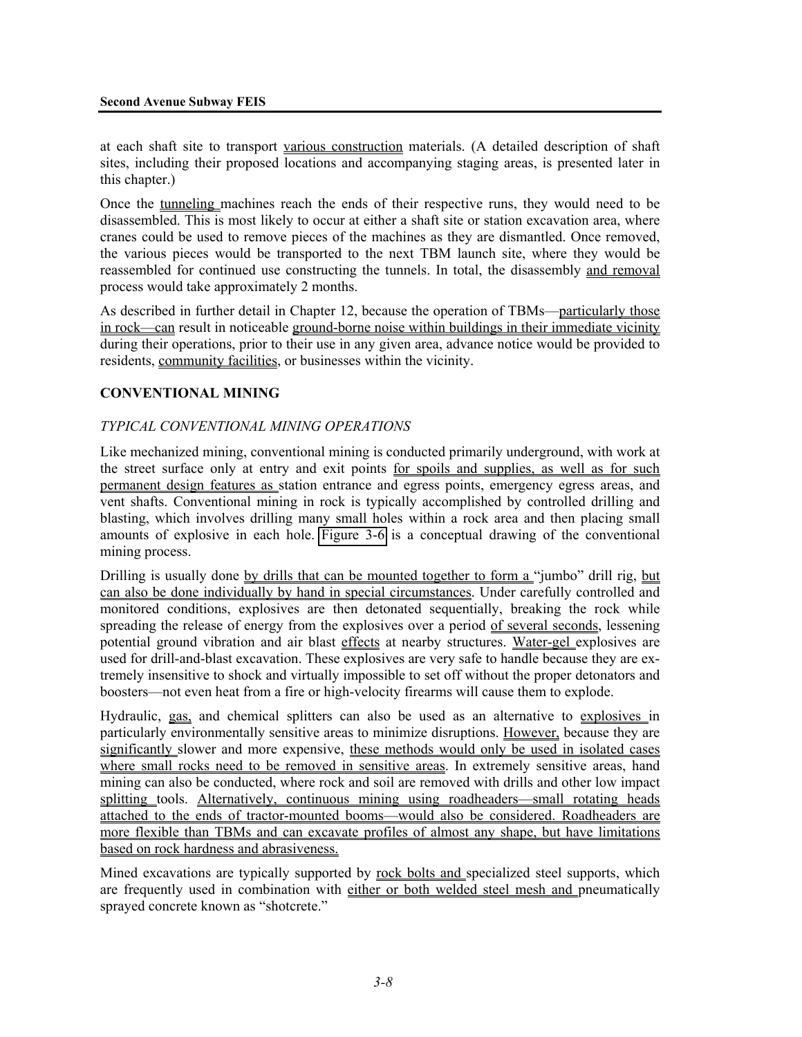at each shaft site to transport various construction materials. (A detailed description of shaft sites, including their proposed locations and accompanying staging areas, is presented later in this chapter.)

Once the tunneling machines reach the ends of their respective runs, they would need to be disassembled. This is most likely to occur at either a shaft site or station excavation area, where cranes could be used to remove pieces of the machines as they are dismantled. Once removed, the various pieces would be transported to the next TBM launch site, where they would be reassembled for continued use constructing the tunnels. In total, the disassembly and removal process would take approximately 2 months.

As described in further detail in Chapter 12, because the operation of TBMs—particularly those in rock—can result in noticeable ground-borne noise within buildings in their immediate vicinity during their operations, prior to their use in any given area, advance notice would be provided to residents, community facilities, or businesses within the vicinity.

## CONVENTIONAL MINING

### *TYPICAL CONVENTIONAL MINING OPERATIONS*

Like mechanized mining, conventional mining is conducted primarily underground, with work at the street surface only at entry and exit points for spoils and supplies, as well as for such permanent design features as station entrance and egress points, emergency egress areas, and vent shafts. Conventional mining in rock is typically accomplished by controlled drilling and blasting, which involves drilling many small holes within a rock area and then placing small amounts of explosive in each hole. Figure 3-6 is a conceptual drawing of the conventional mining process.

Drilling is usually done by drills that can be mounted together to form a "jumbo" drill rig, but can also be done individually by hand in special circumstances. Under carefully controlled and monitored conditions, explosives are then detonated sequentially, breaking the rock while spreading the release of energy from the explosives over a period of several seconds, lessening potential ground vibration and air blast effects at nearby structures. Water-gel explosives are used for drill-and-blast excavation. These explosives are very safe to handle because they are extremely insensitive to shock and virtually impossible to set off without the proper detonators and boosters—not even heat from a fire or high-velocity firearms will cause them to explode.

Hydraulic, gas, and chemical splitters can also be used as an alternative to explosives in particularly environmentally sensitive areas to minimize disruptions. However, because they are significantly slower and more expensive, these methods would only be used in isolated cases where small rocks need to be removed in sensitive areas. In extremely sensitive areas, hand mining can also be conducted, where rock and soil are removed with drills and other low impact splitting tools. Alternatively, continuous mining using roadheaders—small rotating heads attached to the ends of tractor-mounted booms—would also be considered. Roadheaders are more flexible than TBMs and can excavate profiles of almost any shape, but have limitations based on rock hardness and abrasiveness.

Mined excavations are typically supported by rock bolts and specialized steel supports, which are frequently used in combination with either or both welded steel mesh and pneumatically sprayed concrete known as "shotcrete."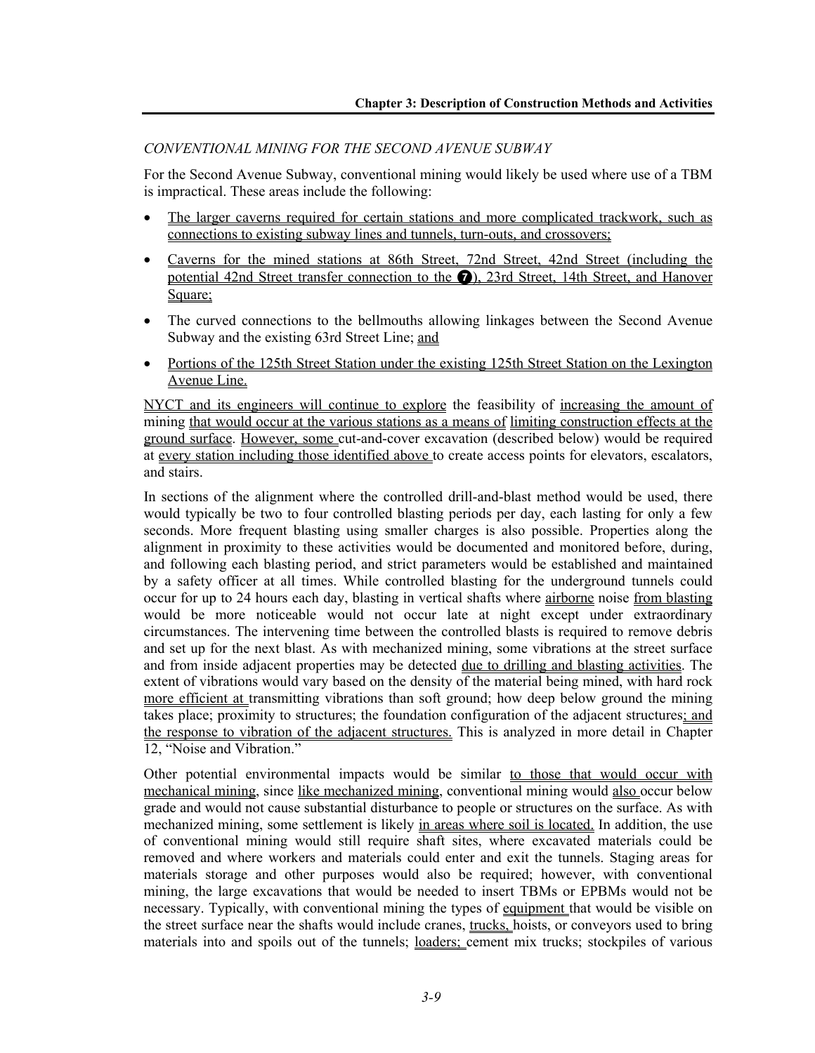*CONVENTIONAL MINING FOR THE SECOND AVENUE SUBWAY*

For the Second Avenue Subway, conventional mining would likely be used where use of a TBM is impractical. These areas include the following:

- The larger caverns required for certain stations and more complicated trackwork, such as connections to existing subway lines and tunnels, turn-outs, and crossovers;
- Caverns for the mined stations at 86th Street, 72nd Street, 42nd Street (including the potential 42nd Street transfer connection to the ❼), 23rd Street, 14th Street, and Hanover Square;
- The curved connections to the bellmouths allowing linkages between the Second Avenue Subway and the existing 63rd Street Line; and
- Portions of the 125th Street Station under the existing 125th Street Station on the Lexington Avenue Line.

NYCT and its engineers will continue to explore the feasibility of increasing the amount of mining that would occur at the various stations as a means of limiting construction effects at the ground surface. However, some cut-and-cover excavation (described below) would be required at every station including those identified above to create access points for elevators, escalators, and stairs.

In sections of the alignment where the controlled drill-and-blast method would be used, there would typically be two to four controlled blasting periods per day, each lasting for only a few seconds. More frequent blasting using smaller charges is also possible. Properties along the alignment in proximity to these activities would be documented and monitored before, during, and following each blasting period, and strict parameters would be established and maintained by a safety officer at all times. While controlled blasting for the underground tunnels could occur for up to 24 hours each day, blasting in vertical shafts where airborne noise from blasting would be more noticeable would not occur late at night except under extraordinary circumstances. The intervening time between the controlled blasts is required to remove debris and set up for the next blast. As with mechanized mining, some vibrations at the street surface and from inside adjacent properties may be detected due to drilling and blasting activities. The extent of vibrations would vary based on the density of the material being mined, with hard rock more efficient at transmitting vibrations than soft ground; how deep below ground the mining takes place; proximity to structures; the foundation configuration of the adjacent structures; and the response to vibration of the adjacent structures. This is analyzed in more detail in Chapter 12, "Noise and Vibration."

Other potential environmental impacts would be similar to those that would occur with mechanical mining, since like mechanized mining, conventional mining would also occur below grade and would not cause substantial disturbance to people or structures on the surface. As with mechanized mining, some settlement is likely in areas where soil is located. In addition, the use of conventional mining would still require shaft sites, where excavated materials could be removed and where workers and materials could enter and exit the tunnels. Staging areas for materials storage and other purposes would also be required; however, with conventional mining, the large excavations that would be needed to insert TBMs or EPBMs would not be necessary. Typically, with conventional mining the types of equipment that would be visible on the street surface near the shafts would include cranes, trucks, hoists, or conveyors used to bring materials into and spoils out of the tunnels; loaders; cement mix trucks; stockpiles of various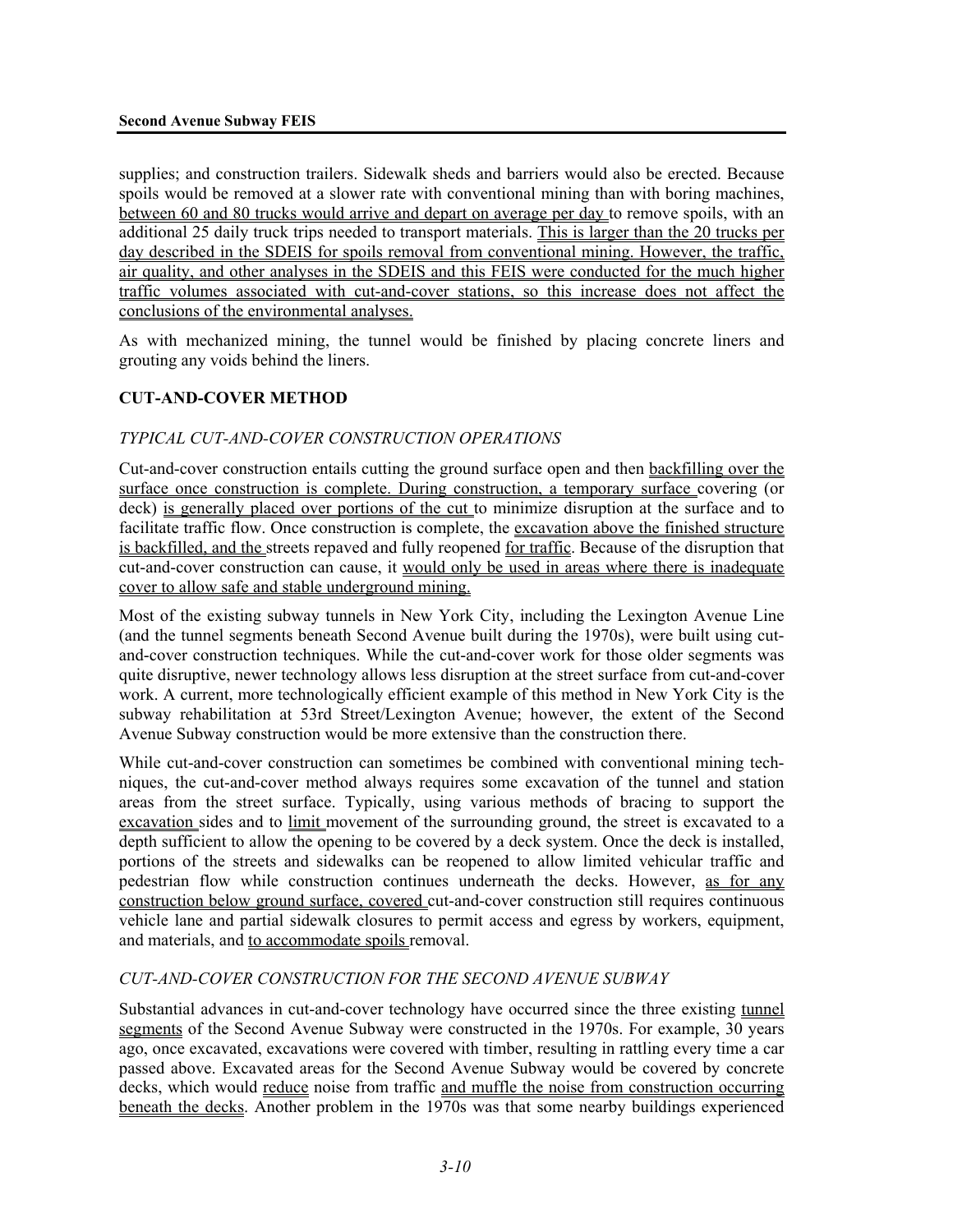supplies; and construction trailers. Sidewalk sheds and barriers would also be erected. Because spoils would be removed at a slower rate with conventional mining than with boring machines, between 60 and 80 trucks would arrive and depart on average per day to remove spoils, with an additional 25 daily truck trips needed to transport materials. This is larger than the 20 trucks per day described in the SDEIS for spoils removal from conventional mining. However, the traffic, air quality, and other analyses in the SDEIS and this FEIS were conducted for the much higher traffic volumes associated with cut-and-cover stations, so this increase does not affect the conclusions of the environmental analyses.

As with mechanized mining, the tunnel would be finished by placing concrete liners and grouting any voids behind the liners.

### CUT-AND-COVER METHOD

#### *TYPICAL CUT-AND-COVER CONSTRUCTION OPERATIONS*

Cut-and-cover construction entails cutting the ground surface open and then backfilling over the surface once construction is complete. During construction, a temporary surface covering (or deck) is generally placed over portions of the cut to minimize disruption at the surface and to facilitate traffic flow. Once construction is complete, the excavation above the finished structure is backfilled, and the streets repaved and fully reopened for traffic. Because of the disruption that cut-and-cover construction can cause, it would only be used in areas where there is inadequate cover to allow safe and stable underground mining.

Most of the existing subway tunnels in New York City, including the Lexington Avenue Line (and the tunnel segments beneath Second Avenue built during the 1970s), were built using cut-and-cover construction techniques. While the cut-and-cover work for those older segments was quite disruptive, newer technology allows less disruption at the street surface from cut-and-cover work. A current, more technologically efficient example of this method in New York City is the subway rehabilitation at 53rd Street/Lexington Avenue; however, the extent of the Second Avenue Subway construction would be more extensive than the construction there.

While cut-and-cover construction can sometimes be combined with conventional mining techniques, the cut-and-cover method always requires some excavation of the tunnel and station areas from the street surface. Typically, using various methods of bracing to support the excavation sides and to limit movement of the surrounding ground, the street is excavated to a depth sufficient to allow the opening to be covered by a deck system. Once the deck is installed, portions of the streets and sidewalks can be reopened to allow limited vehicular traffic and pedestrian flow while construction continues underneath the decks. However, as for any construction below ground surface, covered cut-and-cover construction still requires continuous vehicle lane and partial sidewalk closures to permit access and egress by workers, equipment, and materials, and to accommodate spoils removal.

#### *CUT-AND-COVER CONSTRUCTION FOR THE SECOND AVENUE SUBWAY*

Substantial advances in cut-and-cover technology have occurred since the three existing tunnel segments of the Second Avenue Subway were constructed in the 1970s. For example, 30 years ago, once excavated, excavations were covered with timber, resulting in rattling every time a car passed above. Excavated areas for the Second Avenue Subway would be covered by concrete decks, which would reduce noise from traffic and muffle the noise from construction occurring beneath the decks. Another problem in the 1970s was that some nearby buildings experienced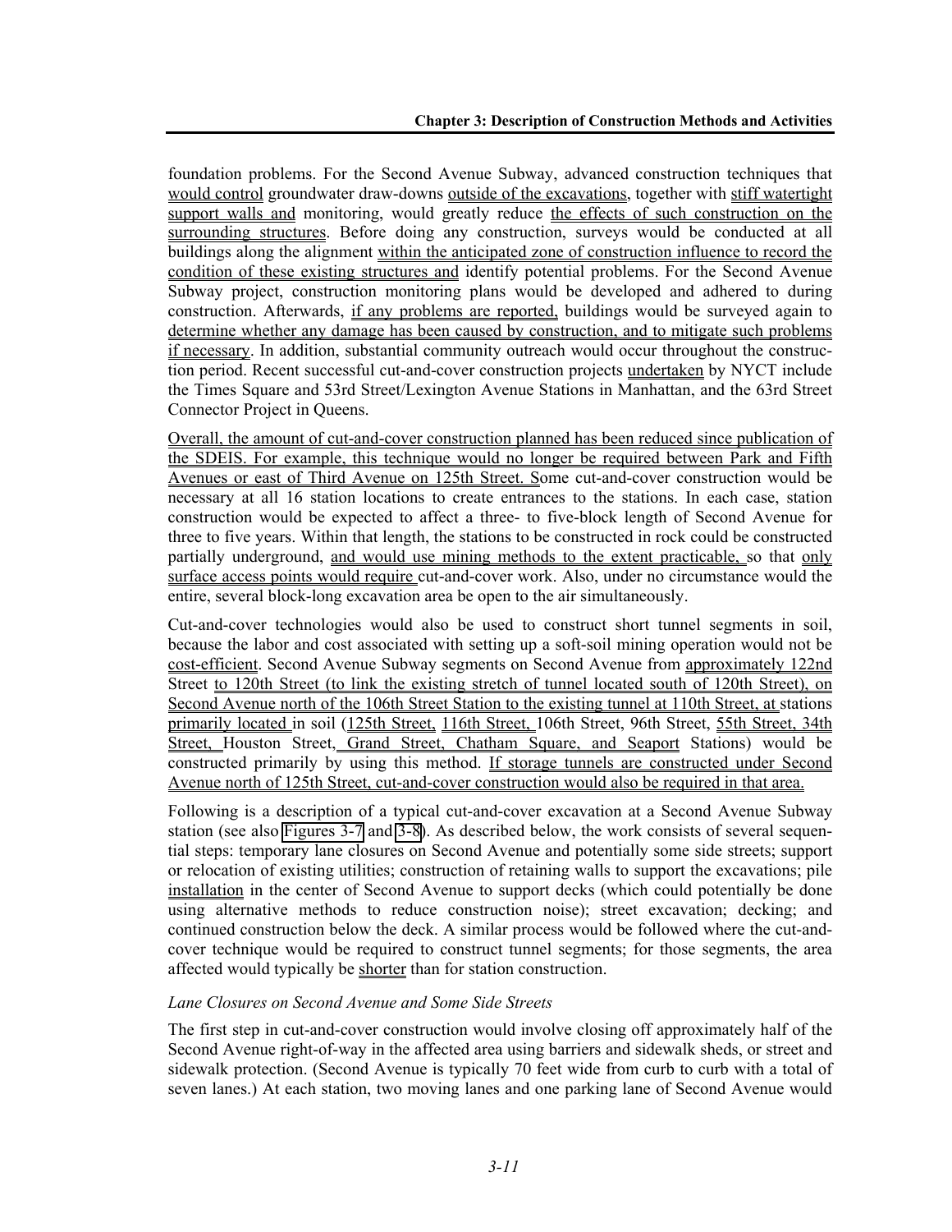foundation problems. For the Second Avenue Subway, advanced construction techniques that would control groundwater draw-downs outside of the excavations, together with stiff watertight support walls and monitoring, would greatly reduce the effects of such construction on the surrounding structures. Before doing any construction, surveys would be conducted at all buildings along the alignment within the anticipated zone of construction influence to record the condition of these existing structures and identify potential problems. For the Second Avenue Subway project, construction monitoring plans would be developed and adhered to during construction. Afterwards, if any problems are reported, buildings would be surveyed again to determine whether any damage has been caused by construction, and to mitigate such problems if necessary. In addition, substantial community outreach would occur throughout the construction period. Recent successful cut-and-cover construction projects undertaken by NYCT include the Times Square and 53rd Street/Lexington Avenue Stations in Manhattan, and the 63rd Street Connector Project in Queens.

Overall, the amount of cut-and-cover construction planned has been reduced since publication of the SDEIS. For example, this technique would no longer be required between Park and Fifth Avenues or east of Third Avenue on 125th Street. Some cut-and-cover construction would be necessary at all 16 station locations to create entrances to the stations. In each case, station construction would be expected to affect a three- to five-block length of Second Avenue for three to five years. Within that length, the stations to be constructed in rock could be constructed partially underground, and would use mining methods to the extent practicable, so that only surface access points would require cut-and-cover work. Also, under no circumstance would the entire, several block-long excavation area be open to the air simultaneously.

Cut-and-cover technologies would also be used to construct short tunnel segments in soil, because the labor and cost associated with setting up a soft-soil mining operation would not be cost-efficient. Second Avenue Subway segments on Second Avenue from approximately 122nd Street to 120th Street (to link the existing stretch of tunnel located south of 120th Street), on Second Avenue north of the 106th Street Station to the existing tunnel at 110th Street, at stations primarily located in soil (125th Street, 116th Street, 106th Street, 96th Street, 55th Street, 34th Street, Houston Street, Grand Street, Chatham Square, and Seaport Stations) would be constructed primarily by using this method. If storage tunnels are constructed under Second Avenue north of 125th Street, cut-and-cover construction would also be required in that area.

Following is a description of a typical cut-and-cover excavation at a Second Avenue Subway station (see also Figures 3-7 and 3-8). As described below, the work consists of several sequential steps: temporary lane closures on Second Avenue and potentially some side streets; support or relocation of existing utilities; construction of retaining walls to support the excavations; pile installation in the center of Second Avenue to support decks (which could potentially be done using alternative methods to reduce construction noise); street excavation; decking; and continued construction below the deck. A similar process would be followed where the cut-and-cover technique would be required to construct tunnel segments; for those segments, the area affected would typically be shorter than for station construction.

*Lane Closures on Second Avenue and Some Side Streets*

The first step in cut-and-cover construction would involve closing off approximately half of the Second Avenue right-of-way in the affected area using barriers and sidewalk sheds, or street and sidewalk protection. (Second Avenue is typically 70 feet wide from curb to curb with a total of seven lanes.) At each station, two moving lanes and one parking lane of Second Avenue would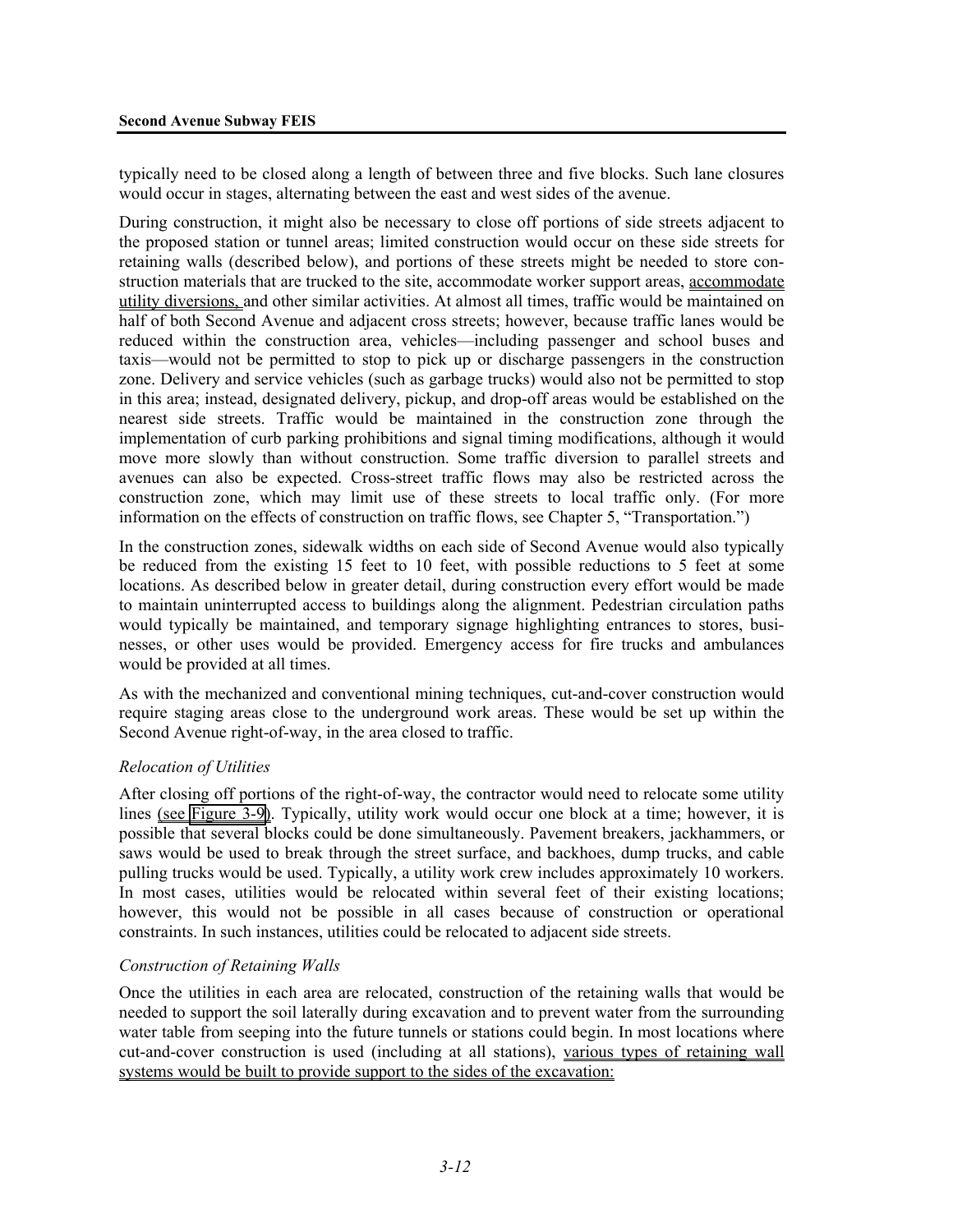typically need to be closed along a length of between three and five blocks. Such lane closures would occur in stages, alternating between the east and west sides of the avenue.

During construction, it might also be necessary to close off portions of side streets adjacent to the proposed station or tunnel areas; limited construction would occur on these side streets for retaining walls (described below), and portions of these streets might be needed to store construction materials that are trucked to the site, accommodate worker support areas, accommodate utility diversions, and other similar activities. At almost all times, traffic would be maintained on half of both Second Avenue and adjacent cross streets; however, because traffic lanes would be reduced within the construction area, vehicles—including passenger and school buses and taxis—would not be permitted to stop to pick up or discharge passengers in the construction zone. Delivery and service vehicles (such as garbage trucks) would also not be permitted to stop in this area; instead, designated delivery, pickup, and drop-off areas would be established on the nearest side streets. Traffic would be maintained in the construction zone through the implementation of curb parking prohibitions and signal timing modifications, although it would move more slowly than without construction. Some traffic diversion to parallel streets and avenues can also be expected. Cross-street traffic flows may also be restricted across the construction zone, which may limit use of these streets to local traffic only. (For more information on the effects of construction on traffic flows, see Chapter 5, "Transportation.")

In the construction zones, sidewalk widths on each side of Second Avenue would also typically be reduced from the existing 15 feet to 10 feet, with possible reductions to 5 feet at some locations. As described below in greater detail, during construction every effort would be made to maintain uninterrupted access to buildings along the alignment. Pedestrian circulation paths would typically be maintained, and temporary signage highlighting entrances to stores, businesses, or other uses would be provided. Emergency access for fire trucks and ambulances would be provided at all times.

As with the mechanized and conventional mining techniques, cut-and-cover construction would require staging areas close to the underground work areas. These would be set up within the Second Avenue right-of-way, in the area closed to traffic.

*Relocation of Utilities*

After closing off portions of the right-of-way, the contractor would need to relocate some utility lines (see Figure 3-9). Typically, utility work would occur one block at a time; however, it is possible that several blocks could be done simultaneously. Pavement breakers, jackhammers, or saws would be used to break through the street surface, and backhoes, dump trucks, and cable pulling trucks would be used. Typically, a utility work crew includes approximately 10 workers. In most cases, utilities would be relocated within several feet of their existing locations; however, this would not be possible in all cases because of construction or operational constraints. In such instances, utilities could be relocated to adjacent side streets.

*Construction of Retaining Walls*

Once the utilities in each area are relocated, construction of the retaining walls that would be needed to support the soil laterally during excavation and to prevent water from the surrounding water table from seeping into the future tunnels or stations could begin. In most locations where cut-and-cover construction is used (including at all stations), various types of retaining wall systems would be built to provide support to the sides of the excavation: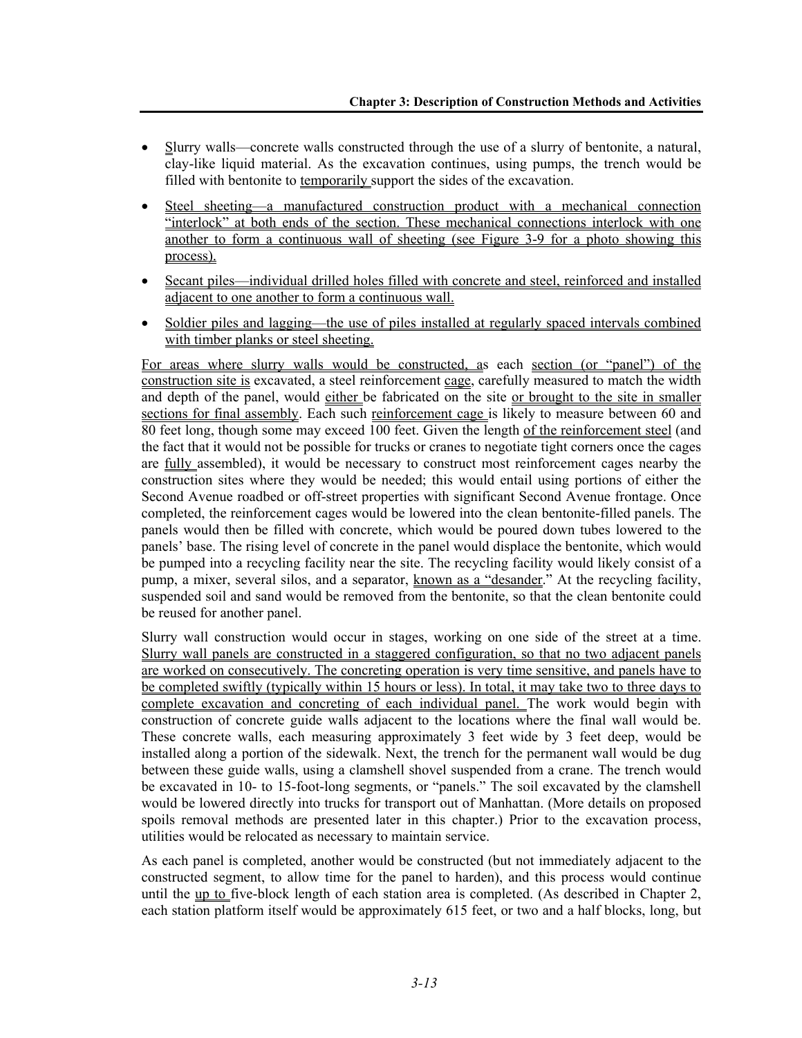- Slurry walls—concrete walls constructed through the use of a slurry of bentonite, a natural, clay-like liquid material. As the excavation continues, using pumps, the trench would be filled with bentonite to temporarily support the sides of the excavation.
- Steel sheeting—a manufactured construction product with a mechanical connection "interlock" at both ends of the section. These mechanical connections interlock with one another to form a continuous wall of sheeting (see Figure 3-9 for a photo showing this process).
- Secant piles—individual drilled holes filled with concrete and steel, reinforced and installed adjacent to one another to form a continuous wall.
- Soldier piles and lagging—the use of piles installed at regularly spaced intervals combined with timber planks or steel sheeting.

For areas where slurry walls would be constructed, as each section (or "panel") of the construction site is excavated, a steel reinforcement cage, carefully measured to match the width and depth of the panel, would either be fabricated on the site or brought to the site in smaller sections for final assembly. Each such reinforcement cage is likely to measure between 60 and 80 feet long, though some may exceed 100 feet. Given the length of the reinforcement steel (and the fact that it would not be possible for trucks or cranes to negotiate tight corners once the cages are fully assembled), it would be necessary to construct most reinforcement cages nearby the construction sites where they would be needed; this would entail using portions of either the Second Avenue roadbed or off-street properties with significant Second Avenue frontage. Once completed, the reinforcement cages would be lowered into the clean bentonite-filled panels. The panels would then be filled with concrete, which would be poured down tubes lowered to the panels' base. The rising level of concrete in the panel would displace the bentonite, which would be pumped into a recycling facility near the site. The recycling facility would likely consist of a pump, a mixer, several silos, and a separator, known as a "desander." At the recycling facility, suspended soil and sand would be removed from the bentonite, so that the clean bentonite could be reused for another panel.

Slurry wall construction would occur in stages, working on one side of the street at a time. Slurry wall panels are constructed in a staggered configuration, so that no two adjacent panels are worked on consecutively. The concreting operation is very time sensitive, and panels have to be completed swiftly (typically within 15 hours or less). In total, it may take two to three days to complete excavation and concreting of each individual panel. The work would begin with construction of concrete guide walls adjacent to the locations where the final wall would be. These concrete walls, each measuring approximately 3 feet wide by 3 feet deep, would be installed along a portion of the sidewalk. Next, the trench for the permanent wall would be dug between these guide walls, using a clamshell shovel suspended from a crane. The trench would be excavated in 10- to 15-foot-long segments, or "panels." The soil excavated by the clamshell would be lowered directly into trucks for transport out of Manhattan. (More details on proposed spoils removal methods are presented later in this chapter.) Prior to the excavation process, utilities would be relocated as necessary to maintain service.

As each panel is completed, another would be constructed (but not immediately adjacent to the constructed segment, to allow time for the panel to harden), and this process would continue until the up to five-block length of each station area is completed. (As described in Chapter 2, each station platform itself would be approximately 615 feet, or two and a half blocks, long, but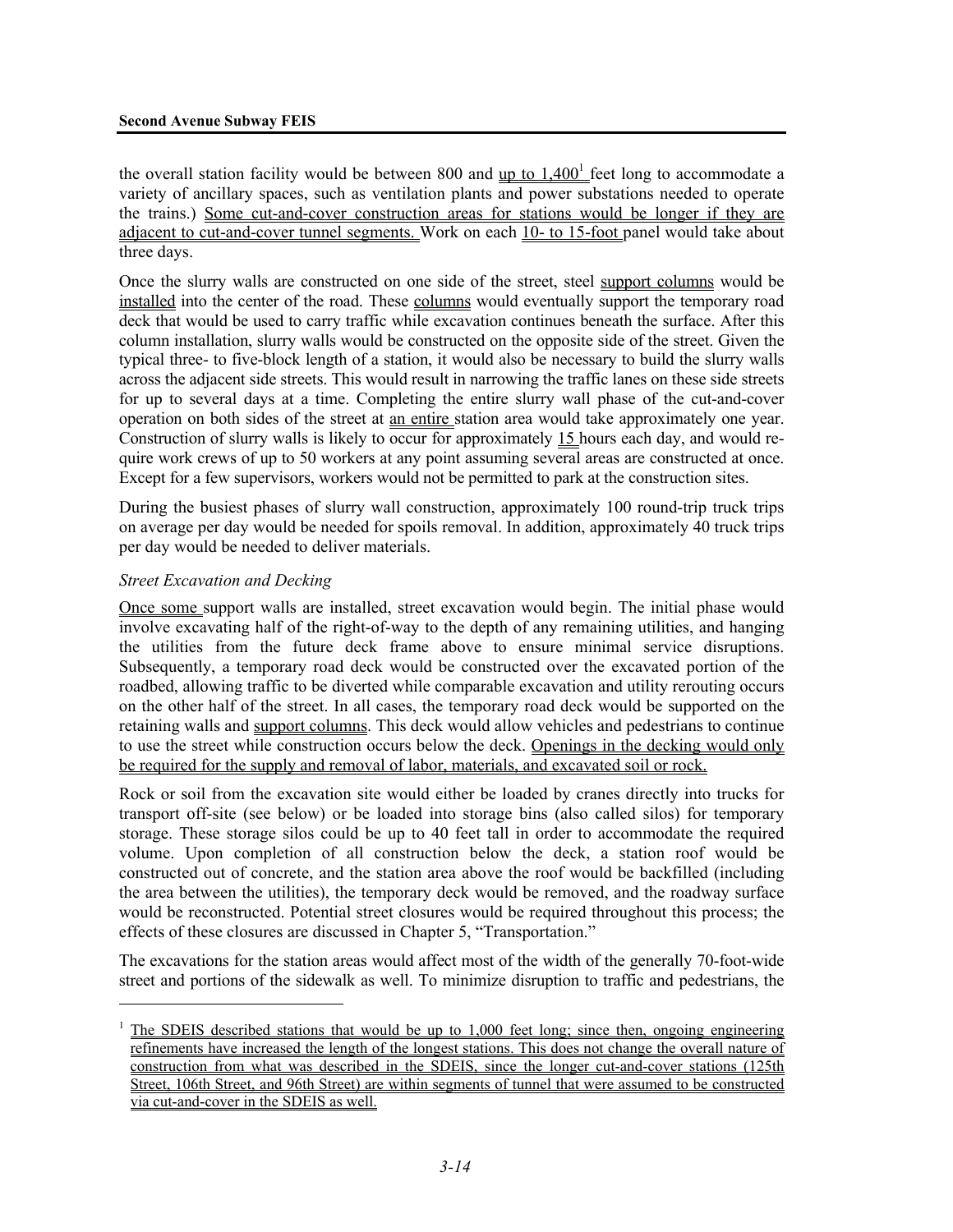the overall station facility would be between 800 and up to 1,400[1] feet long to accommodate a variety of ancillary spaces, such as ventilation plants and power substations needed to operate the trains.) Some cut-and-cover construction areas for stations would be longer if they are adjacent to cut-and-cover tunnel segments. Work on each 10- to 15-foot panel would take about three days.

Once the slurry walls are constructed on one side of the street, steel support columns would be installed into the center of the road. These columns would eventually support the temporary road deck that would be used to carry traffic while excavation continues beneath the surface. After this column installation, slurry walls would be constructed on the opposite side of the street. Given the typical three- to five-block length of a station, it would also be necessary to build the slurry walls across the adjacent side streets. This would result in narrowing the traffic lanes on these side streets for up to several days at a time. Completing the entire slurry wall phase of the cut-and-cover operation on both sides of the street at an entire station area would take approximately one year. Construction of slurry walls is likely to occur for approximately 15 hours each day, and would require work crews of up to 50 workers at any point assuming several areas are constructed at once. Except for a few supervisors, workers would not be permitted to park at the construction sites.

During the busiest phases of slurry wall construction, approximately 100 round-trip truck trips on average per day would be needed for spoils removal. In addition, approximately 40 truck trips per day would be needed to deliver materials.

*Street Excavation and Decking*

Once some support walls are installed, street excavation would begin. The initial phase would involve excavating half of the right-of-way to the depth of any remaining utilities, and hanging the utilities from the future deck frame above to ensure minimal service disruptions. Subsequently, a temporary road deck would be constructed over the excavated portion of the roadbed, allowing traffic to be diverted while comparable excavation and utility rerouting occurs on the other half of the street. In all cases, the temporary road deck would be supported on the retaining walls and support columns. This deck would allow vehicles and pedestrians to continue to use the street while construction occurs below the deck. Openings in the decking would only be required for the supply and removal of labor, materials, and excavated soil or rock.

Rock or soil from the excavation site would either be loaded by cranes directly into trucks for transport off-site (see below) or be loaded into storage bins (also called silos) for temporary storage. These storage silos could be up to 40 feet tall in order to accommodate the required volume. Upon completion of all construction below the deck, a station roof would be constructed out of concrete, and the station area above the roof would be backfilled (including the area between the utilities), the temporary deck would be removed, and the roadway surface would be reconstructed. Potential street closures would be required throughout this process; the effects of these closures are discussed in Chapter 5, "Transportation."

The excavations for the station areas would affect most of the width of the generally 70-foot-wide street and portions of the sidewalk as well. To minimize disruption to traffic and pedestrians, the

[1] The SDEIS described stations that would be up to 1,000 feet long; since then, ongoing engineering refinements have increased the length of the longest stations. This does not change the overall nature of construction from what was described in the SDEIS, since the longer cut-and-cover stations (125th Street, 106th Street, and 96th Street) are within segments of tunnel that were assumed to be constructed via cut-and-cover in the SDEIS as well.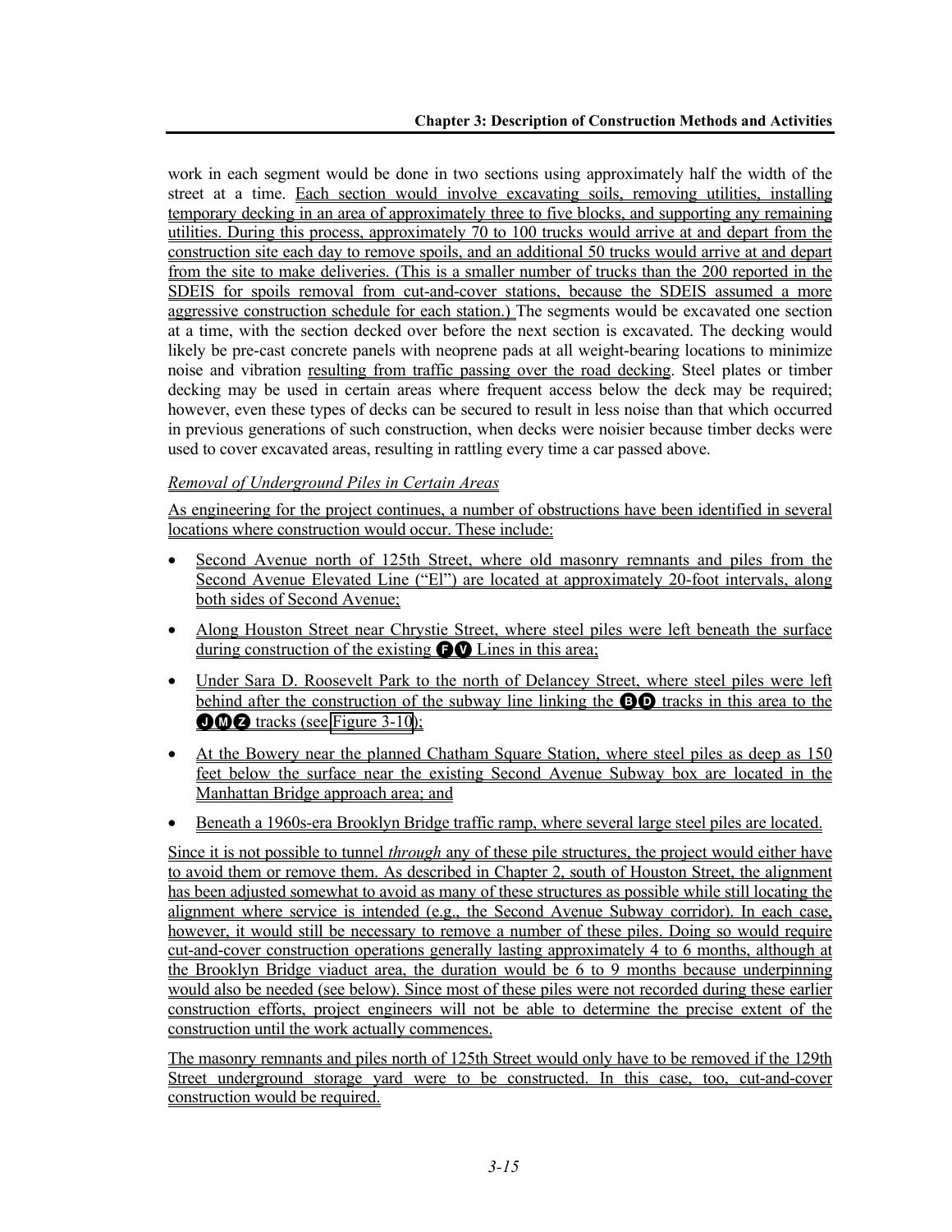work in each segment would be done in two sections using approximately half the width of the street at a time. Each section would involve excavating soils, removing utilities, installing temporary decking in an area of approximately three to five blocks, and supporting any remaining utilities. During this process, approximately 70 to 100 trucks would arrive at and depart from the construction site each day to remove spoils, and an additional 50 trucks would arrive at and depart from the site to make deliveries. (This is a smaller number of trucks than the 200 reported in the SDEIS for spoils removal from cut-and-cover stations, because the SDEIS assumed a more aggressive construction schedule for each station.) The segments would be excavated one section at a time, with the section decked over before the next section is excavated. The decking would likely be pre-cast concrete panels with neoprene pads at all weight-bearing locations to minimize noise and vibration resulting from traffic passing over the road decking. Steel plates or timber decking may be used in certain areas where frequent access below the deck may be required; however, even these types of decks can be secured to result in less noise than that which occurred in previous generations of such construction, when decks were noisier because timber decks were used to cover excavated areas, resulting in rattling every time a car passed above.

*Removal of Underground Piles in Certain Areas*

As engineering for the project continues, a number of obstructions have been identified in several locations where construction would occur. These include:

- Second Avenue north of 125th Street, where old masonry remnants and piles from the Second Avenue Elevated Line ("El") are located at approximately 20-foot intervals, along both sides of Second Avenue;
- Along Houston Street near Chrystie Street, where steel piles were left beneath the surface during construction of the existing F V Lines in this area;
- Under Sara D. Roosevelt Park to the north of Delancey Street, where steel piles were left behind after the construction of the subway line linking the B D tracks in this area to the J M Z tracks (see Figure 3-10);
- At the Bowery near the planned Chatham Square Station, where steel piles as deep as 150 feet below the surface near the existing Second Avenue Subway box are located in the Manhattan Bridge approach area; and
- Beneath a 1960s-era Brooklyn Bridge traffic ramp, where several large steel piles are located.

Since it is not possible to tunnel *through* any of these pile structures, the project would either have to avoid them or remove them. As described in Chapter 2, south of Houston Street, the alignment has been adjusted somewhat to avoid as many of these structures as possible while still locating the alignment where service is intended (e.g., the Second Avenue Subway corridor). In each case, however, it would still be necessary to remove a number of these piles. Doing so would require cut-and-cover construction operations generally lasting approximately 4 to 6 months, although at the Brooklyn Bridge viaduct area, the duration would be 6 to 9 months because underpinning would also be needed (see below). Since most of these piles were not recorded during these earlier construction efforts, project engineers will not be able to determine the precise extent of the construction until the work actually commences.

The masonry remnants and piles north of 125th Street would only have to be removed if the 129th Street underground storage yard were to be constructed. In this case, too, cut-and-cover construction would be required.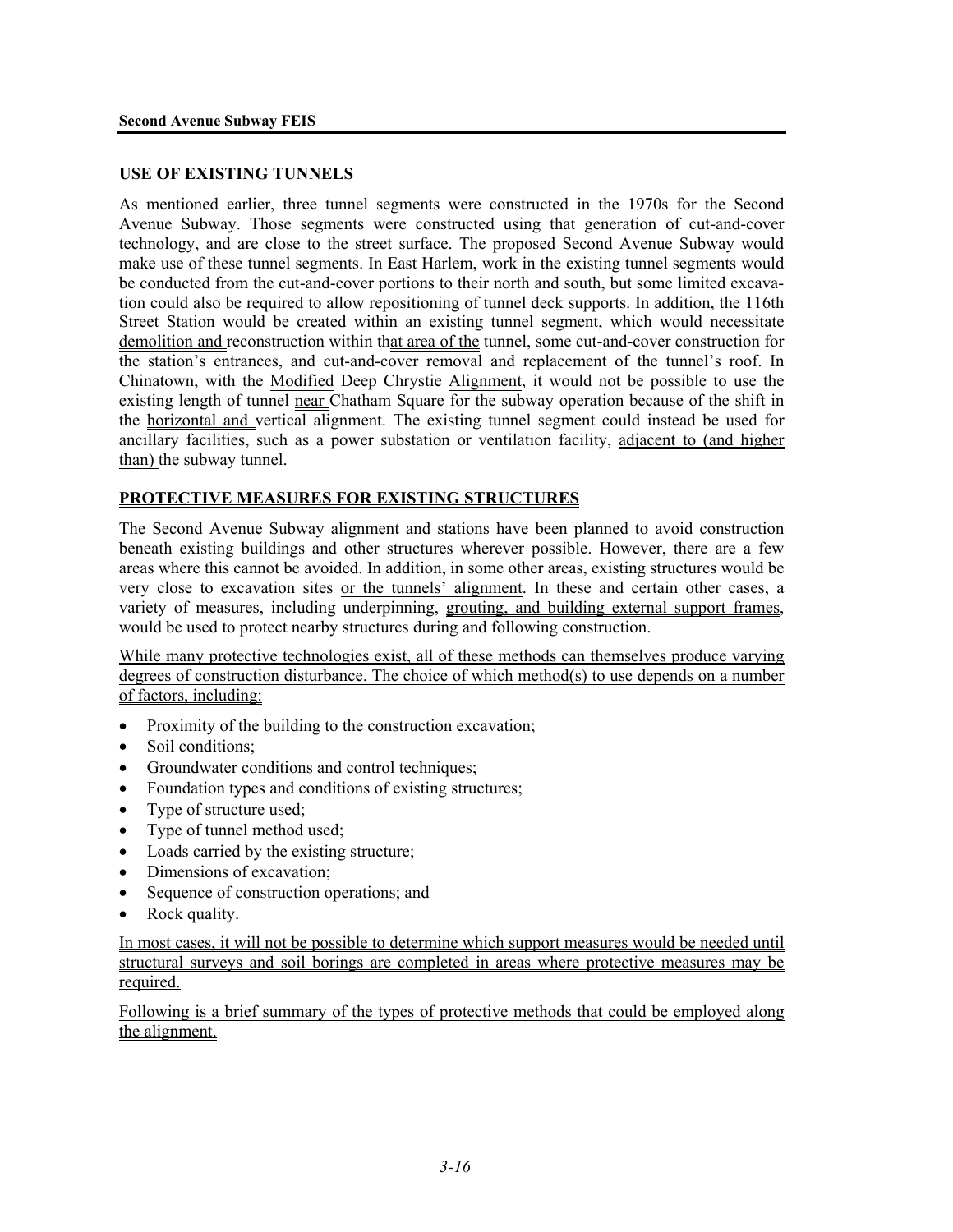## USE OF EXISTING TUNNELS

As mentioned earlier, three tunnel segments were constructed in the 1970s for the Second Avenue Subway. Those segments were constructed using that generation of cut-and-cover technology, and are close to the street surface. The proposed Second Avenue Subway would make use of these tunnel segments. In East Harlem, work in the existing tunnel segments would be conducted from the cut-and-cover portions to their north and south, but some limited excavation could also be required to allow repositioning of tunnel deck supports. In addition, the 116th Street Station would be created within an existing tunnel segment, which would necessitate demolition and reconstruction within that area of the tunnel, some cut-and-cover construction for the station's entrances, and cut-and-cover removal and replacement of the tunnel's roof. In Chinatown, with the Modified Deep Chrystie Alignment, it would not be possible to use the existing length of tunnel near Chatham Square for the subway operation because of the shift in the horizontal and vertical alignment. The existing tunnel segment could instead be used for ancillary facilities, such as a power substation or ventilation facility, adjacent to (and higher than) the subway tunnel.

## PROTECTIVE MEASURES FOR EXISTING STRUCTURES

The Second Avenue Subway alignment and stations have been planned to avoid construction beneath existing buildings and other structures wherever possible. However, there are a few areas where this cannot be avoided. In addition, in some other areas, existing structures would be very close to excavation sites or the tunnels' alignment. In these and certain other cases, a variety of measures, including underpinning, grouting, and building external support frames, would be used to protect nearby structures during and following construction.

While many protective technologies exist, all of these methods can themselves produce varying degrees of construction disturbance. The choice of which method(s) to use depends on a number of factors, including:

- Proximity of the building to the construction excavation;
- Soil conditions;
- Groundwater conditions and control techniques;
- Foundation types and conditions of existing structures;
- Type of structure used;
- Type of tunnel method used;
- Loads carried by the existing structure;
- Dimensions of excavation;
- Sequence of construction operations; and
- Rock quality.

In most cases, it will not be possible to determine which support measures would be needed until structural surveys and soil borings are completed in areas where protective measures may be required.

Following is a brief summary of the types of protective methods that could be employed along the alignment.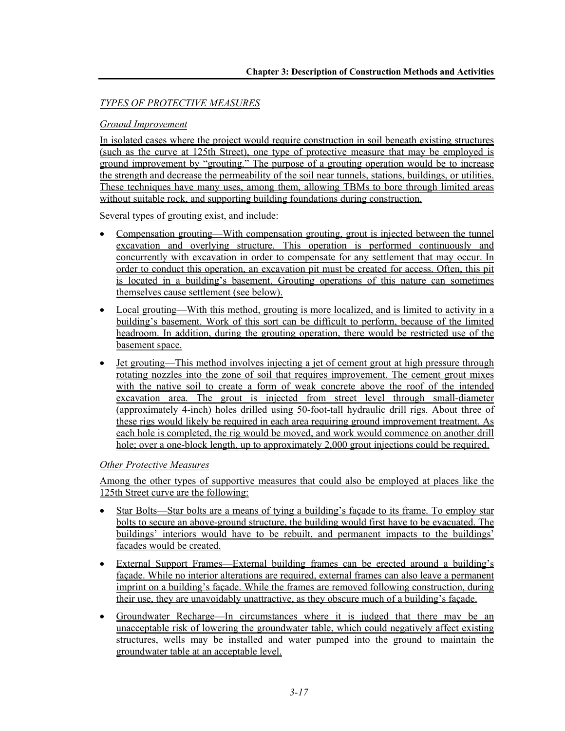## *TYPES OF PROTECTIVE MEASURES*

### *Ground Improvement*

In isolated cases where the project would require construction in soil beneath existing structures (such as the curve at 125th Street), one type of protective measure that may be employed is ground improvement by "grouting." The purpose of a grouting operation would be to increase the strength and decrease the permeability of the soil near tunnels, stations, buildings, or utilities. These techniques have many uses, among them, allowing TBMs to bore through limited areas without suitable rock, and supporting building foundations during construction.

Several types of grouting exist, and include:

- Compensation grouting—With compensation grouting, grout is injected between the tunnel excavation and overlying structure. This operation is performed continuously and concurrently with excavation in order to compensate for any settlement that may occur. In order to conduct this operation, an excavation pit must be created for access. Often, this pit is located in a building's basement. Grouting operations of this nature can sometimes themselves cause settlement (see below).
- Local grouting—With this method, grouting is more localized, and is limited to activity in a building's basement. Work of this sort can be difficult to perform, because of the limited headroom. In addition, during the grouting operation, there would be restricted use of the basement space.
- Jet grouting—This method involves injecting a jet of cement grout at high pressure through rotating nozzles into the zone of soil that requires improvement. The cement grout mixes with the native soil to create a form of weak concrete above the roof of the intended excavation area. The grout is injected from street level through small-diameter (approximately 4-inch) holes drilled using 50-foot-tall hydraulic drill rigs. About three of these rigs would likely be required in each area requiring ground improvement treatment. As each hole is completed, the rig would be moved, and work would commence on another drill hole; over a one-block length, up to approximately 2,000 grout injections could be required.

### *Other Protective Measures*

Among the other types of supportive measures that could also be employed at places like the 125th Street curve are the following:

- Star Bolts—Star bolts are a means of tying a building's façade to its frame. To employ star bolts to secure an above-ground structure, the building would first have to be evacuated. The buildings' interiors would have to be rebuilt, and permanent impacts to the buildings' facades would be created.
- External Support Frames—External building frames can be erected around a building's façade. While no interior alterations are required, external frames can also leave a permanent imprint on a building's façade. While the frames are removed following construction, during their use, they are unavoidably unattractive, as they obscure much of a building's façade.
- Groundwater Recharge—In circumstances where it is judged that there may be an unacceptable risk of lowering the groundwater table, which could negatively affect existing structures, wells may be installed and water pumped into the ground to maintain the groundwater table at an acceptable level.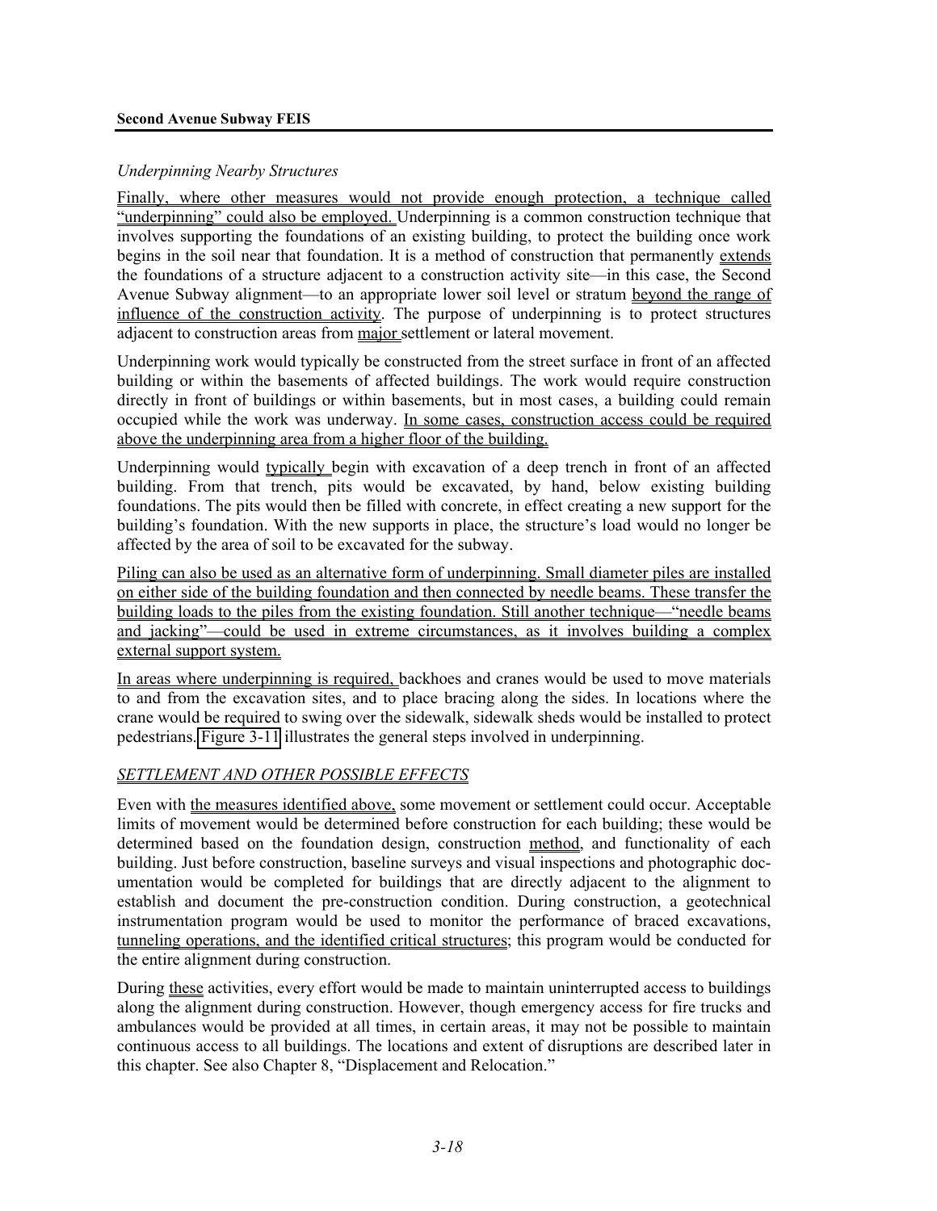*Underpinning Nearby Structures*

Finally, where other measures would not provide enough protection, a technique called "underpinning" could also be employed. Underpinning is a common construction technique that involves supporting the foundations of an existing building, to protect the building once work begins in the soil near that foundation. It is a method of construction that permanently extends the foundations of a structure adjacent to a construction activity site—in this case, the Second Avenue Subway alignment—to an appropriate lower soil level or stratum beyond the range of influence of the construction activity. The purpose of underpinning is to protect structures adjacent to construction areas from major settlement or lateral movement.

Underpinning work would typically be constructed from the street surface in front of an affected building or within the basements of affected buildings. The work would require construction directly in front of buildings or within basements, but in most cases, a building could remain occupied while the work was underway. In some cases, construction access could be required above the underpinning area from a higher floor of the building.

Underpinning would typically begin with excavation of a deep trench in front of an affected building. From that trench, pits would be excavated, by hand, below existing building foundations. The pits would then be filled with concrete, in effect creating a new support for the building's foundation. With the new supports in place, the structure's load would no longer be affected by the area of soil to be excavated for the subway.

Piling can also be used as an alternative form of underpinning. Small diameter piles are installed on either side of the building foundation and then connected by needle beams. These transfer the building loads to the piles from the existing foundation. Still another technique—"needle beams and jacking"—could be used in extreme circumstances, as it involves building a complex external support system.

In areas where underpinning is required, backhoes and cranes would be used to move materials to and from the excavation sites, and to place bracing along the sides. In locations where the crane would be required to swing over the sidewalk, sidewalk sheds would be installed to protect pedestrians. Figure 3-11 illustrates the general steps involved in underpinning.

*SETTLEMENT AND OTHER POSSIBLE EFFECTS*

Even with the measures identified above, some movement or settlement could occur. Acceptable limits of movement would be determined before construction for each building; these would be determined based on the foundation design, construction method, and functionality of each building. Just before construction, baseline surveys and visual inspections and photographic documentation would be completed for buildings that are directly adjacent to the alignment to establish and document the pre-construction condition. During construction, a geotechnical instrumentation program would be used to monitor the performance of braced excavations, tunneling operations, and the identified critical structures; this program would be conducted for the entire alignment during construction.

During these activities, every effort would be made to maintain uninterrupted access to buildings along the alignment during construction. However, though emergency access for fire trucks and ambulances would be provided at all times, in certain areas, it may not be possible to maintain continuous access to all buildings. The locations and extent of disruptions are described later in this chapter. See also Chapter 8, "Displacement and Relocation."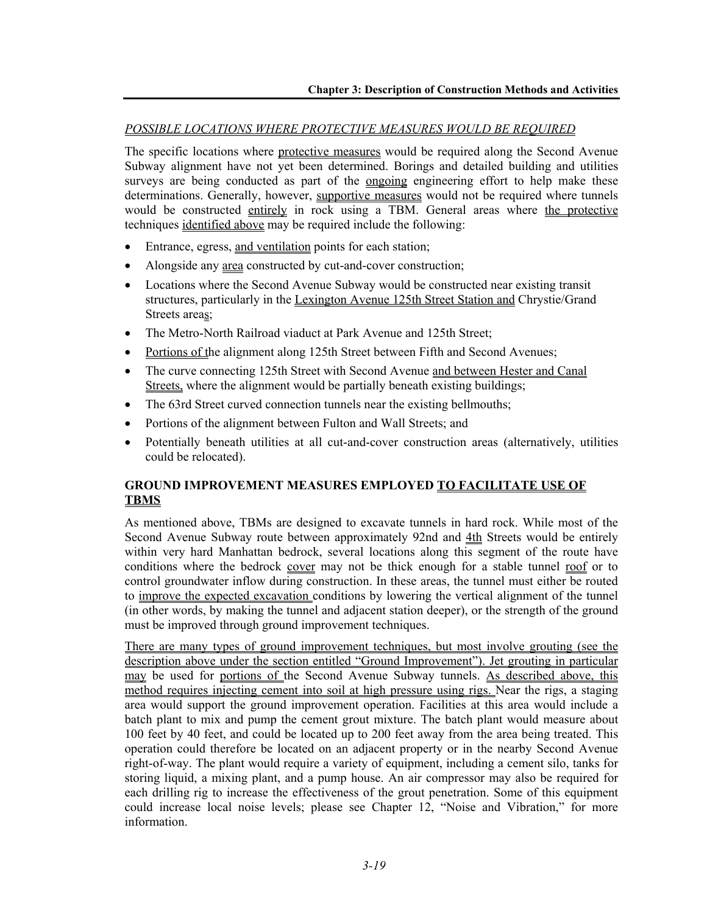*POSSIBLE LOCATIONS WHERE PROTECTIVE MEASURES WOULD BE REQUIRED*

The specific locations where protective measures would be required along the Second Avenue Subway alignment have not yet been determined. Borings and detailed building and utilities surveys are being conducted as part of the ongoing engineering effort to help make these determinations. Generally, however, supportive measures would not be required where tunnels would be constructed entirely in rock using a TBM. General areas where the protective techniques identified above may be required include the following:

- Entrance, egress, and ventilation points for each station;
- Alongside any area constructed by cut-and-cover construction;
- Locations where the Second Avenue Subway would be constructed near existing transit structures, particularly in the Lexington Avenue 125th Street Station and Chrystie/Grand Streets areas;
- The Metro-North Railroad viaduct at Park Avenue and 125th Street;
- Portions of the alignment along 125th Street between Fifth and Second Avenues;
- The curve connecting 125th Street with Second Avenue and between Hester and Canal Streets, where the alignment would be partially beneath existing buildings;
- The 63rd Street curved connection tunnels near the existing bellmouths;
- Portions of the alignment between Fulton and Wall Streets; and
- Potentially beneath utilities at all cut-and-cover construction areas (alternatively, utilities could be relocated).

### GROUND IMPROVEMENT MEASURES EMPLOYED TO FACILITATE USE OF TBMS

As mentioned above, TBMs are designed to excavate tunnels in hard rock. While most of the Second Avenue Subway route between approximately 92nd and 4th Streets would be entirely within very hard Manhattan bedrock, several locations along this segment of the route have conditions where the bedrock cover may not be thick enough for a stable tunnel roof or to control groundwater inflow during construction. In these areas, the tunnel must either be routed to improve the expected excavation conditions by lowering the vertical alignment of the tunnel (in other words, by making the tunnel and adjacent station deeper), or the strength of the ground must be improved through ground improvement techniques.

There are many types of ground improvement techniques, but most involve grouting (see the description above under the section entitled "Ground Improvement"). Jet grouting in particular may be used for portions of the Second Avenue Subway tunnels. As described above, this method requires injecting cement into soil at high pressure using rigs. Near the rigs, a staging area would support the ground improvement operation. Facilities at this area would include a batch plant to mix and pump the cement grout mixture. The batch plant would measure about 100 feet by 40 feet, and could be located up to 200 feet away from the area being treated. This operation could therefore be located on an adjacent property or in the nearby Second Avenue right-of-way. The plant would require a variety of equipment, including a cement silo, tanks for storing liquid, a mixing plant, and a pump house. An air compressor may also be required for each drilling rig to increase the effectiveness of the grout penetration. Some of this equipment could increase local noise levels; please see Chapter 12, "Noise and Vibration," for more information.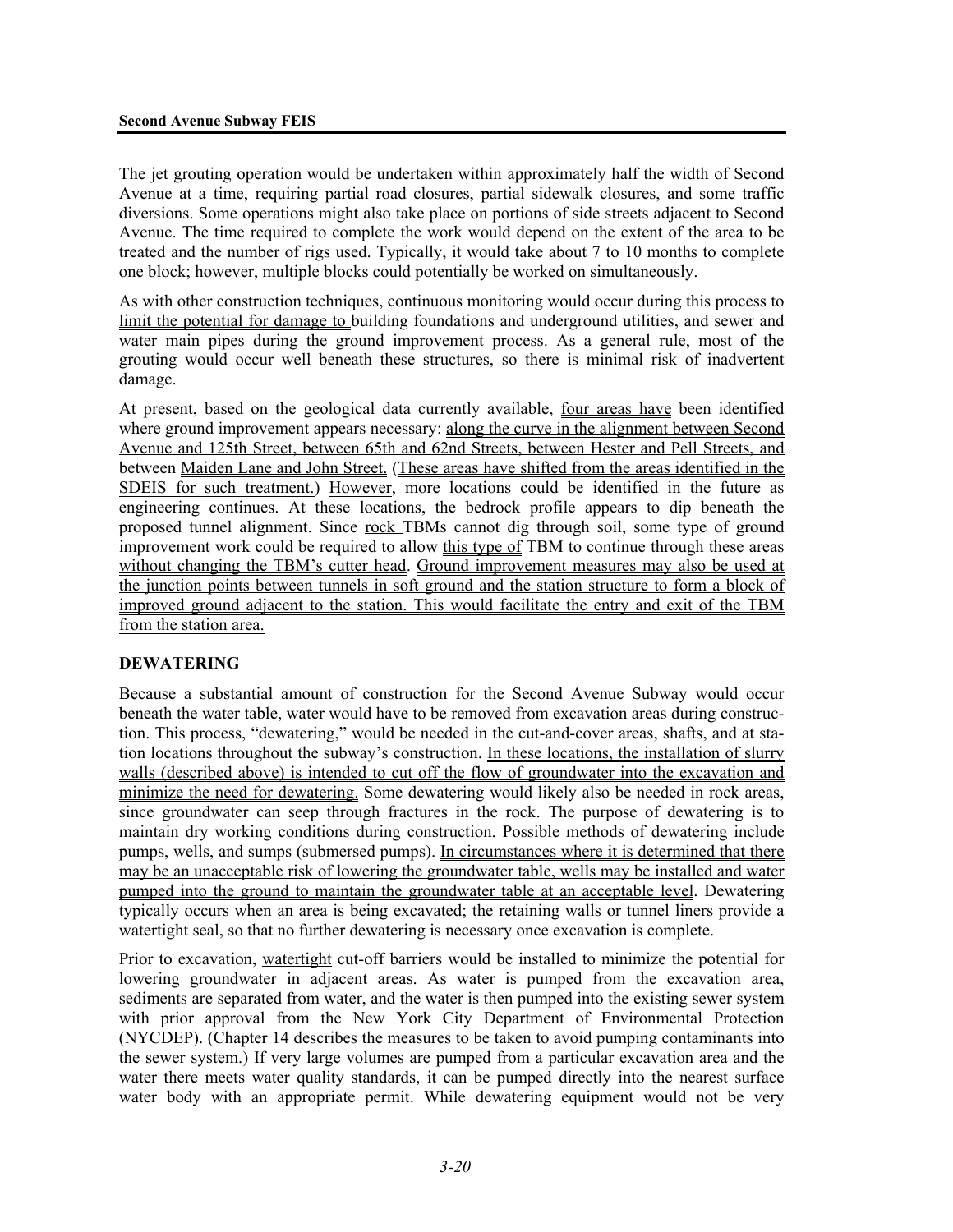The jet grouting operation would be undertaken within approximately half the width of Second Avenue at a time, requiring partial road closures, partial sidewalk closures, and some traffic diversions. Some operations might also take place on portions of side streets adjacent to Second Avenue. The time required to complete the work would depend on the extent of the area to be treated and the number of rigs used. Typically, it would take about 7 to 10 months to complete one block; however, multiple blocks could potentially be worked on simultaneously.

As with other construction techniques, continuous monitoring would occur during this process to limit the potential for damage to building foundations and underground utilities, and sewer and water main pipes during the ground improvement process. As a general rule, most of the grouting would occur well beneath these structures, so there is minimal risk of inadvertent damage.

At present, based on the geological data currently available, four areas have been identified where ground improvement appears necessary: along the curve in the alignment between Second Avenue and 125th Street, between 65th and 62nd Streets, between Hester and Pell Streets, and between Maiden Lane and John Street. (These areas have shifted from the areas identified in the SDEIS for such treatment.) However, more locations could be identified in the future as engineering continues. At these locations, the bedrock profile appears to dip beneath the proposed tunnel alignment. Since rock TBMs cannot dig through soil, some type of ground improvement work could be required to allow this type of TBM to continue through these areas without changing the TBM's cutter head. Ground improvement measures may also be used at the junction points between tunnels in soft ground and the station structure to form a block of improved ground adjacent to the station. This would facilitate the entry and exit of the TBM from the station area.

### DEWATERING

Because a substantial amount of construction for the Second Avenue Subway would occur beneath the water table, water would have to be removed from excavation areas during construction. This process, "dewatering," would be needed in the cut-and-cover areas, shafts, and at station locations throughout the subway's construction. In these locations, the installation of slurry walls (described above) is intended to cut off the flow of groundwater into the excavation and minimize the need for dewatering. Some dewatering would likely also be needed in rock areas, since groundwater can seep through fractures in the rock. The purpose of dewatering is to maintain dry working conditions during construction. Possible methods of dewatering include pumps, wells, and sumps (submersed pumps). In circumstances where it is determined that there may be an unacceptable risk of lowering the groundwater table, wells may be installed and water pumped into the ground to maintain the groundwater table at an acceptable level. Dewatering typically occurs when an area is being excavated; the retaining walls or tunnel liners provide a watertight seal, so that no further dewatering is necessary once excavation is complete.

Prior to excavation, watertight cut-off barriers would be installed to minimize the potential for lowering groundwater in adjacent areas. As water is pumped from the excavation area, sediments are separated from water, and the water is then pumped into the existing sewer system with prior approval from the New York City Department of Environmental Protection (NYCDEP). (Chapter 14 describes the measures to be taken to avoid pumping contaminants into the sewer system.) If very large volumes are pumped from a particular excavation area and the water there meets water quality standards, it can be pumped directly into the nearest surface water body with an appropriate permit. While dewatering equipment would not be very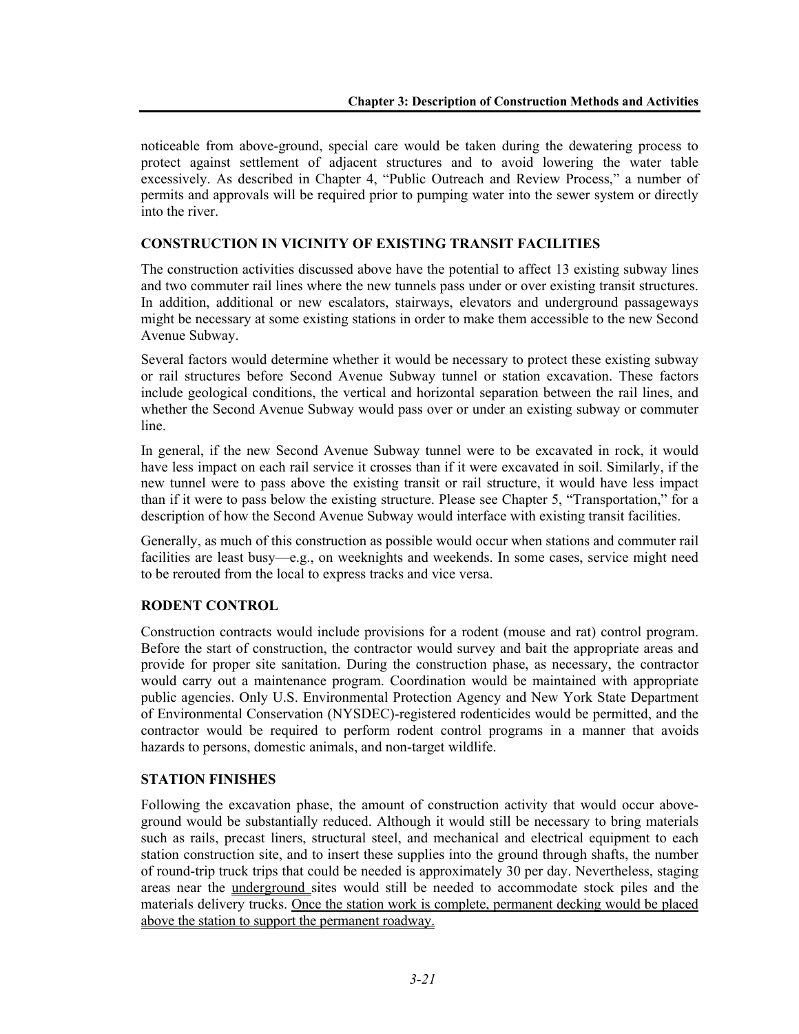noticeable from above-ground, special care would be taken during the dewatering process to protect against settlement of adjacent structures and to avoid lowering the water table excessively. As described in Chapter 4, "Public Outreach and Review Process," a number of permits and approvals will be required prior to pumping water into the sewer system or directly into the river.

## CONSTRUCTION IN VICINITY OF EXISTING TRANSIT FACILITIES

The construction activities discussed above have the potential to affect 13 existing subway lines and two commuter rail lines where the new tunnels pass under or over existing transit structures. In addition, additional or new escalators, stairways, elevators and underground passageways might be necessary at some existing stations in order to make them accessible to the new Second Avenue Subway.

Several factors would determine whether it would be necessary to protect these existing subway or rail structures before Second Avenue Subway tunnel or station excavation. These factors include geological conditions, the vertical and horizontal separation between the rail lines, and whether the Second Avenue Subway would pass over or under an existing subway or commuter line.

In general, if the new Second Avenue Subway tunnel were to be excavated in rock, it would have less impact on each rail service it crosses than if it were excavated in soil. Similarly, if the new tunnel were to pass above the existing transit or rail structure, it would have less impact than if it were to pass below the existing structure. Please see Chapter 5, "Transportation," for a description of how the Second Avenue Subway would interface with existing transit facilities.

Generally, as much of this construction as possible would occur when stations and commuter rail facilities are least busy—e.g., on weeknights and weekends. In some cases, service might need to be rerouted from the local to express tracks and vice versa.

## RODENT CONTROL

Construction contracts would include provisions for a rodent (mouse and rat) control program. Before the start of construction, the contractor would survey and bait the appropriate areas and provide for proper site sanitation. During the construction phase, as necessary, the contractor would carry out a maintenance program. Coordination would be maintained with appropriate public agencies. Only U.S. Environmental Protection Agency and New York State Department of Environmental Conservation (NYSDEC)-registered rodenticides would be permitted, and the contractor would be required to perform rodent control programs in a manner that avoids hazards to persons, domestic animals, and non-target wildlife.

## STATION FINISHES

Following the excavation phase, the amount of construction activity that would occur above-ground would be substantially reduced. Although it would still be necessary to bring materials such as rails, precast liners, structural steel, and mechanical and electrical equipment to each station construction site, and to insert these supplies into the ground through shafts, the number of round-trip truck trips that could be needed is approximately 30 per day. Nevertheless, staging areas near the underground sites would still be needed to accommodate stock piles and the materials delivery trucks. Once the station work is complete, permanent decking would be placed above the station to support the permanent roadway.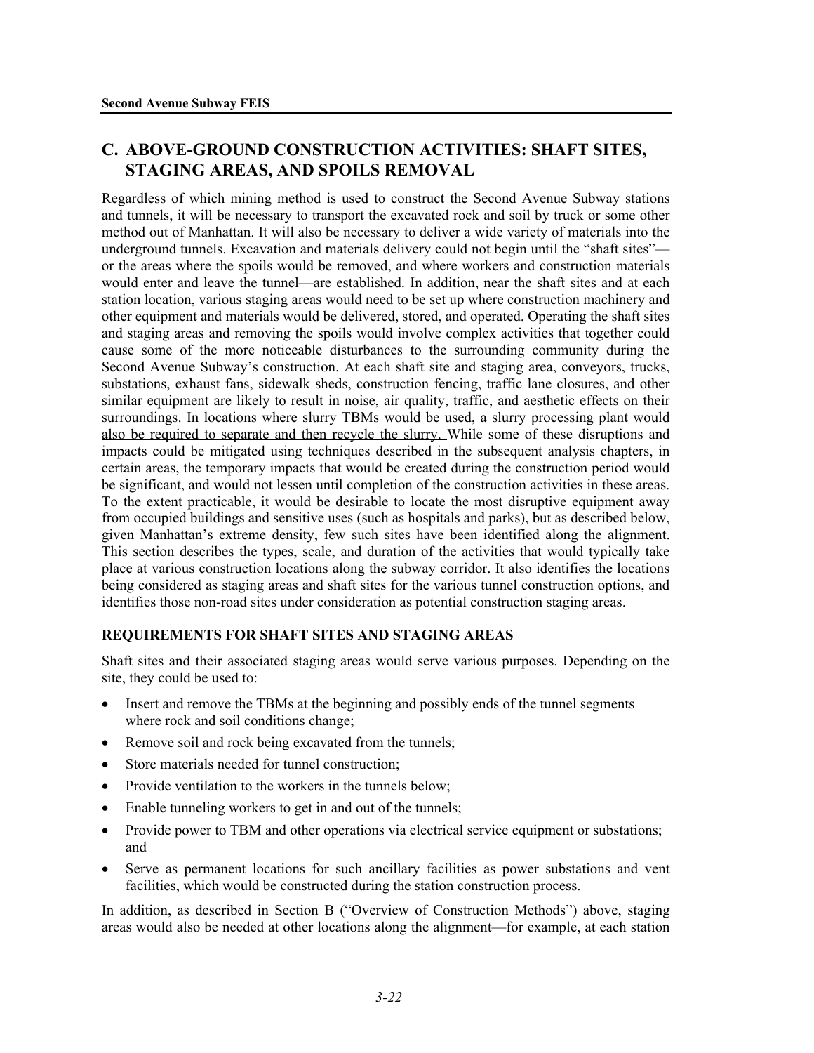## C. ABOVE-GROUND CONSTRUCTION ACTIVITIES: SHAFT SITES, STAGING AREAS, AND SPOILS REMOVAL

Regardless of which mining method is used to construct the Second Avenue Subway stations and tunnels, it will be necessary to transport the excavated rock and soil by truck or some other method out of Manhattan. It will also be necessary to deliver a wide variety of materials into the underground tunnels. Excavation and materials delivery could not begin until the "shaft sites"—or the areas where the spoils would be removed, and where workers and construction materials would enter and leave the tunnel—are established. In addition, near the shaft sites and at each station location, various staging areas would need to be set up where construction machinery and other equipment and materials would be delivered, stored, and operated. Operating the shaft sites and staging areas and removing the spoils would involve complex activities that together could cause some of the more noticeable disturbances to the surrounding community during the Second Avenue Subway's construction. At each shaft site and staging area, conveyors, trucks, substations, exhaust fans, sidewalk sheds, construction fencing, traffic lane closures, and other similar equipment are likely to result in noise, air quality, traffic, and aesthetic effects on their surroundings. In locations where slurry TBMs would be used, a slurry processing plant would also be required to separate and then recycle the slurry. While some of these disruptions and impacts could be mitigated using techniques described in the subsequent analysis chapters, in certain areas, the temporary impacts that would be created during the construction period would be significant, and would not lessen until completion of the construction activities in these areas. To the extent practicable, it would be desirable to locate the most disruptive equipment away from occupied buildings and sensitive uses (such as hospitals and parks), but as described below, given Manhattan's extreme density, few such sites have been identified along the alignment. This section describes the types, scale, and duration of the activities that would typically take place at various construction locations along the subway corridor. It also identifies the locations being considered as staging areas and shaft sites for the various tunnel construction options, and identifies those non-road sites under consideration as potential construction staging areas.

### REQUIREMENTS FOR SHAFT SITES AND STAGING AREAS

Shaft sites and their associated staging areas would serve various purposes. Depending on the site, they could be used to:

- Insert and remove the TBMs at the beginning and possibly ends of the tunnel segments where rock and soil conditions change;
- Remove soil and rock being excavated from the tunnels;
- Store materials needed for tunnel construction;
- Provide ventilation to the workers in the tunnels below;
- Enable tunneling workers to get in and out of the tunnels;
- Provide power to TBM and other operations via electrical service equipment or substations; and
- Serve as permanent locations for such ancillary facilities as power substations and vent facilities, which would be constructed during the station construction process.

In addition, as described in Section B ("Overview of Construction Methods") above, staging areas would also be needed at other locations along the alignment—for example, at each station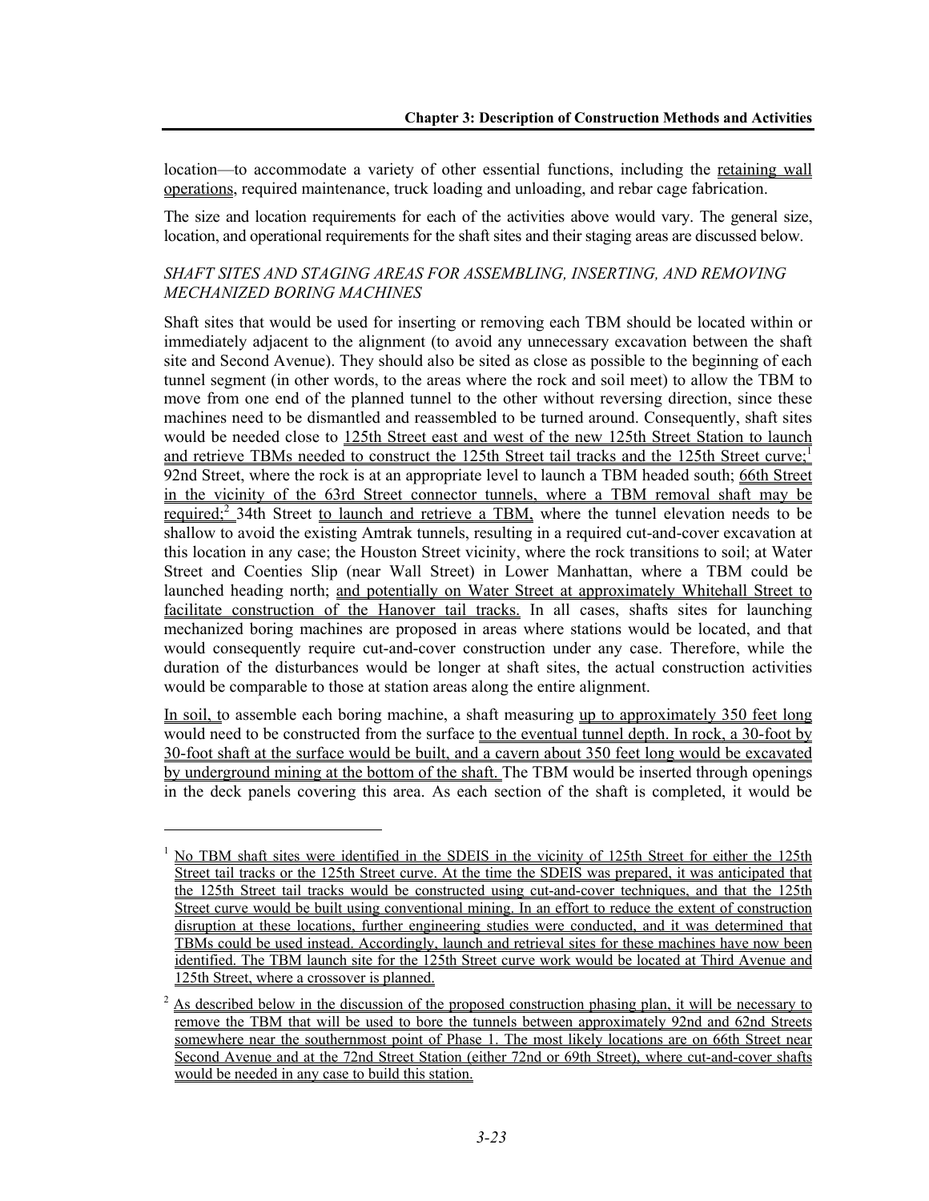location—to accommodate a variety of other essential functions, including the retaining wall operations, required maintenance, truck loading and unloading, and rebar cage fabrication.

The size and location requirements for each of the activities above would vary. The general size, location, and operational requirements for the shaft sites and their staging areas are discussed below.

*SHAFT SITES AND STAGING AREAS FOR ASSEMBLING, INSERTING, AND REMOVING MECHANIZED BORING MACHINES*

Shaft sites that would be used for inserting or removing each TBM should be located within or immediately adjacent to the alignment (to avoid any unnecessary excavation between the shaft site and Second Avenue). They should also be sited as close as possible to the beginning of each tunnel segment (in other words, to the areas where the rock and soil meet) to allow the TBM to move from one end of the planned tunnel to the other without reversing direction, since these machines need to be dismantled and reassembled to be turned around. Consequently, shaft sites would be needed close to 125th Street east and west of the new 125th Street Station to launch and retrieve TBMs needed to construct the 125th Street tail tracks and the 125th Street curve;[1] 92nd Street, where the rock is at an appropriate level to launch a TBM headed south; 66th Street in the vicinity of the 63rd Street connector tunnels, where a TBM removal shaft may be required;[2] 34th Street to launch and retrieve a TBM, where the tunnel elevation needs to be shallow to avoid the existing Amtrak tunnels, resulting in a required cut-and-cover excavation at this location in any case; the Houston Street vicinity, where the rock transitions to soil; at Water Street and Coenties Slip (near Wall Street) in Lower Manhattan, where a TBM could be launched heading north; and potentially on Water Street at approximately Whitehall Street to facilitate construction of the Hanover tail tracks. In all cases, shafts sites for launching mechanized boring machines are proposed in areas where stations would be located, and that would consequently require cut-and-cover construction under any case. Therefore, while the duration of the disturbances would be longer at shaft sites, the actual construction activities would be comparable to those at station areas along the entire alignment.

In soil, to assemble each boring machine, a shaft measuring up to approximately 350 feet long would need to be constructed from the surface to the eventual tunnel depth. In rock, a 30-foot by 30-foot shaft at the surface would be built, and a cavern about 350 feet long would be excavated by underground mining at the bottom of the shaft. The TBM would be inserted through openings in the deck panels covering this area. As each section of the shaft is completed, it would be

[1] No TBM shaft sites were identified in the SDEIS in the vicinity of 125th Street for either the 125th Street tail tracks or the 125th Street curve. At the time the SDEIS was prepared, it was anticipated that the 125th Street tail tracks would be constructed using cut-and-cover techniques, and that the 125th Street curve would be built using conventional mining. In an effort to reduce the extent of construction disruption at these locations, further engineering studies were conducted, and it was determined that TBMs could be used instead. Accordingly, launch and retrieval sites for these machines have now been identified. The TBM launch site for the 125th Street curve work would be located at Third Avenue and 125th Street, where a crossover is planned.

[2] As described below in the discussion of the proposed construction phasing plan, it will be necessary to remove the TBM that will be used to bore the tunnels between approximately 92nd and 62nd Streets somewhere near the southernmost point of Phase 1. The most likely locations are on 66th Street near Second Avenue and at the 72nd Street Station (either 72nd or 69th Street), where cut-and-cover shafts would be needed in any case to build this station.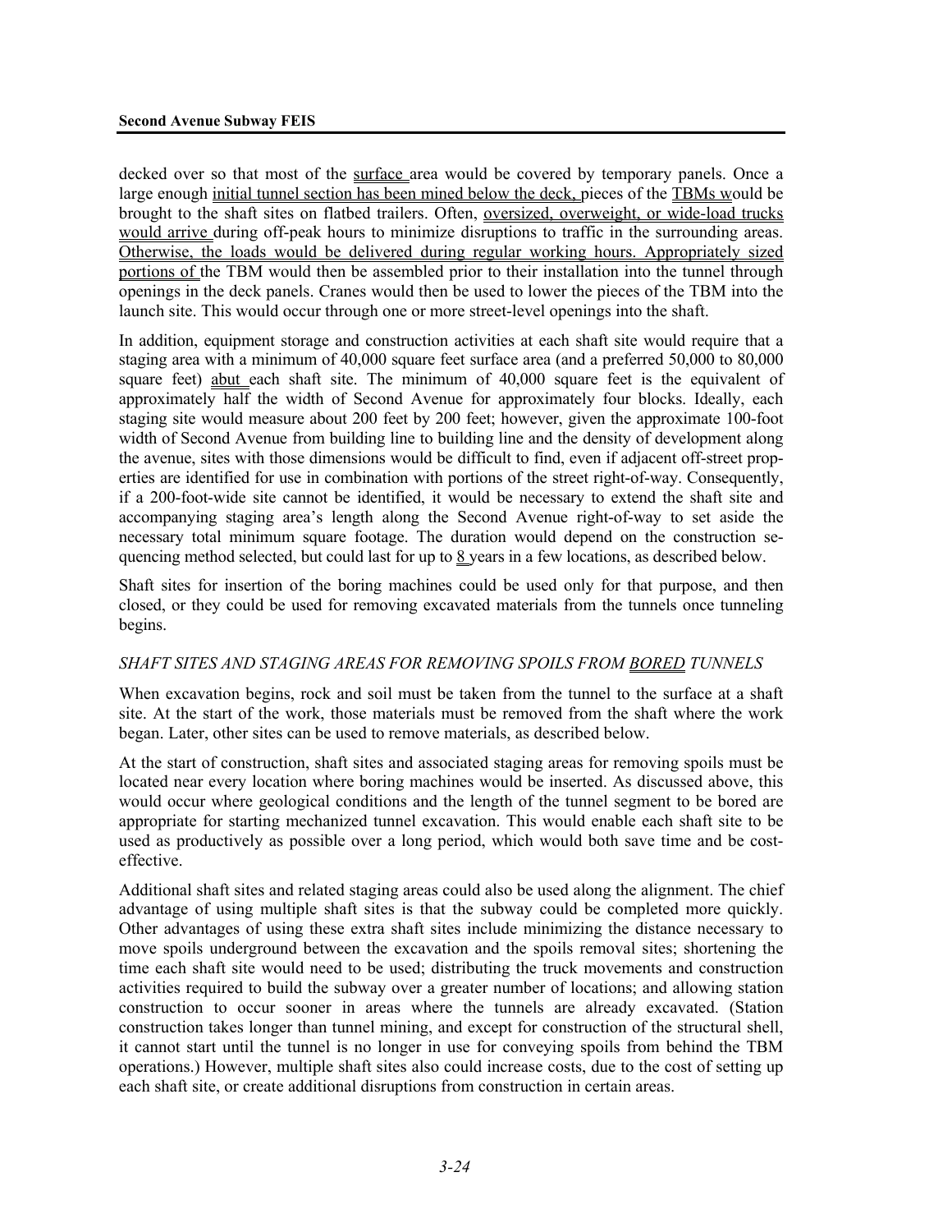decked over so that most of the surface area would be covered by temporary panels. Once a large enough initial tunnel section has been mined below the deck, pieces of the TBMs would be brought to the shaft sites on flatbed trailers. Often, oversized, overweight, or wide-load trucks would arrive during off-peak hours to minimize disruptions to traffic in the surrounding areas. Otherwise, the loads would be delivered during regular working hours. Appropriately sized portions of the TBM would then be assembled prior to their installation into the tunnel through openings in the deck panels. Cranes would then be used to lower the pieces of the TBM into the launch site. This would occur through one or more street-level openings into the shaft.

In addition, equipment storage and construction activities at each shaft site would require that a staging area with a minimum of 40,000 square feet surface area (and a preferred 50,000 to 80,000 square feet) abut each shaft site. The minimum of 40,000 square feet is the equivalent of approximately half the width of Second Avenue for approximately four blocks. Ideally, each staging site would measure about 200 feet by 200 feet; however, given the approximate 100-foot width of Second Avenue from building line to building line and the density of development along the avenue, sites with those dimensions would be difficult to find, even if adjacent off-street properties are identified for use in combination with portions of the street right-of-way. Consequently, if a 200-foot-wide site cannot be identified, it would be necessary to extend the shaft site and accompanying staging area's length along the Second Avenue right-of-way to set aside the necessary total minimum square footage. The duration would depend on the construction sequencing method selected, but could last for up to 8 years in a few locations, as described below.

Shaft sites for insertion of the boring machines could be used only for that purpose, and then closed, or they could be used for removing excavated materials from the tunnels once tunneling begins.

*SHAFT SITES AND STAGING AREAS FOR REMOVING SPOILS FROM BORED TUNNELS*

When excavation begins, rock and soil must be taken from the tunnel to the surface at a shaft site. At the start of the work, those materials must be removed from the shaft where the work began. Later, other sites can be used to remove materials, as described below.

At the start of construction, shaft sites and associated staging areas for removing spoils must be located near every location where boring machines would be inserted. As discussed above, this would occur where geological conditions and the length of the tunnel segment to be bored are appropriate for starting mechanized tunnel excavation. This would enable each shaft site to be used as productively as possible over a long period, which would both save time and be cost-effective.

Additional shaft sites and related staging areas could also be used along the alignment. The chief advantage of using multiple shaft sites is that the subway could be completed more quickly. Other advantages of using these extra shaft sites include minimizing the distance necessary to move spoils underground between the excavation and the spoils removal sites; shortening the time each shaft site would need to be used; distributing the truck movements and construction activities required to build the subway over a greater number of locations; and allowing station construction to occur sooner in areas where the tunnels are already excavated. (Station construction takes longer than tunnel mining, and except for construction of the structural shell, it cannot start until the tunnel is no longer in use for conveying spoils from behind the TBM operations.) However, multiple shaft sites also could increase costs, due to the cost of setting up each shaft site, or create additional disruptions from construction in certain areas.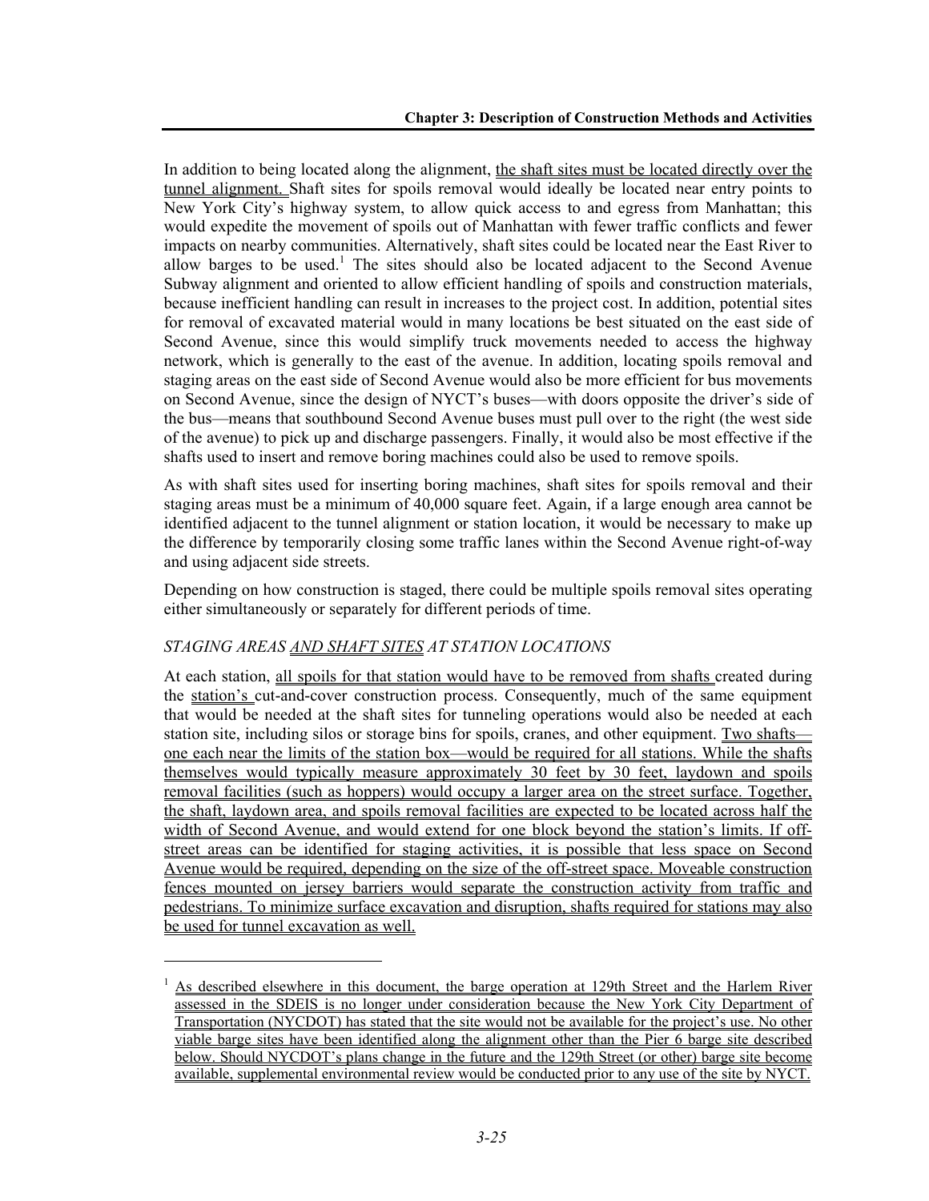In addition to being located along the alignment, the shaft sites must be located directly over the tunnel alignment. Shaft sites for spoils removal would ideally be located near entry points to New York City's highway system, to allow quick access to and egress from Manhattan; this would expedite the movement of spoils out of Manhattan with fewer traffic conflicts and fewer impacts on nearby communities. Alternatively, shaft sites could be located near the East River to allow barges to be used.[1] The sites should also be located adjacent to the Second Avenue Subway alignment and oriented to allow efficient handling of spoils and construction materials, because inefficient handling can result in increases to the project cost. In addition, potential sites for removal of excavated material would in many locations be best situated on the east side of Second Avenue, since this would simplify truck movements needed to access the highway network, which is generally to the east of the avenue. In addition, locating spoils removal and staging areas on the east side of Second Avenue would also be more efficient for bus movements on Second Avenue, since the design of NYCT's buses—with doors opposite the driver's side of the bus—means that southbound Second Avenue buses must pull over to the right (the west side of the avenue) to pick up and discharge passengers. Finally, it would also be most effective if the shafts used to insert and remove boring machines could also be used to remove spoils.

As with shaft sites used for inserting boring machines, shaft sites for spoils removal and their staging areas must be a minimum of 40,000 square feet. Again, if a large enough area cannot be identified adjacent to the tunnel alignment or station location, it would be necessary to make up the difference by temporarily closing some traffic lanes within the Second Avenue right-of-way and using adjacent side streets.

Depending on how construction is staged, there could be multiple spoils removal sites operating either simultaneously or separately for different periods of time.

*STAGING AREAS AND SHAFT SITES AT STATION LOCATIONS*

At each station, all spoils for that station would have to be removed from shafts created during the station's cut-and-cover construction process. Consequently, much of the same equipment that would be needed at the shaft sites for tunneling operations would also be needed at each station site, including silos or storage bins for spoils, cranes, and other equipment. Two shafts—one each near the limits of the station box—would be required for all stations. While the shafts themselves would typically measure approximately 30 feet by 30 feet, laydown and spoils removal facilities (such as hoppers) would occupy a larger area on the street surface. Together, the shaft, laydown area, and spoils removal facilities are expected to be located across half the width of Second Avenue, and would extend for one block beyond the station's limits. If off-street areas can be identified for staging activities, it is possible that less space on Second Avenue would be required, depending on the size of the off-street space. Moveable construction fences mounted on jersey barriers would separate the construction activity from traffic and pedestrians. To minimize surface excavation and disruption, shafts required for stations may also be used for tunnel excavation as well.

---

[1] As described elsewhere in this document, the barge operation at 129th Street and the Harlem River assessed in the SDEIS is no longer under consideration because the New York City Department of Transportation (NYCDOT) has stated that the site would not be available for the project's use. No other viable barge sites have been identified along the alignment other than the Pier 6 barge site described below. Should NYCDOT's plans change in the future and the 129th Street (or other) barge site become available, supplemental environmental review would be conducted prior to any use of the site by NYCT.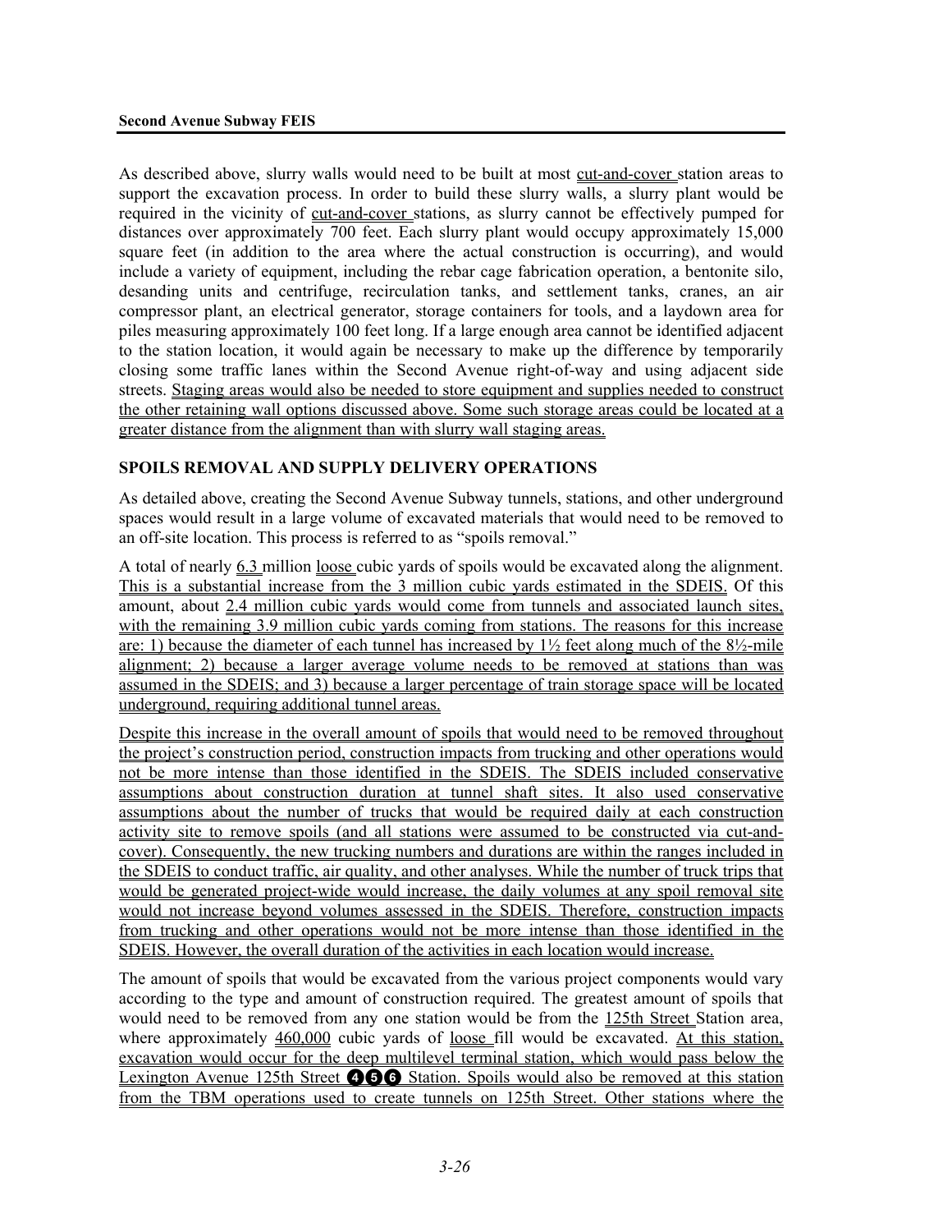As described above, slurry walls would need to be built at most cut-and-cover station areas to support the excavation process. In order to build these slurry walls, a slurry plant would be required in the vicinity of cut-and-cover stations, as slurry cannot be effectively pumped for distances over approximately 700 feet. Each slurry plant would occupy approximately 15,000 square feet (in addition to the area where the actual construction is occurring), and would include a variety of equipment, including the rebar cage fabrication operation, a bentonite silo, desanding units and centrifuge, recirculation tanks, and settlement tanks, cranes, an air compressor plant, an electrical generator, storage containers for tools, and a laydown area for piles measuring approximately 100 feet long. If a large enough area cannot be identified adjacent to the station location, it would again be necessary to make up the difference by temporarily closing some traffic lanes within the Second Avenue right-of-way and using adjacent side streets. Staging areas would also be needed to store equipment and supplies needed to construct the other retaining wall options discussed above. Some such storage areas could be located at a greater distance from the alignment than with slurry wall staging areas.

## SPOILS REMOVAL AND SUPPLY DELIVERY OPERATIONS

As detailed above, creating the Second Avenue Subway tunnels, stations, and other underground spaces would result in a large volume of excavated materials that would need to be removed to an off-site location. This process is referred to as "spoils removal."

A total of nearly 6.3 million loose cubic yards of spoils would be excavated along the alignment. This is a substantial increase from the 3 million cubic yards estimated in the SDEIS. Of this amount, about 2.4 million cubic yards would come from tunnels and associated launch sites, with the remaining 3.9 million cubic yards coming from stations. The reasons for this increase are: 1) because the diameter of each tunnel has increased by 1½ feet along much of the 8½-mile alignment; 2) because a larger average volume needs to be removed at stations than was assumed in the SDEIS; and 3) because a larger percentage of train storage space will be located underground, requiring additional tunnel areas.

Despite this increase in the overall amount of spoils that would need to be removed throughout the project's construction period, construction impacts from trucking and other operations would not be more intense than those identified in the SDEIS. The SDEIS included conservative assumptions about construction duration at tunnel shaft sites. It also used conservative assumptions about the number of trucks that would be required daily at each construction activity site to remove spoils (and all stations were assumed to be constructed via cut-and-cover). Consequently, the new trucking numbers and durations are within the ranges included in the SDEIS to conduct traffic, air quality, and other analyses. While the number of truck trips that would be generated project-wide would increase, the daily volumes at any spoil removal site would not increase beyond volumes assessed in the SDEIS. Therefore, construction impacts from trucking and other operations would not be more intense than those identified in the SDEIS. However, the overall duration of the activities in each location would increase.

The amount of spoils that would be excavated from the various project components would vary according to the type and amount of construction required. The greatest amount of spoils that would need to be removed from any one station would be from the 125th Street Station area, where approximately 460,000 cubic yards of loose fill would be excavated. At this station, excavation would occur for the deep multilevel terminal station, which would pass below the Lexington Avenue 125th Street 4 5 6 Station. Spoils would also be removed at this station from the TBM operations used to create tunnels on 125th Street. Other stations where the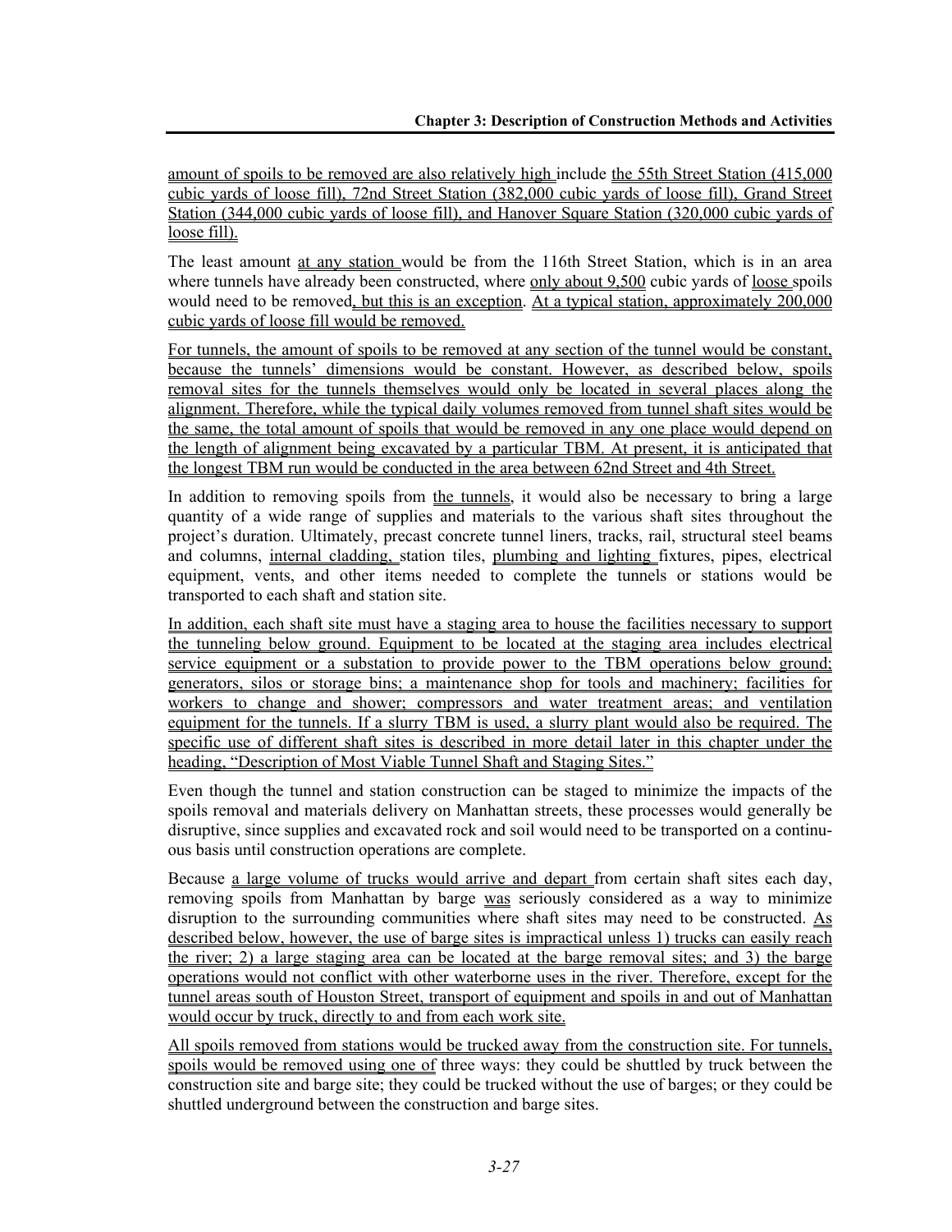amount of spoils to be removed are also relatively high include the 55th Street Station (415,000 cubic yards of loose fill), 72nd Street Station (382,000 cubic yards of loose fill), Grand Street Station (344,000 cubic yards of loose fill), and Hanover Square Station (320,000 cubic yards of loose fill).

The least amount at any station would be from the 116th Street Station, which is in an area where tunnels have already been constructed, where only about 9,500 cubic yards of loose spoils would need to be removed, but this is an exception. At a typical station, approximately 200,000 cubic yards of loose fill would be removed.

For tunnels, the amount of spoils to be removed at any section of the tunnel would be constant, because the tunnels' dimensions would be constant. However, as described below, spoils removal sites for the tunnels themselves would only be located in several places along the alignment. Therefore, while the typical daily volumes removed from tunnel shaft sites would be the same, the total amount of spoils that would be removed in any one place would depend on the length of alignment being excavated by a particular TBM. At present, it is anticipated that the longest TBM run would be conducted in the area between 62nd Street and 4th Street.

In addition to removing spoils from the tunnels, it would also be necessary to bring a large quantity of a wide range of supplies and materials to the various shaft sites throughout the project's duration. Ultimately, precast concrete tunnel liners, tracks, rail, structural steel beams and columns, internal cladding, station tiles, plumbing and lighting fixtures, pipes, electrical equipment, vents, and other items needed to complete the tunnels or stations would be transported to each shaft and station site.

In addition, each shaft site must have a staging area to house the facilities necessary to support the tunneling below ground. Equipment to be located at the staging area includes electrical service equipment or a substation to provide power to the TBM operations below ground; generators, silos or storage bins; a maintenance shop for tools and machinery; facilities for workers to change and shower; compressors and water treatment areas; and ventilation equipment for the tunnels. If a slurry TBM is used, a slurry plant would also be required. The specific use of different shaft sites is described in more detail later in this chapter under the heading, "Description of Most Viable Tunnel Shaft and Staging Sites."

Even though the tunnel and station construction can be staged to minimize the impacts of the spoils removal and materials delivery on Manhattan streets, these processes would generally be disruptive, since supplies and excavated rock and soil would need to be transported on a continuous basis until construction operations are complete.

Because a large volume of trucks would arrive and depart from certain shaft sites each day, removing spoils from Manhattan by barge was seriously considered as a way to minimize disruption to the surrounding communities where shaft sites may need to be constructed. As described below, however, the use of barge sites is impractical unless 1) trucks can easily reach the river; 2) a large staging area can be located at the barge removal sites; and 3) the barge operations would not conflict with other waterborne uses in the river. Therefore, except for the tunnel areas south of Houston Street, transport of equipment and spoils in and out of Manhattan would occur by truck, directly to and from each work site.

All spoils removed from stations would be trucked away from the construction site. For tunnels, spoils would be removed using one of three ways: they could be shuttled by truck between the construction site and barge site; they could be trucked without the use of barges; or they could be shuttled underground between the construction and barge sites.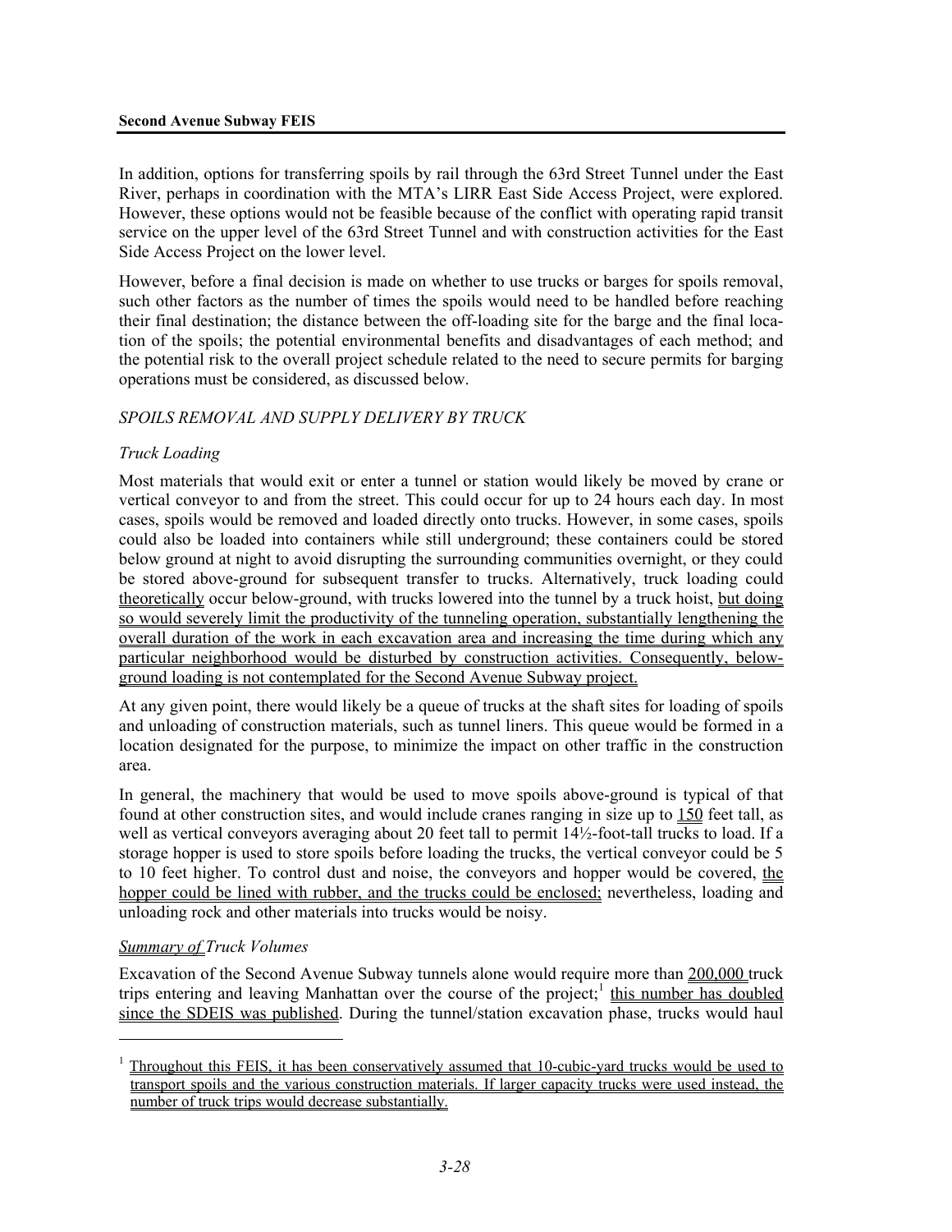In addition, options for transferring spoils by rail through the 63rd Street Tunnel under the East River, perhaps in coordination with the MTA's LIRR East Side Access Project, were explored. However, these options would not be feasible because of the conflict with operating rapid transit service on the upper level of the 63rd Street Tunnel and with construction activities for the East Side Access Project on the lower level.

However, before a final decision is made on whether to use trucks or barges for spoils removal, such other factors as the number of times the spoils would need to be handled before reaching their final destination; the distance between the off-loading site for the barge and the final location of the spoils; the potential environmental benefits and disadvantages of each method; and the potential risk to the overall project schedule related to the need to secure permits for barging operations must be considered, as discussed below.

*SPOILS REMOVAL AND SUPPLY DELIVERY BY TRUCK*

*Truck Loading*

Most materials that would exit or enter a tunnel or station would likely be moved by crane or vertical conveyor to and from the street. This could occur for up to 24 hours each day. In most cases, spoils would be removed and loaded directly onto trucks. However, in some cases, spoils could also be loaded into containers while still underground; these containers could be stored below ground at night to avoid disrupting the surrounding communities overnight, or they could be stored above-ground for subsequent transfer to trucks. Alternatively, truck loading could theoretically occur below-ground, with trucks lowered into the tunnel by a truck hoist, but doing so would severely limit the productivity of the tunneling operation, substantially lengthening the overall duration of the work in each excavation area and increasing the time during which any particular neighborhood would be disturbed by construction activities. Consequently, below-ground loading is not contemplated for the Second Avenue Subway project.

At any given point, there would likely be a queue of trucks at the shaft sites for loading of spoils and unloading of construction materials, such as tunnel liners. This queue would be formed in a location designated for the purpose, to minimize the impact on other traffic in the construction area.

In general, the machinery that would be used to move spoils above-ground is typical of that found at other construction sites, and would include cranes ranging in size up to 150 feet tall, as well as vertical conveyors averaging about 20 feet tall to permit 14½-foot-tall trucks to load. If a storage hopper is used to store spoils before loading the trucks, the vertical conveyor could be 5 to 10 feet higher. To control dust and noise, the conveyors and hopper would be covered, the hopper could be lined with rubber, and the trucks could be enclosed; nevertheless, loading and unloading rock and other materials into trucks would be noisy.

*Summary of Truck Volumes*

Excavation of the Second Avenue Subway tunnels alone would require more than 200,000 truck trips entering and leaving Manhattan over the course of the project;[1] this number has doubled since the SDEIS was published. During the tunnel/station excavation phase, trucks would haul

[1] Throughout this FEIS, it has been conservatively assumed that 10-cubic-yard trucks would be used to transport spoils and the various construction materials. If larger capacity trucks were used instead, the number of truck trips would decrease substantially.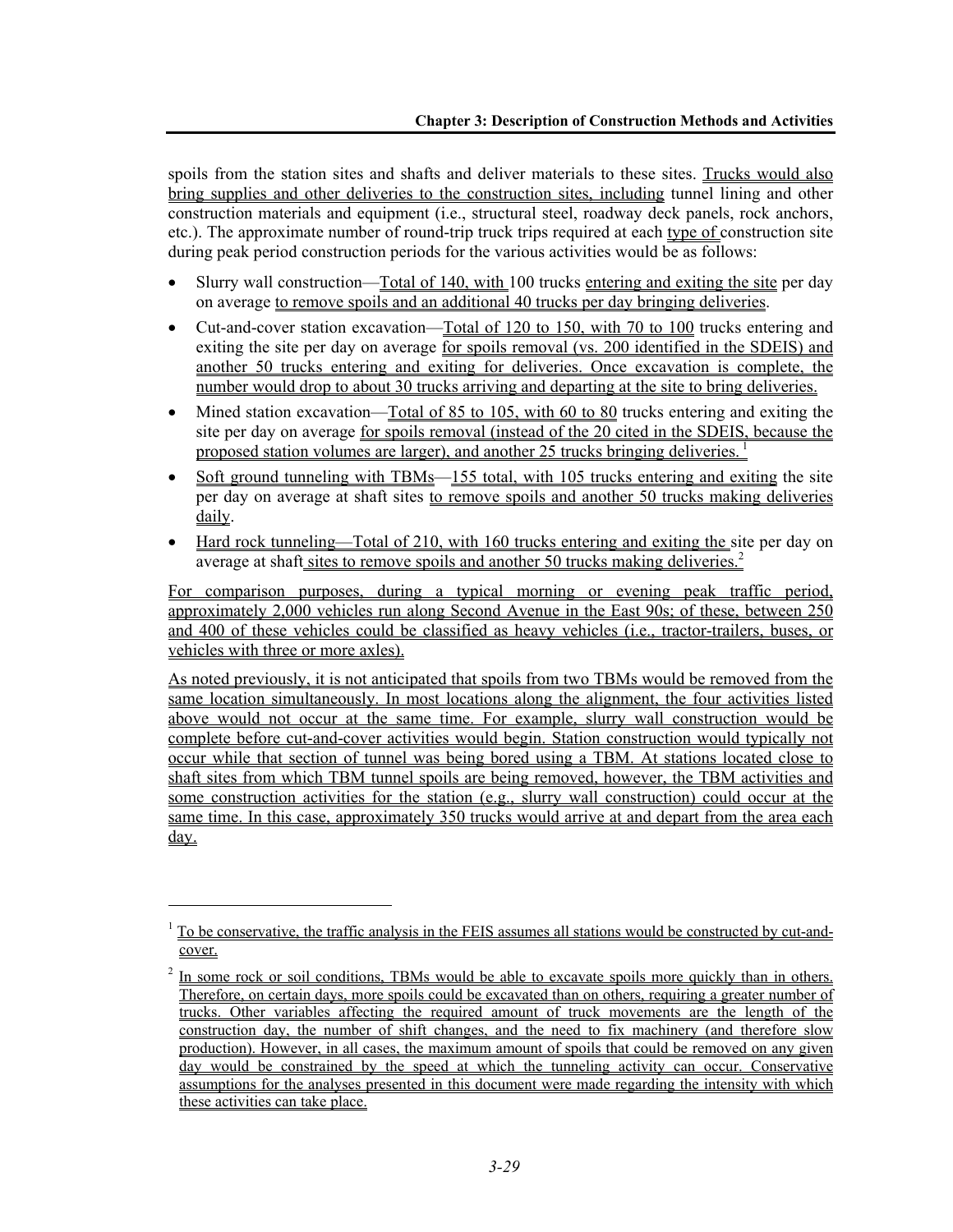spoils from the station sites and shafts and deliver materials to these sites. Trucks would also bring supplies and other deliveries to the construction sites, including tunnel lining and other construction materials and equipment (i.e., structural steel, roadway deck panels, rock anchors, etc.). The approximate number of round-trip truck trips required at each type of construction site during peak period construction periods for the various activities would be as follows:

- Slurry wall construction—Total of 140, with 100 trucks entering and exiting the site per day on average to remove spoils and an additional 40 trucks per day bringing deliveries.
- Cut-and-cover station excavation—Total of 120 to 150, with 70 to 100 trucks entering and exiting the site per day on average for spoils removal (vs. 200 identified in the SDEIS) and another 50 trucks entering and exiting for deliveries. Once excavation is complete, the number would drop to about 30 trucks arriving and departing at the site to bring deliveries.
- Mined station excavation—Total of 85 to 105, with 60 to 80 trucks entering and exiting the site per day on average for spoils removal (instead of the 20 cited in the SDEIS, because the proposed station volumes are larger), and another 25 trucks bringing deliveries. [1]
- Soft ground tunneling with TBMs—155 total, with 105 trucks entering and exiting the site per day on average at shaft sites to remove spoils and another 50 trucks making deliveries daily.
- Hard rock tunneling—Total of 210, with 160 trucks entering and exiting the site per day on average at shaft sites to remove spoils and another 50 trucks making deliveries.[2]

For comparison purposes, during a typical morning or evening peak traffic period, approximately 2,000 vehicles run along Second Avenue in the East 90s; of these, between 250 and 400 of these vehicles could be classified as heavy vehicles (i.e., tractor-trailers, buses, or vehicles with three or more axles).

As noted previously, it is not anticipated that spoils from two TBMs would be removed from the same location simultaneously. In most locations along the alignment, the four activities listed above would not occur at the same time. For example, slurry wall construction would be complete before cut-and-cover activities would begin. Station construction would typically not occur while that section of tunnel was being bored using a TBM. At stations located close to shaft sites from which TBM tunnel spoils are being removed, however, the TBM activities and some construction activities for the station (e.g., slurry wall construction) could occur at the same time. In this case, approximately 350 trucks would arrive at and depart from the area each day.

---

[1] To be conservative, the traffic analysis in the FEIS assumes all stations would be constructed by cut-and-cover.

[2] In some rock or soil conditions, TBMs would be able to excavate spoils more quickly than in others. Therefore, on certain days, more spoils could be excavated than on others, requiring a greater number of trucks. Other variables affecting the required amount of truck movements are the length of the construction day, the number of shift changes, and the need to fix machinery (and therefore slow production). However, in all cases, the maximum amount of spoils that could be removed on any given day would be constrained by the speed at which the tunneling activity can occur. Conservative assumptions for the analyses presented in this document were made regarding the intensity with which these activities can take place.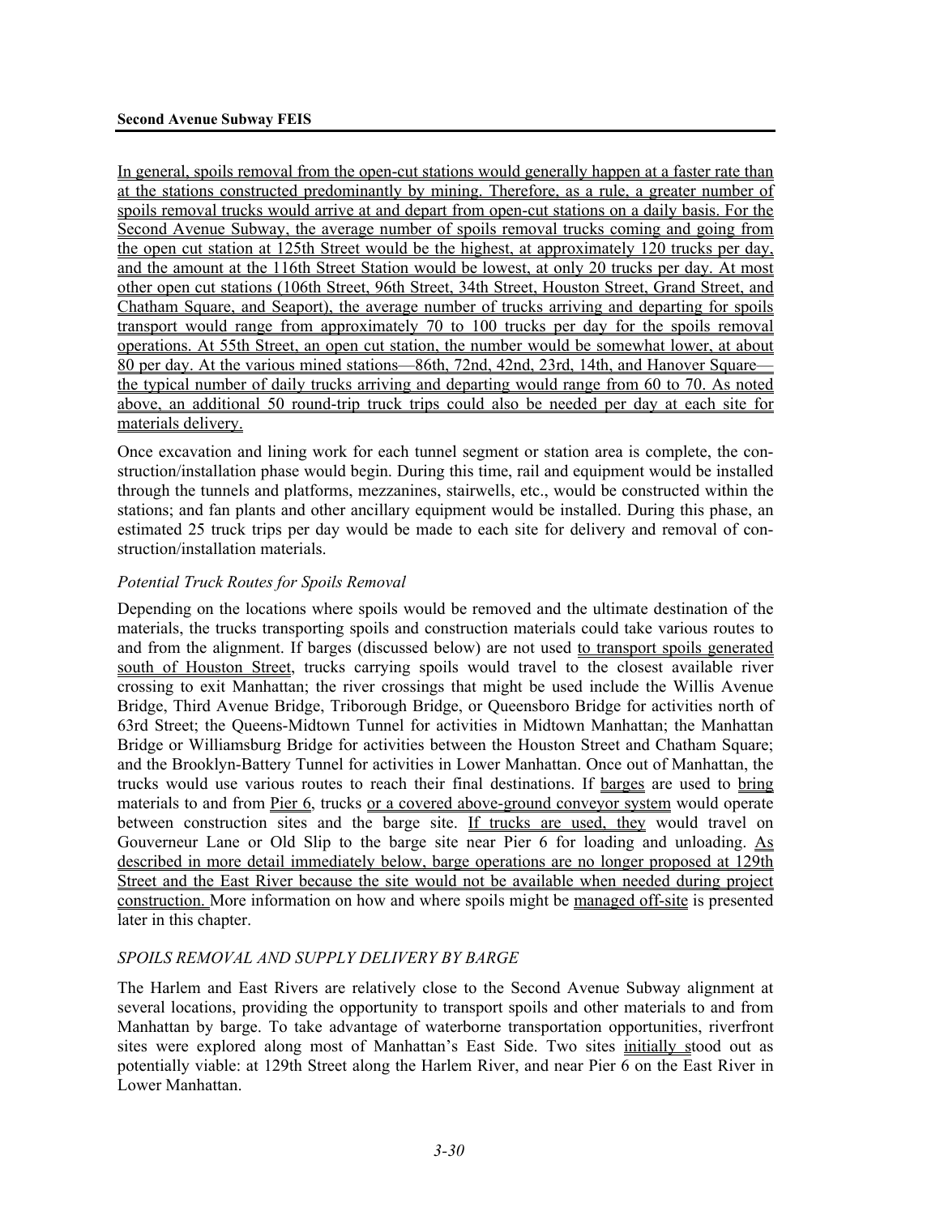In general, spoils removal from the open-cut stations would generally happen at a faster rate than at the stations constructed predominantly by mining. Therefore, as a rule, a greater number of spoils removal trucks would arrive at and depart from open-cut stations on a daily basis. For the Second Avenue Subway, the average number of spoils removal trucks coming and going from the open cut station at 125th Street would be the highest, at approximately 120 trucks per day, and the amount at the 116th Street Station would be lowest, at only 20 trucks per day. At most other open cut stations (106th Street, 96th Street, 34th Street, Houston Street, Grand Street, and Chatham Square, and Seaport), the average number of trucks arriving and departing for spoils transport would range from approximately 70 to 100 trucks per day for the spoils removal operations. At 55th Street, an open cut station, the number would be somewhat lower, at about 80 per day. At the various mined stations—86th, 72nd, 42nd, 23rd, 14th, and Hanover Square—the typical number of daily trucks arriving and departing would range from 60 to 70. As noted above, an additional 50 round-trip truck trips could also be needed per day at each site for materials delivery.

Once excavation and lining work for each tunnel segment or station area is complete, the construction/installation phase would begin. During this time, rail and equipment would be installed through the tunnels and platforms, mezzanines, stairwells, etc., would be constructed within the stations; and fan plants and other ancillary equipment would be installed. During this phase, an estimated 25 truck trips per day would be made to each site for delivery and removal of construction/installation materials.

*Potential Truck Routes for Spoils Removal*

Depending on the locations where spoils would be removed and the ultimate destination of the materials, the trucks transporting spoils and construction materials could take various routes to and from the alignment. If barges (discussed below) are not used to transport spoils generated south of Houston Street, trucks carrying spoils would travel to the closest available river crossing to exit Manhattan; the river crossings that might be used include the Willis Avenue Bridge, Third Avenue Bridge, Triborough Bridge, or Queensboro Bridge for activities north of 63rd Street; the Queens-Midtown Tunnel for activities in Midtown Manhattan; the Manhattan Bridge or Williamsburg Bridge for activities between the Houston Street and Chatham Square; and the Brooklyn-Battery Tunnel for activities in Lower Manhattan. Once out of Manhattan, the trucks would use various routes to reach their final destinations. If barges are used to bring materials to and from Pier 6, trucks or a covered above-ground conveyor system would operate between construction sites and the barge site. If trucks are used, they would travel on Gouverneur Lane or Old Slip to the barge site near Pier 6 for loading and unloading. As described in more detail immediately below, barge operations are no longer proposed at 129th Street and the East River because the site would not be available when needed during project construction. More information on how and where spoils might be managed off-site is presented later in this chapter.

*SPOILS REMOVAL AND SUPPLY DELIVERY BY BARGE*

The Harlem and East Rivers are relatively close to the Second Avenue Subway alignment at several locations, providing the opportunity to transport spoils and other materials to and from Manhattan by barge. To take advantage of waterborne transportation opportunities, riverfront sites were explored along most of Manhattan's East Side. Two sites initially stood out as potentially viable: at 129th Street along the Harlem River, and near Pier 6 on the East River in Lower Manhattan.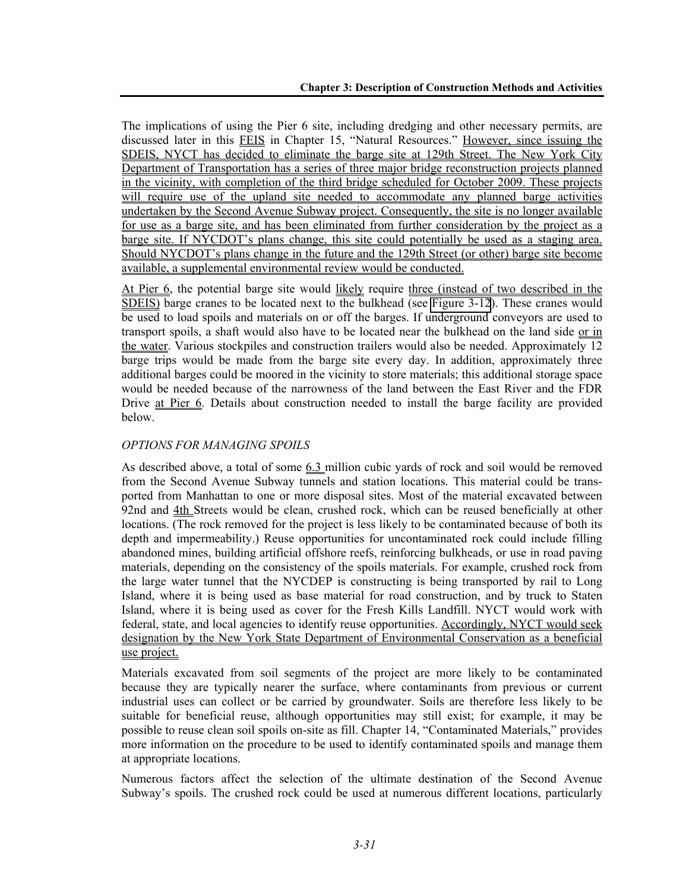The implications of using the Pier 6 site, including dredging and other necessary permits, are discussed later in this FEIS in Chapter 15, "Natural Resources." However, since issuing the SDEIS, NYCT has decided to eliminate the barge site at 129th Street. The New York City Department of Transportation has a series of three major bridge reconstruction projects planned in the vicinity, with completion of the third bridge scheduled for October 2009. These projects will require use of the upland site needed to accommodate any planned barge activities undertaken by the Second Avenue Subway project. Consequently, the site is no longer available for use as a barge site, and has been eliminated from further consideration by the project as a barge site. If NYCDOT's plans change, this site could potentially be used as a staging area. Should NYCDOT's plans change in the future and the 129th Street (or other) barge site become available, a supplemental environmental review would be conducted.

At Pier 6, the potential barge site would likely require three (instead of two described in the SDEIS) barge cranes to be located next to the bulkhead (see Figure 3-12). These cranes would be used to load spoils and materials on or off the barges. If underground conveyors are used to transport spoils, a shaft would also have to be located near the bulkhead on the land side or in the water. Various stockpiles and construction trailers would also be needed. Approximately 12 barge trips would be made from the barge site every day. In addition, approximately three additional barges could be moored in the vicinity to store materials; this additional storage space would be needed because of the narrowness of the land between the East River and the FDR Drive at Pier 6. Details about construction needed to install the barge facility are provided below.

*OPTIONS FOR MANAGING SPOILS*

As described above, a total of some 6.3 million cubic yards of rock and soil would be removed from the Second Avenue Subway tunnels and station locations. This material could be transported from Manhattan to one or more disposal sites. Most of the material excavated between 92nd and 4th Streets would be clean, crushed rock, which can be reused beneficially at other locations. (The rock removed for the project is less likely to be contaminated because of both its depth and impermeability.) Reuse opportunities for uncontaminated rock could include filling abandoned mines, building artificial offshore reefs, reinforcing bulkheads, or use in road paving materials, depending on the consistency of the spoils materials. For example, crushed rock from the large water tunnel that the NYCDEP is constructing is being transported by rail to Long Island, where it is being used as base material for road construction, and by truck to Staten Island, where it is being used as cover for the Fresh Kills Landfill. NYCT would work with federal, state, and local agencies to identify reuse opportunities. Accordingly, NYCT would seek designation by the New York State Department of Environmental Conservation as a beneficial use project.

Materials excavated from soil segments of the project are more likely to be contaminated because they are typically nearer the surface, where contaminants from previous or current industrial uses can collect or be carried by groundwater. Soils are therefore less likely to be suitable for beneficial reuse, although opportunities may still exist; for example, it may be possible to reuse clean soil spoils on-site as fill. Chapter 14, "Contaminated Materials," provides more information on the procedure to be used to identify contaminated spoils and manage them at appropriate locations.

Numerous factors affect the selection of the ultimate destination of the Second Avenue Subway's spoils. The crushed rock could be used at numerous different locations, particularly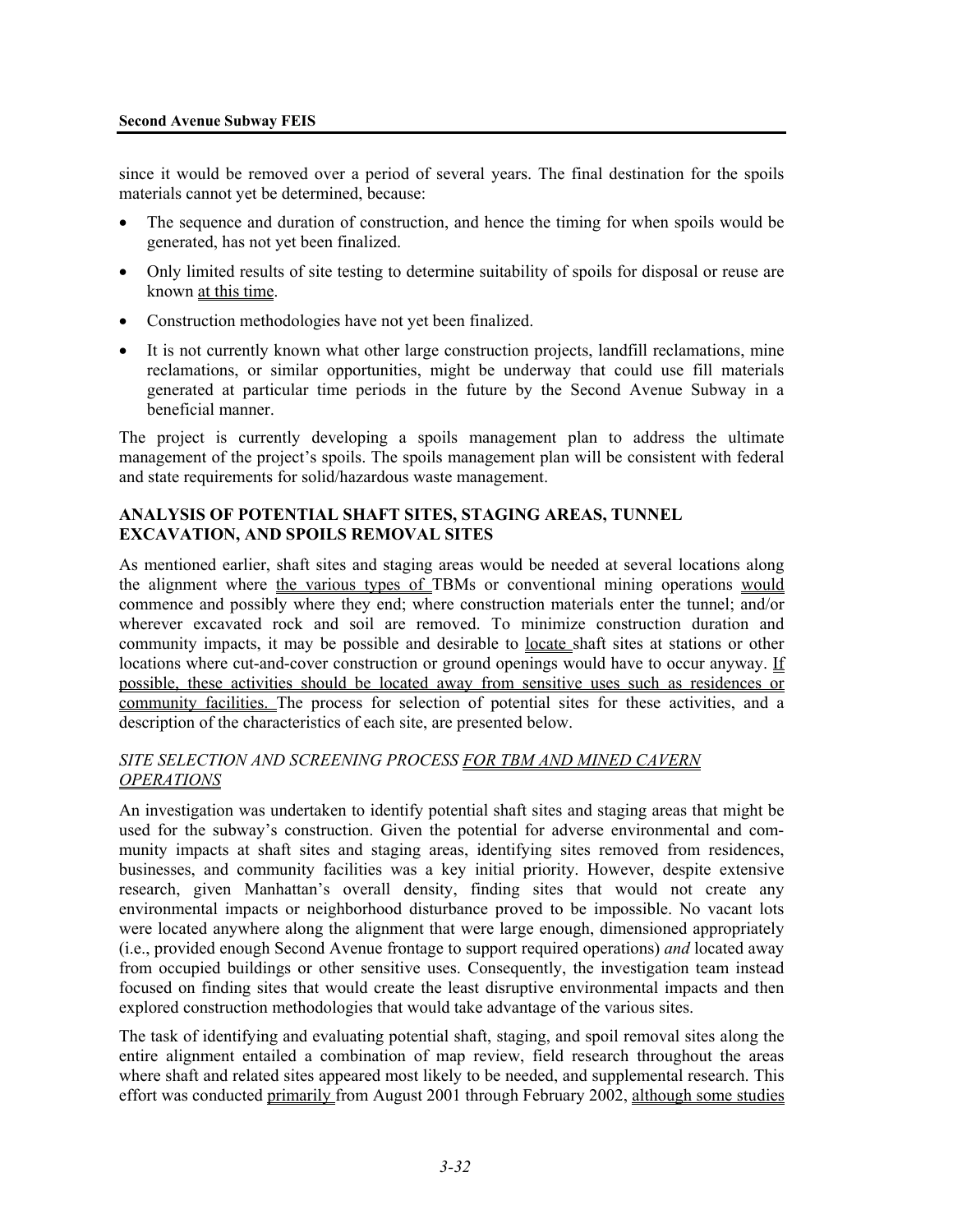since it would be removed over a period of several years. The final destination for the spoils materials cannot yet be determined, because:

- The sequence and duration of construction, and hence the timing for when spoils would be generated, has not yet been finalized.
- Only limited results of site testing to determine suitability of spoils for disposal or reuse are known at this time.
- Construction methodologies have not yet been finalized.
- It is not currently known what other large construction projects, landfill reclamations, mine reclamations, or similar opportunities, might be underway that could use fill materials generated at particular time periods in the future by the Second Avenue Subway in a beneficial manner.

The project is currently developing a spoils management plan to address the ultimate management of the project's spoils. The spoils management plan will be consistent with federal and state requirements for solid/hazardous waste management.

### ANALYSIS OF POTENTIAL SHAFT SITES, STAGING AREAS, TUNNEL EXCAVATION, AND SPOILS REMOVAL SITES

As mentioned earlier, shaft sites and staging areas would be needed at several locations along the alignment where the various types of TBMs or conventional mining operations would commence and possibly where they end; where construction materials enter the tunnel; and/or wherever excavated rock and soil are removed. To minimize construction duration and community impacts, it may be possible and desirable to locate shaft sites at stations or other locations where cut-and-cover construction or ground openings would have to occur anyway. If possible, these activities should be located away from sensitive uses such as residences or community facilities. The process for selection of potential sites for these activities, and a description of the characteristics of each site, are presented below.

#### *SITE SELECTION AND SCREENING PROCESS FOR TBM AND MINED CAVERN OPERATIONS*

An investigation was undertaken to identify potential shaft sites and staging areas that might be used for the subway's construction. Given the potential for adverse environmental and community impacts at shaft sites and staging areas, identifying sites removed from residences, businesses, and community facilities was a key initial priority. However, despite extensive research, given Manhattan's overall density, finding sites that would not create any environmental impacts or neighborhood disturbance proved to be impossible. No vacant lots were located anywhere along the alignment that were large enough, dimensioned appropriately (i.e., provided enough Second Avenue frontage to support required operations) *and* located away from occupied buildings or other sensitive uses. Consequently, the investigation team instead focused on finding sites that would create the least disruptive environmental impacts and then explored construction methodologies that would take advantage of the various sites.

The task of identifying and evaluating potential shaft, staging, and spoil removal sites along the entire alignment entailed a combination of map review, field research throughout the areas where shaft and related sites appeared most likely to be needed, and supplemental research. This effort was conducted primarily from August 2001 through February 2002, although some studies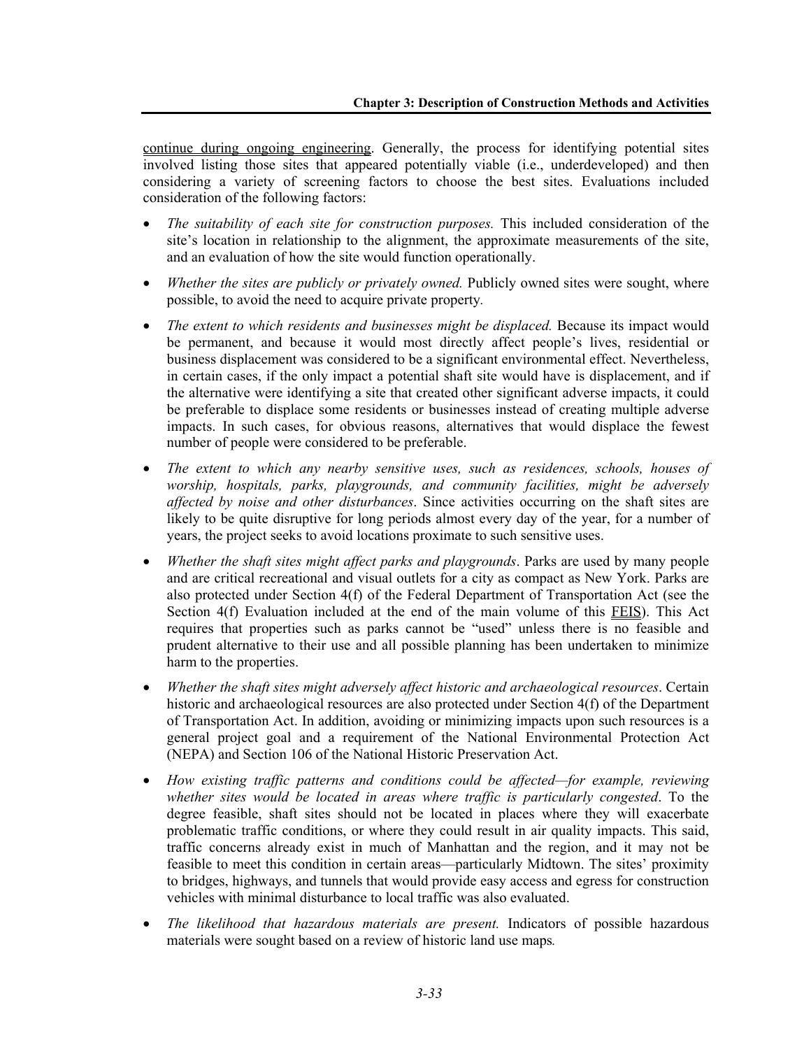continue during ongoing engineering. Generally, the process for identifying potential sites involved listing those sites that appeared potentially viable (i.e., underdeveloped) and then considering a variety of screening factors to choose the best sites. Evaluations included consideration of the following factors:

- *The suitability of each site for construction purposes.* This included consideration of the site's location in relationship to the alignment, the approximate measurements of the site, and an evaluation of how the site would function operationally.
- *Whether the sites are publicly or privately owned.* Publicly owned sites were sought, where possible, to avoid the need to acquire private property.
- *The extent to which residents and businesses might be displaced.* Because its impact would be permanent, and because it would most directly affect people's lives, residential or business displacement was considered to be a significant environmental effect. Nevertheless, in certain cases, if the only impact a potential shaft site would have is displacement, and if the alternative were identifying a site that created other significant adverse impacts, it could be preferable to displace some residents or businesses instead of creating multiple adverse impacts. In such cases, for obvious reasons, alternatives that would displace the fewest number of people were considered to be preferable.
- *The extent to which any nearby sensitive uses, such as residences, schools, houses of worship, hospitals, parks, playgrounds, and community facilities, might be adversely affected by noise and other disturbances*. Since activities occurring on the shaft sites are likely to be quite disruptive for long periods almost every day of the year, for a number of years, the project seeks to avoid locations proximate to such sensitive uses.
- *Whether the shaft sites might affect parks and playgrounds*. Parks are used by many people and are critical recreational and visual outlets for a city as compact as New York. Parks are also protected under Section 4(f) of the Federal Department of Transportation Act (see the Section 4(f) Evaluation included at the end of the main volume of this FEIS). This Act requires that properties such as parks cannot be "used" unless there is no feasible and prudent alternative to their use and all possible planning has been undertaken to minimize harm to the properties.
- *Whether the shaft sites might adversely affect historic and archaeological resources*. Certain historic and archaeological resources are also protected under Section 4(f) of the Department of Transportation Act. In addition, avoiding or minimizing impacts upon such resources is a general project goal and a requirement of the National Environmental Protection Act (NEPA) and Section 106 of the National Historic Preservation Act.
- *How existing traffic patterns and conditions could be affected—for example, reviewing whether sites would be located in areas where traffic is particularly congested*. To the degree feasible, shaft sites should not be located in places where they will exacerbate problematic traffic conditions, or where they could result in air quality impacts. This said, traffic concerns already exist in much of Manhattan and the region, and it may not be feasible to meet this condition in certain areas—particularly Midtown. The sites' proximity to bridges, highways, and tunnels that would provide easy access and egress for construction vehicles with minimal disturbance to local traffic was also evaluated.
- *The likelihood that hazardous materials are present.* Indicators of possible hazardous materials were sought based on a review of historic land use maps*.*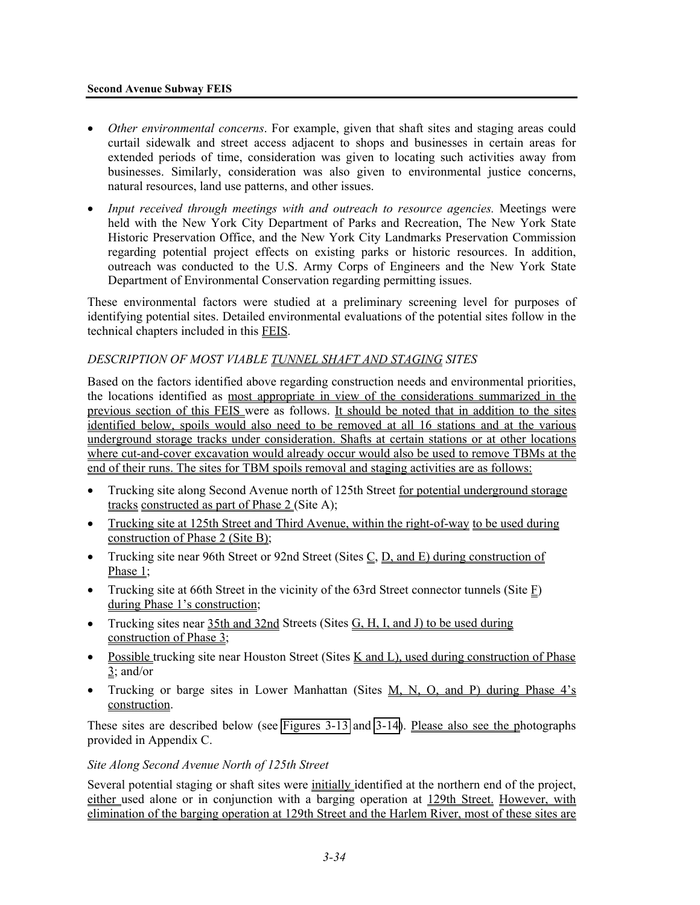- *Other environmental concerns*. For example, given that shaft sites and staging areas could curtail sidewalk and street access adjacent to shops and businesses in certain areas for extended periods of time, consideration was given to locating such activities away from businesses. Similarly, consideration was also given to environmental justice concerns, natural resources, land use patterns, and other issues.
- *Input received through meetings with and outreach to resource agencies.* Meetings were held with the New York City Department of Parks and Recreation, The New York State Historic Preservation Office, and the New York City Landmarks Preservation Commission regarding potential project effects on existing parks or historic resources. In addition, outreach was conducted to the U.S. Army Corps of Engineers and the New York State Department of Environmental Conservation regarding permitting issues.

These environmental factors were studied at a preliminary screening level for purposes of identifying potential sites. Detailed environmental evaluations of the potential sites follow in the technical chapters included in this FEIS.

*DESCRIPTION OF MOST VIABLE TUNNEL SHAFT AND STAGING SITES*

Based on the factors identified above regarding construction needs and environmental priorities, the locations identified as most appropriate in view of the considerations summarized in the previous section of this FEIS were as follows. It should be noted that in addition to the sites identified below, spoils would also need to be removed at all 16 stations and at the various underground storage tracks under consideration. Shafts at certain stations or at other locations where cut-and-cover excavation would already occur would also be used to remove TBMs at the end of their runs. The sites for TBM spoils removal and staging activities are as follows:

- Trucking site along Second Avenue north of 125th Street for potential underground storage tracks constructed as part of Phase 2 (Site A);
- Trucking site at 125th Street and Third Avenue, within the right-of-way to be used during construction of Phase 2 (Site B);
- Trucking site near 96th Street or 92nd Street (Sites C, D, and E) during construction of Phase 1;
- Trucking site at 66th Street in the vicinity of the 63rd Street connector tunnels (Site F) during Phase 1's construction;
- Trucking sites near 35th and 32nd Streets (Sites G, H, I, and J) to be used during construction of Phase 3;
- Possible trucking site near Houston Street (Sites K and L), used during construction of Phase 3; and/or
- Trucking or barge sites in Lower Manhattan (Sites M, N, O, and P) during Phase 4's construction.

These sites are described below (see Figures 3-13 and 3-14). Please also see the photographs provided in Appendix C.

*Site Along Second Avenue North of 125th Street*

Several potential staging or shaft sites were initially identified at the northern end of the project, either used alone or in conjunction with a barging operation at 129th Street. However, with elimination of the barging operation at 129th Street and the Harlem River, most of these sites are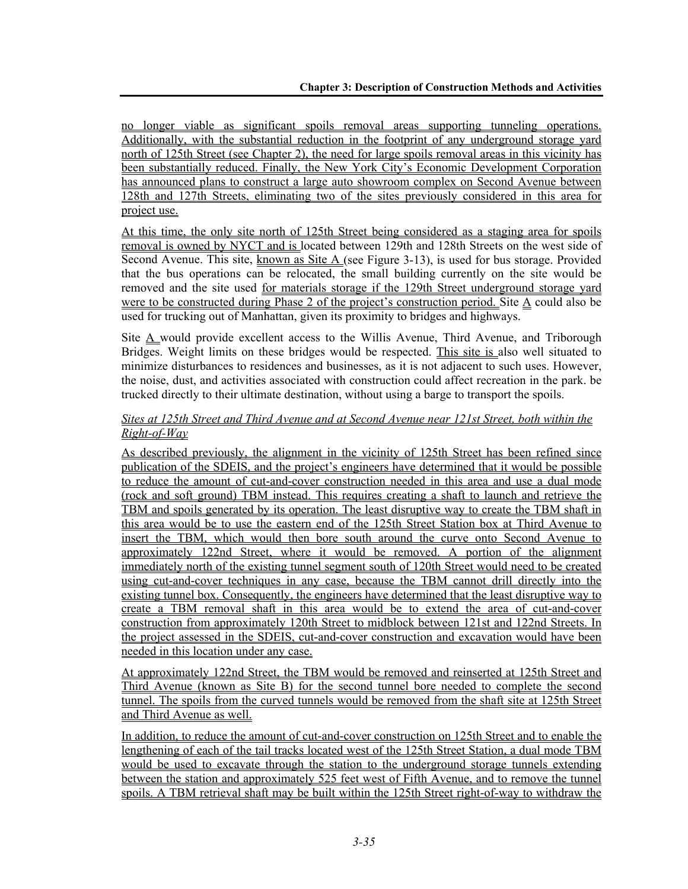no longer viable as significant spoils removal areas supporting tunneling operations. Additionally, with the substantial reduction in the footprint of any underground storage yard north of 125th Street (see Chapter 2), the need for large spoils removal areas in this vicinity has been substantially reduced. Finally, the New York City's Economic Development Corporation has announced plans to construct a large auto showroom complex on Second Avenue between 128th and 127th Streets, eliminating two of the sites previously considered in this area for project use.

At this time, the only site north of 125th Street being considered as a staging area for spoils removal is owned by NYCT and is located between 129th and 128th Streets on the west side of Second Avenue. This site, known as Site A (see Figure 3-13), is used for bus storage. Provided that the bus operations can be relocated, the small building currently on the site would be removed and the site used for materials storage if the 129th Street underground storage yard were to be constructed during Phase 2 of the project's construction period. Site A could also be used for trucking out of Manhattan, given its proximity to bridges and highways.

Site A would provide excellent access to the Willis Avenue, Third Avenue, and Triborough Bridges. Weight limits on these bridges would be respected. This site is also well situated to minimize disturbances to residences and businesses, as it is not adjacent to such uses. However, the noise, dust, and activities associated with construction could affect recreation in the park. be trucked directly to their ultimate destination, without using a barge to transport the spoils.

*Sites at 125th Street and Third Avenue and at Second Avenue near 121st Street, both within the Right-of-Way*

As described previously, the alignment in the vicinity of 125th Street has been refined since publication of the SDEIS, and the project's engineers have determined that it would be possible to reduce the amount of cut-and-cover construction needed in this area and use a dual mode (rock and soft ground) TBM instead. This requires creating a shaft to launch and retrieve the TBM and spoils generated by its operation. The least disruptive way to create the TBM shaft in this area would be to use the eastern end of the 125th Street Station box at Third Avenue to insert the TBM, which would then bore south around the curve onto Second Avenue to approximately 122nd Street, where it would be removed. A portion of the alignment immediately north of the existing tunnel segment south of 120th Street would need to be created using cut-and-cover techniques in any case, because the TBM cannot drill directly into the existing tunnel box. Consequently, the engineers have determined that the least disruptive way to create a TBM removal shaft in this area would be to extend the area of cut-and-cover construction from approximately 120th Street to midblock between 121st and 122nd Streets. In the project assessed in the SDEIS, cut-and-cover construction and excavation would have been needed in this location under any case.

At approximately 122nd Street, the TBM would be removed and reinserted at 125th Street and Third Avenue (known as Site B) for the second tunnel bore needed to complete the second tunnel. The spoils from the curved tunnels would be removed from the shaft site at 125th Street and Third Avenue as well.

In addition, to reduce the amount of cut-and-cover construction on 125th Street and to enable the lengthening of each of the tail tracks located west of the 125th Street Station, a dual mode TBM would be used to excavate through the station to the underground storage tunnels extending between the station and approximately 525 feet west of Fifth Avenue, and to remove the tunnel spoils. A TBM retrieval shaft may be built within the 125th Street right-of-way to withdraw the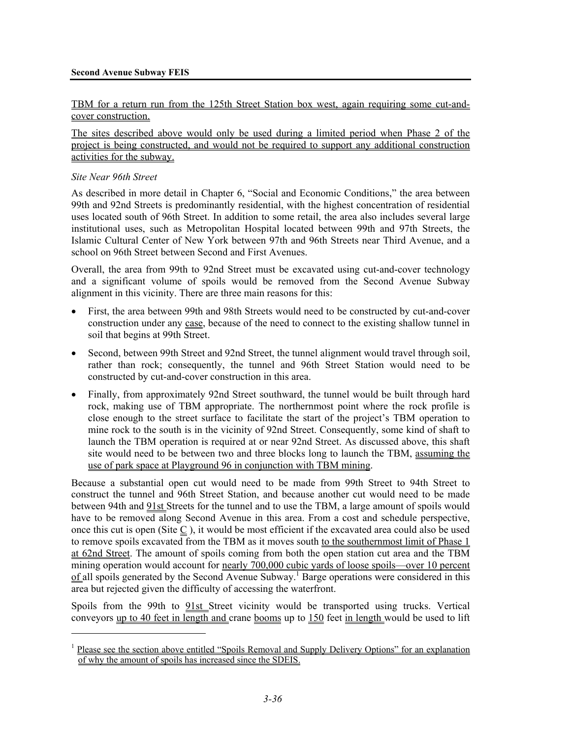TBM for a return run from the 125th Street Station box west, again requiring some cut-and-cover construction.

The sites described above would only be used during a limited period when Phase 2 of the project is being constructed, and would not be required to support any additional construction activities for the subway.

*Site Near 96th Street*

As described in more detail in Chapter 6, "Social and Economic Conditions," the area between 99th and 92nd Streets is predominantly residential, with the highest concentration of residential uses located south of 96th Street. In addition to some retail, the area also includes several large institutional uses, such as Metropolitan Hospital located between 99th and 97th Streets, the Islamic Cultural Center of New York between 97th and 96th Streets near Third Avenue, and a school on 96th Street between Second and First Avenues.

Overall, the area from 99th to 92nd Street must be excavated using cut-and-cover technology and a significant volume of spoils would be removed from the Second Avenue Subway alignment in this vicinity. There are three main reasons for this:

- First, the area between 99th and 98th Streets would need to be constructed by cut-and-cover construction under any case, because of the need to connect to the existing shallow tunnel in soil that begins at 99th Street.
- Second, between 99th Street and 92nd Street, the tunnel alignment would travel through soil, rather than rock; consequently, the tunnel and 96th Street Station would need to be constructed by cut-and-cover construction in this area.
- Finally, from approximately 92nd Street southward, the tunnel would be built through hard rock, making use of TBM appropriate. The northernmost point where the rock profile is close enough to the street surface to facilitate the start of the project's TBM operation to mine rock to the south is in the vicinity of 92nd Street. Consequently, some kind of shaft to launch the TBM operation is required at or near 92nd Street. As discussed above, this shaft site would need to be between two and three blocks long to launch the TBM, assuming the use of park space at Playground 96 in conjunction with TBM mining.

Because a substantial open cut would need to be made from 99th Street to 94th Street to construct the tunnel and 96th Street Station, and because another cut would need to be made between 94th and 91st Streets for the tunnel and to use the TBM, a large amount of spoils would have to be removed along Second Avenue in this area. From a cost and schedule perspective, once this cut is open (Site C ), it would be most efficient if the excavated area could also be used to remove spoils excavated from the TBM as it moves south to the southernmost limit of Phase 1 at 62nd Street. The amount of spoils coming from both the open station cut area and the TBM mining operation would account for nearly 700,000 cubic yards of loose spoils—over 10 percent of all spoils generated by the Second Avenue Subway.[1] Barge operations were considered in this area but rejected given the difficulty of accessing the waterfront.

Spoils from the 99th to 91st Street vicinity would be transported using trucks. Vertical conveyors up to 40 feet in length and crane booms up to 150 feet in length would be used to lift

[1] Please see the section above entitled "Spoils Removal and Supply Delivery Options" for an explanation of why the amount of spoils has increased since the SDEIS.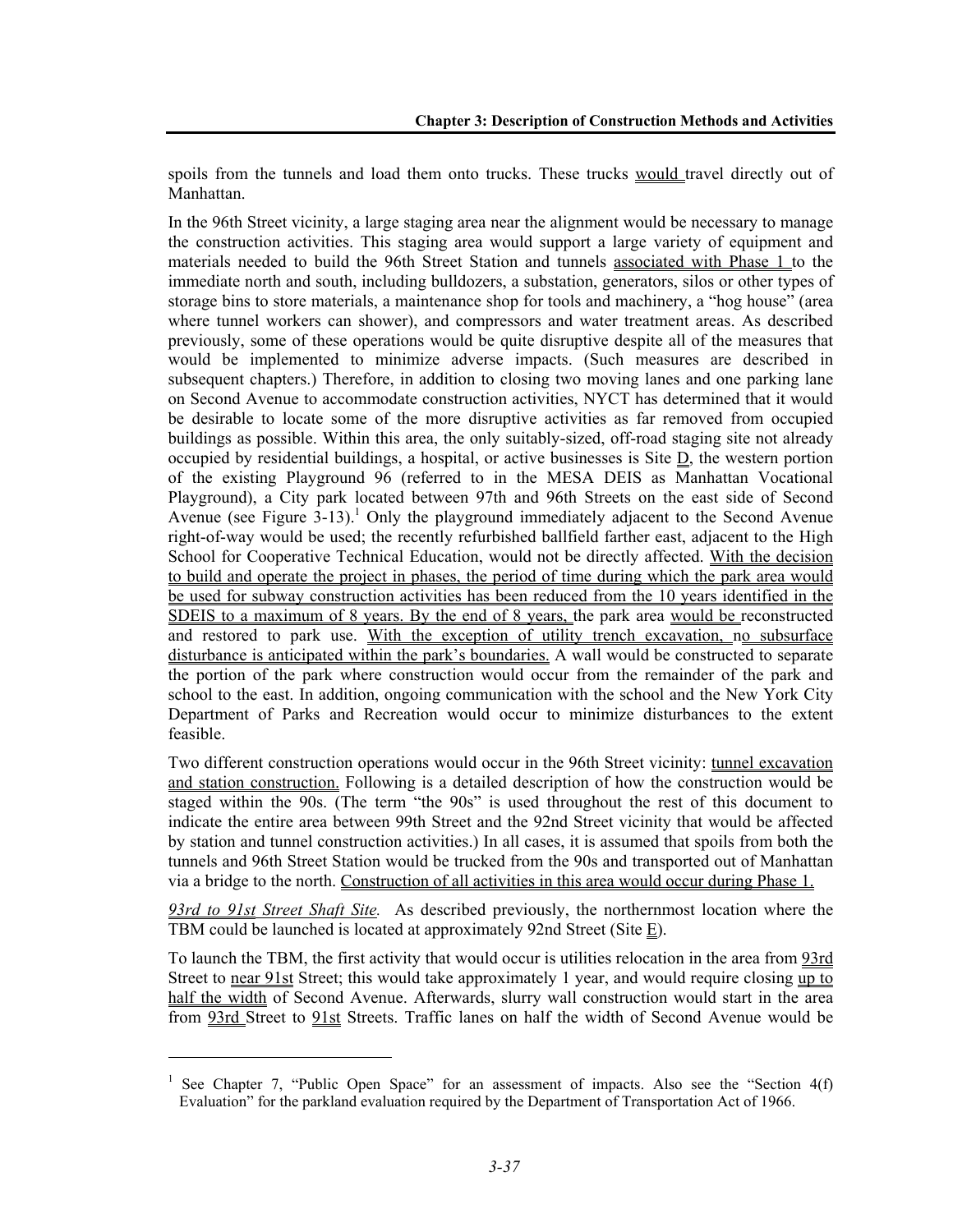spoils from the tunnels and load them onto trucks. These trucks would travel directly out of Manhattan.

In the 96th Street vicinity, a large staging area near the alignment would be necessary to manage the construction activities. This staging area would support a large variety of equipment and materials needed to build the 96th Street Station and tunnels associated with Phase 1 to the immediate north and south, including bulldozers, a substation, generators, silos or other types of storage bins to store materials, a maintenance shop for tools and machinery, a "hog house" (area where tunnel workers can shower), and compressors and water treatment areas. As described previously, some of these operations would be quite disruptive despite all of the measures that would be implemented to minimize adverse impacts. (Such measures are described in subsequent chapters.) Therefore, in addition to closing two moving lanes and one parking lane on Second Avenue to accommodate construction activities, NYCT has determined that it would be desirable to locate some of the more disruptive activities as far removed from occupied buildings as possible. Within this area, the only suitably-sized, off-road staging site not already occupied by residential buildings, a hospital, or active businesses is Site D, the western portion of the existing Playground 96 (referred to in the MESA DEIS as Manhattan Vocational Playground), a City park located between 97th and 96th Streets on the east side of Second Avenue (see Figure 3-13).[1] Only the playground immediately adjacent to the Second Avenue right-of-way would be used; the recently refurbished ballfield farther east, adjacent to the High School for Cooperative Technical Education, would not be directly affected. With the decision to build and operate the project in phases, the period of time during which the park area would be used for subway construction activities has been reduced from the 10 years identified in the SDEIS to a maximum of 8 years. By the end of 8 years, the park area would be reconstructed and restored to park use. With the exception of utility trench excavation, no subsurface disturbance is anticipated within the park's boundaries. A wall would be constructed to separate the portion of the park where construction would occur from the remainder of the park and school to the east. In addition, ongoing communication with the school and the New York City Department of Parks and Recreation would occur to minimize disturbances to the extent feasible.

Two different construction operations would occur in the 96th Street vicinity: tunnel excavation and station construction. Following is a detailed description of how the construction would be staged within the 90s. (The term "the 90s" is used throughout the rest of this document to indicate the entire area between 99th Street and the 92nd Street vicinity that would be affected by station and tunnel construction activities.) In all cases, it is assumed that spoils from both the tunnels and 96th Street Station would be trucked from the 90s and transported out of Manhattan via a bridge to the north. Construction of all activities in this area would occur during Phase 1.

*93rd to 91st Street Shaft Site.* As described previously, the northernmost location where the TBM could be launched is located at approximately 92nd Street (Site E).

To launch the TBM, the first activity that would occur is utilities relocation in the area from 93rd Street to near 91st Street; this would take approximately 1 year, and would require closing up to half the width of Second Avenue. Afterwards, slurry wall construction would start in the area from 93rd Street to 91st Streets. Traffic lanes on half the width of Second Avenue would be

[1] See Chapter 7, "Public Open Space" for an assessment of impacts. Also see the "Section 4(f) Evaluation" for the parkland evaluation required by the Department of Transportation Act of 1966.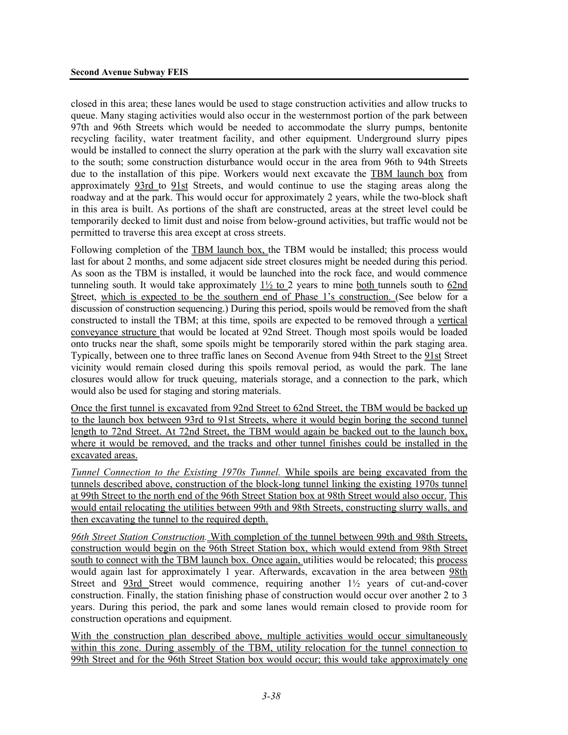closed in this area; these lanes would be used to stage construction activities and allow trucks to queue. Many staging activities would also occur in the westernmost portion of the park between 97th and 96th Streets which would be needed to accommodate the slurry pumps, bentonite recycling facility, water treatment facility, and other equipment. Underground slurry pipes would be installed to connect the slurry operation at the park with the slurry wall excavation site to the south; some construction disturbance would occur in the area from 96th to 94th Streets due to the installation of this pipe. Workers would next excavate the TBM launch box from approximately 93rd to 91st Streets, and would continue to use the staging areas along the roadway and at the park. This would occur for approximately 2 years, while the two-block shaft in this area is built. As portions of the shaft are constructed, areas at the street level could be temporarily decked to limit dust and noise from below-ground activities, but traffic would not be permitted to traverse this area except at cross streets.

Following completion of the TBM launch box, the TBM would be installed; this process would last for about 2 months, and some adjacent side street closures might be needed during this period. As soon as the TBM is installed, it would be launched into the rock face, and would commence tunneling south. It would take approximately 1½ to 2 years to mine both tunnels south to 62nd Street, which is expected to be the southern end of Phase 1's construction. (See below for a discussion of construction sequencing.) During this period, spoils would be removed from the shaft constructed to install the TBM; at this time, spoils are expected to be removed through a vertical conveyance structure that would be located at 92nd Street. Though most spoils would be loaded onto trucks near the shaft, some spoils might be temporarily stored within the park staging area. Typically, between one to three traffic lanes on Second Avenue from 94th Street to the 91st Street vicinity would remain closed during this spoils removal period, as would the park. The lane closures would allow for truck queuing, materials storage, and a connection to the park, which would also be used for staging and storing materials.

Once the first tunnel is excavated from 92nd Street to 62nd Street, the TBM would be backed up to the launch box between 93rd to 91st Streets, where it would begin boring the second tunnel length to 72nd Street. At 72nd Street, the TBM would again be backed out to the launch box, where it would be removed, and the tracks and other tunnel finishes could be installed in the excavated areas.

*Tunnel Connection to the Existing 1970s Tunnel.* While spoils are being excavated from the tunnels described above, construction of the block-long tunnel linking the existing 1970s tunnel at 99th Street to the north end of the 96th Street Station box at 98th Street would also occur. This would entail relocating the utilities between 99th and 98th Streets, constructing slurry walls, and then excavating the tunnel to the required depth.

*96th Street Station Construction.* With completion of the tunnel between 99th and 98th Streets, construction would begin on the 96th Street Station box, which would extend from 98th Street south to connect with the TBM launch box. Once again, utilities would be relocated; this process would again last for approximately 1 year. Afterwards, excavation in the area between 98th Street and 93rd Street would commence, requiring another 1½ years of cut-and-cover construction. Finally, the station finishing phase of construction would occur over another 2 to 3 years. During this period, the park and some lanes would remain closed to provide room for construction operations and equipment.

With the construction plan described above, multiple activities would occur simultaneously within this zone. During assembly of the TBM, utility relocation for the tunnel connection to 99th Street and for the 96th Street Station box would occur; this would take approximately one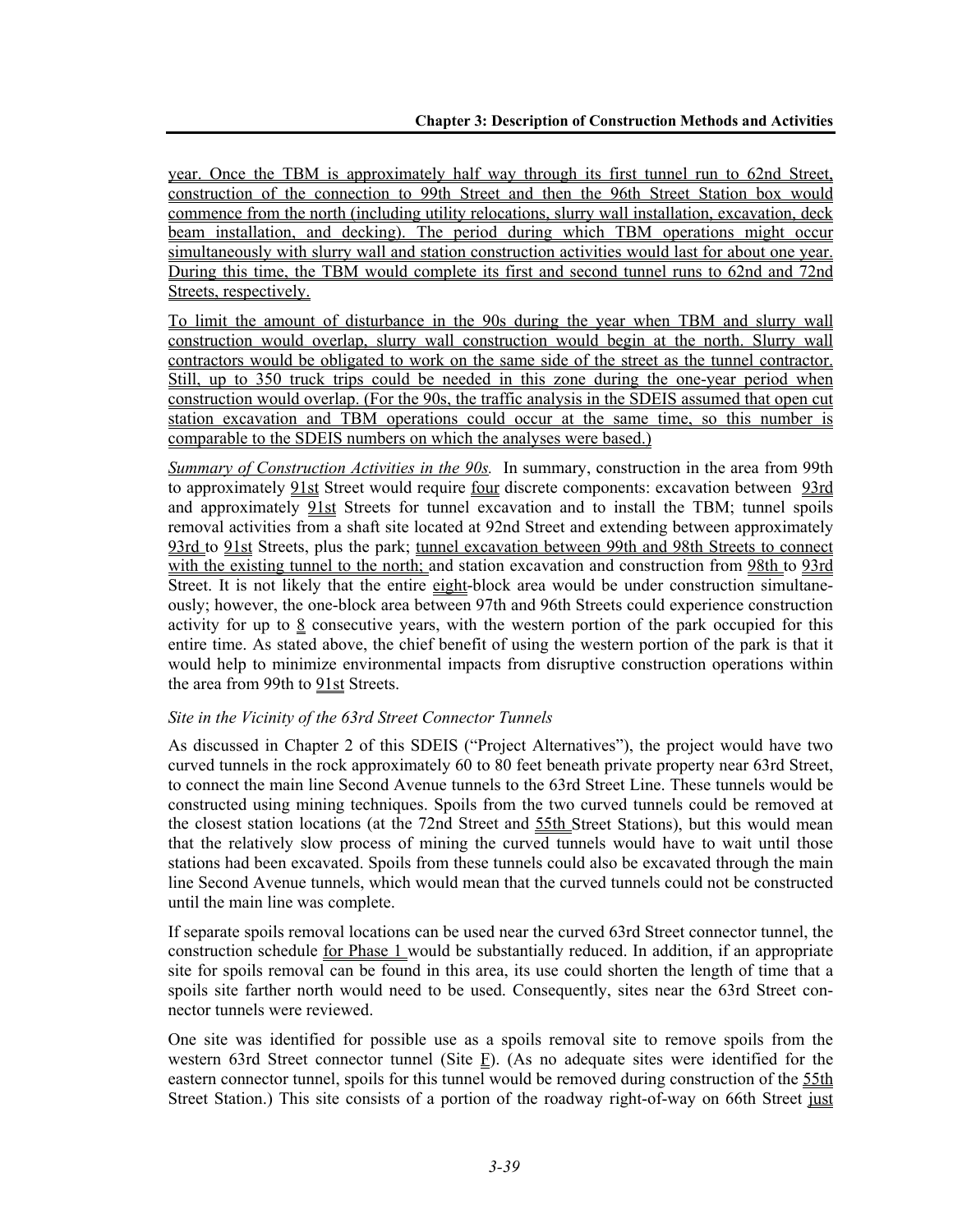year. Once the TBM is approximately half way through its first tunnel run to 62nd Street, construction of the connection to 99th Street and then the 96th Street Station box would commence from the north (including utility relocations, slurry wall installation, excavation, deck beam installation, and decking). The period during which TBM operations might occur simultaneously with slurry wall and station construction activities would last for about one year. During this time, the TBM would complete its first and second tunnel runs to 62nd and 72nd Streets, respectively.

To limit the amount of disturbance in the 90s during the year when TBM and slurry wall construction would overlap, slurry wall construction would begin at the north. Slurry wall contractors would be obligated to work on the same side of the street as the tunnel contractor. Still, up to 350 truck trips could be needed in this zone during the one-year period when construction would overlap. (For the 90s, the traffic analysis in the SDEIS assumed that open cut station excavation and TBM operations could occur at the same time, so this number is comparable to the SDEIS numbers on which the analyses were based.)

*Summary of Construction Activities in the 90s.* In summary, construction in the area from 99th to approximately 91st Street would require four discrete components: excavation between 93rd and approximately 91st Streets for tunnel excavation and to install the TBM; tunnel spoils removal activities from a shaft site located at 92nd Street and extending between approximately 93rd to 91st Streets, plus the park; tunnel excavation between 99th and 98th Streets to connect with the existing tunnel to the north; and station excavation and construction from 98th to 93rd Street. It is not likely that the entire eight-block area would be under construction simultaneously; however, the one-block area between 97th and 96th Streets could experience construction activity for up to 8 consecutive years, with the western portion of the park occupied for this entire time. As stated above, the chief benefit of using the western portion of the park is that it would help to minimize environmental impacts from disruptive construction operations within the area from 99th to 91st Streets.

*Site in the Vicinity of the 63rd Street Connector Tunnels*

As discussed in Chapter 2 of this SDEIS ("Project Alternatives"), the project would have two curved tunnels in the rock approximately 60 to 80 feet beneath private property near 63rd Street, to connect the main line Second Avenue tunnels to the 63rd Street Line. These tunnels would be constructed using mining techniques. Spoils from the two curved tunnels could be removed at the closest station locations (at the 72nd Street and 55th Street Stations), but this would mean that the relatively slow process of mining the curved tunnels would have to wait until those stations had been excavated. Spoils from these tunnels could also be excavated through the main line Second Avenue tunnels, which would mean that the curved tunnels could not be constructed until the main line was complete.

If separate spoils removal locations can be used near the curved 63rd Street connector tunnel, the construction schedule for Phase 1 would be substantially reduced. In addition, if an appropriate site for spoils removal can be found in this area, its use could shorten the length of time that a spoils site farther north would need to be used. Consequently, sites near the 63rd Street connector tunnels were reviewed.

One site was identified for possible use as a spoils removal site to remove spoils from the western 63rd Street connector tunnel (Site F). (As no adequate sites were identified for the eastern connector tunnel, spoils for this tunnel would be removed during construction of the 55th Street Station.) This site consists of a portion of the roadway right-of-way on 66th Street just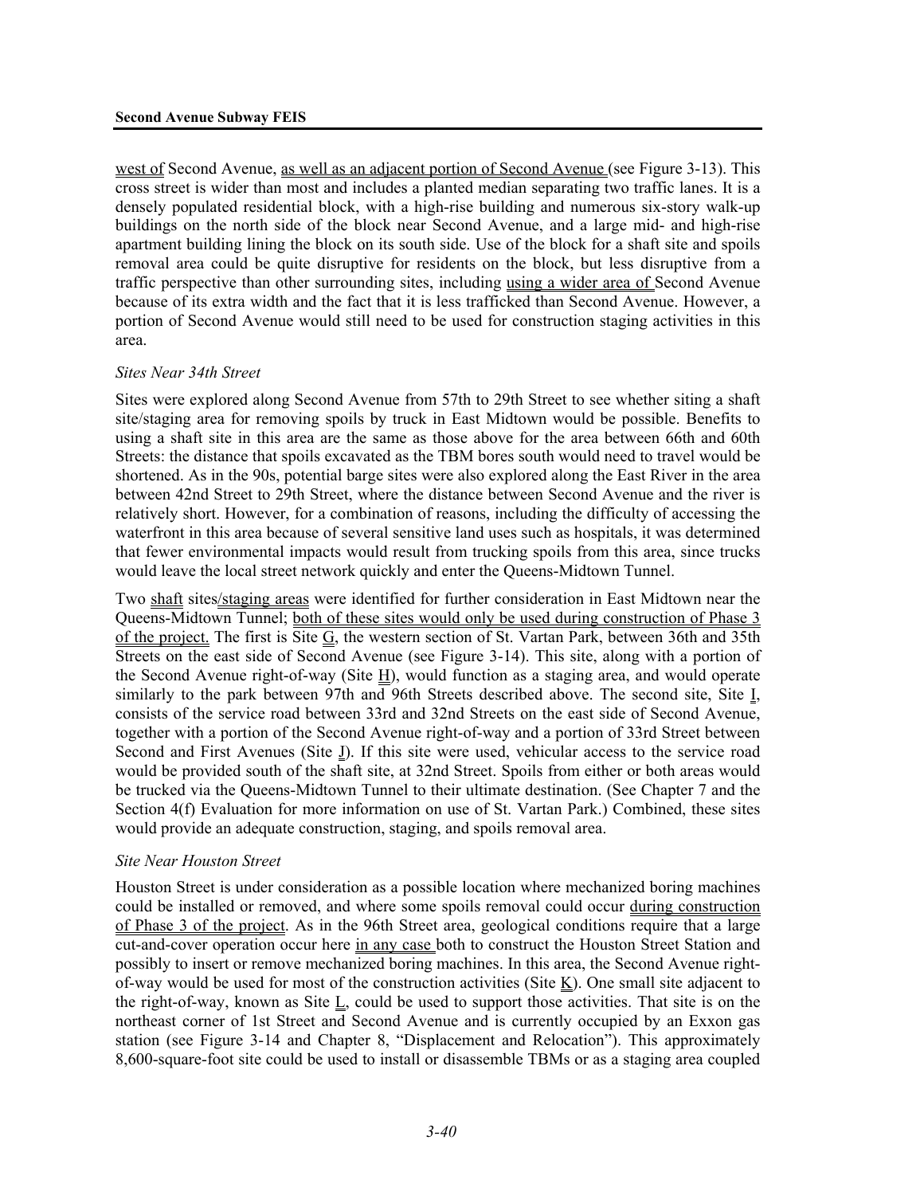west of Second Avenue, as well as an adjacent portion of Second Avenue (see Figure 3-13). This cross street is wider than most and includes a planted median separating two traffic lanes. It is a densely populated residential block, with a high-rise building and numerous six-story walk-up buildings on the north side of the block near Second Avenue, and a large mid- and high-rise apartment building lining the block on its south side. Use of the block for a shaft site and spoils removal area could be quite disruptive for residents on the block, but less disruptive from a traffic perspective than other surrounding sites, including using a wider area of Second Avenue because of its extra width and the fact that it is less trafficked than Second Avenue. However, a portion of Second Avenue would still need to be used for construction staging activities in this area.

*Sites Near 34th Street*

Sites were explored along Second Avenue from 57th to 29th Street to see whether siting a shaft site/staging area for removing spoils by truck in East Midtown would be possible. Benefits to using a shaft site in this area are the same as those above for the area between 66th and 60th Streets: the distance that spoils excavated as the TBM bores south would need to travel would be shortened. As in the 90s, potential barge sites were also explored along the East River in the area between 42nd Street to 29th Street, where the distance between Second Avenue and the river is relatively short. However, for a combination of reasons, including the difficulty of accessing the waterfront in this area because of several sensitive land uses such as hospitals, it was determined that fewer environmental impacts would result from trucking spoils from this area, since trucks would leave the local street network quickly and enter the Queens-Midtown Tunnel.

Two shaft sites/staging areas were identified for further consideration in East Midtown near the Queens-Midtown Tunnel; both of these sites would only be used during construction of Phase 3 of the project. The first is Site G, the western section of St. Vartan Park, between 36th and 35th Streets on the east side of Second Avenue (see Figure 3-14). This site, along with a portion of the Second Avenue right-of-way (Site H), would function as a staging area, and would operate similarly to the park between 97th and 96th Streets described above. The second site, Site I, consists of the service road between 33rd and 32nd Streets on the east side of Second Avenue, together with a portion of the Second Avenue right-of-way and a portion of 33rd Street between Second and First Avenues (Site J). If this site were used, vehicular access to the service road would be provided south of the shaft site, at 32nd Street. Spoils from either or both areas would be trucked via the Queens-Midtown Tunnel to their ultimate destination. (See Chapter 7 and the Section 4(f) Evaluation for more information on use of St. Vartan Park.) Combined, these sites would provide an adequate construction, staging, and spoils removal area.

*Site Near Houston Street*

Houston Street is under consideration as a possible location where mechanized boring machines could be installed or removed, and where some spoils removal could occur during construction of Phase 3 of the project. As in the 96th Street area, geological conditions require that a large cut-and-cover operation occur here in any case both to construct the Houston Street Station and possibly to insert or remove mechanized boring machines. In this area, the Second Avenue right-of-way would be used for most of the construction activities (Site K). One small site adjacent to the right-of-way, known as Site L, could be used to support those activities. That site is on the northeast corner of 1st Street and Second Avenue and is currently occupied by an Exxon gas station (see Figure 3-14 and Chapter 8, "Displacement and Relocation"). This approximately 8,600-square-foot site could be used to install or disassemble TBMs or as a staging area coupled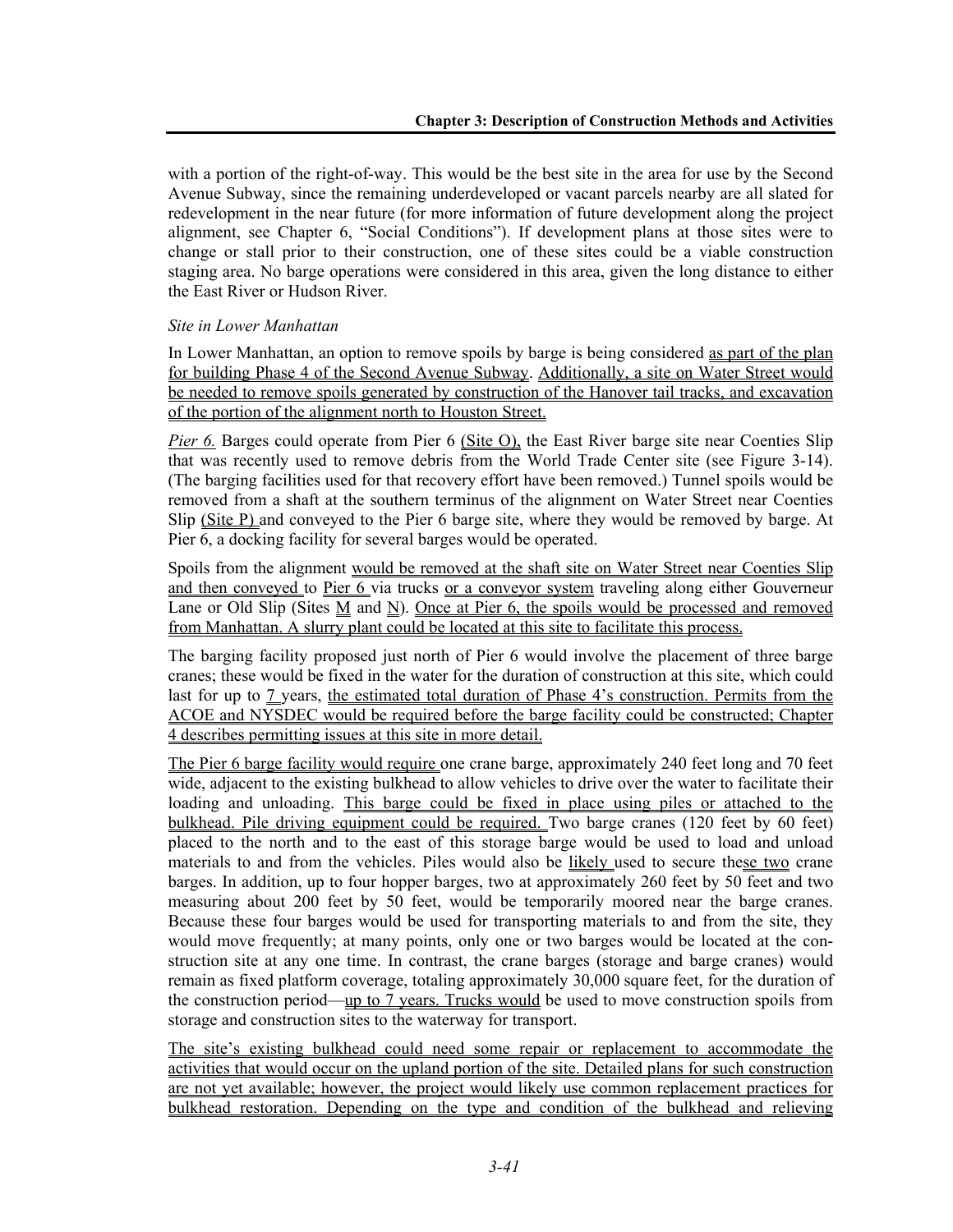with a portion of the right-of-way. This would be the best site in the area for use by the Second Avenue Subway, since the remaining underdeveloped or vacant parcels nearby are all slated for redevelopment in the near future (for more information of future development along the project alignment, see Chapter 6, "Social Conditions"). If development plans at those sites were to change or stall prior to their construction, one of these sites could be a viable construction staging area. No barge operations were considered in this area, given the long distance to either the East River or Hudson River.

*Site in Lower Manhattan*

In Lower Manhattan, an option to remove spoils by barge is being considered as part of the plan for building Phase 4 of the Second Avenue Subway. Additionally, a site on Water Street would be needed to remove spoils generated by construction of the Hanover tail tracks, and excavation of the portion of the alignment north to Houston Street.

*Pier 6.* Barges could operate from Pier 6 (Site O), the East River barge site near Coenties Slip that was recently used to remove debris from the World Trade Center site (see Figure 3-14). (The barging facilities used for that recovery effort have been removed.) Tunnel spoils would be removed from a shaft at the southern terminus of the alignment on Water Street near Coenties Slip (Site P) and conveyed to the Pier 6 barge site, where they would be removed by barge. At Pier 6, a docking facility for several barges would be operated.

Spoils from the alignment would be removed at the shaft site on Water Street near Coenties Slip and then conveyed to Pier 6 via trucks or a conveyor system traveling along either Gouverneur Lane or Old Slip (Sites M and N). Once at Pier 6, the spoils would be processed and removed from Manhattan. A slurry plant could be located at this site to facilitate this process.

The barging facility proposed just north of Pier 6 would involve the placement of three barge cranes; these would be fixed in the water for the duration of construction at this site, which could last for up to 7 years, the estimated total duration of Phase 4's construction. Permits from the ACOE and NYSDEC would be required before the barge facility could be constructed; Chapter 4 describes permitting issues at this site in more detail.

The Pier 6 barge facility would require one crane barge, approximately 240 feet long and 70 feet wide, adjacent to the existing bulkhead to allow vehicles to drive over the water to facilitate their loading and unloading. This barge could be fixed in place using piles or attached to the bulkhead. Pile driving equipment could be required. Two barge cranes (120 feet by 60 feet) placed to the north and to the east of this storage barge would be used to load and unload materials to and from the vehicles. Piles would also be likely used to secure these two crane barges. In addition, up to four hopper barges, two at approximately 260 feet by 50 feet and two measuring about 200 feet by 50 feet, would be temporarily moored near the barge cranes. Because these four barges would be used for transporting materials to and from the site, they would move frequently; at many points, only one or two barges would be located at the construction site at any one time. In contrast, the crane barges (storage and barge cranes) would remain as fixed platform coverage, totaling approximately 30,000 square feet, for the duration of the construction period—up to 7 years. Trucks would be used to move construction spoils from storage and construction sites to the waterway for transport.

The site's existing bulkhead could need some repair or replacement to accommodate the activities that would occur on the upland portion of the site. Detailed plans for such construction are not yet available; however, the project would likely use common replacement practices for bulkhead restoration. Depending on the type and condition of the bulkhead and relieving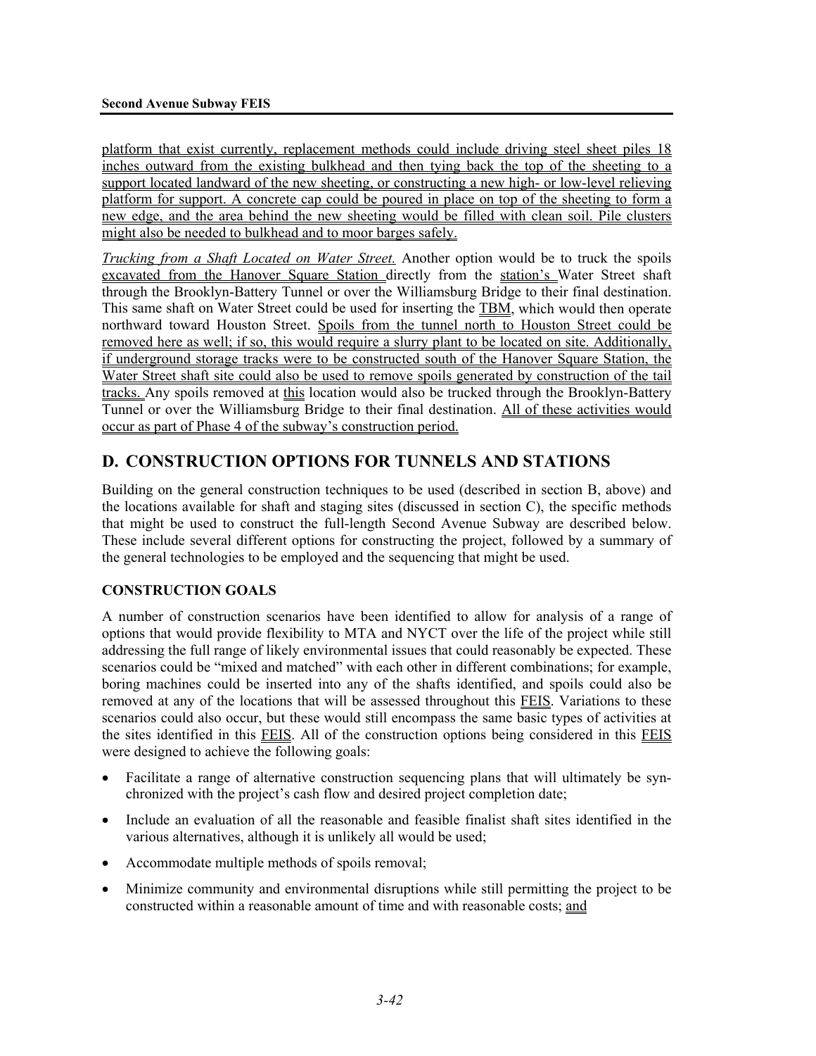platform that exist currently, replacement methods could include driving steel sheet piles 18 inches outward from the existing bulkhead and then tying back the top of the sheeting to a support located landward of the new sheeting, or constructing a new high- or low-level relieving platform for support. A concrete cap could be poured in place on top of the sheeting to form a new edge, and the area behind the new sheeting would be filled with clean soil. Pile clusters might also be needed to bulkhead and to moor barges safely.

*Trucking from a Shaft Located on Water Street.* Another option would be to truck the spoils excavated from the Hanover Square Station directly from the station's Water Street shaft through the Brooklyn-Battery Tunnel or over the Williamsburg Bridge to their final destination. This same shaft on Water Street could be used for inserting the TBM, which would then operate northward toward Houston Street. Spoils from the tunnel north to Houston Street could be removed here as well; if so, this would require a slurry plant to be located on site. Additionally, if underground storage tracks were to be constructed south of the Hanover Square Station, the Water Street shaft site could also be used to remove spoils generated by construction of the tail tracks. Any spoils removed at this location would also be trucked through the Brooklyn-Battery Tunnel or over the Williamsburg Bridge to their final destination. All of these activities would occur as part of Phase 4 of the subway's construction period.

## D. CONSTRUCTION OPTIONS FOR TUNNELS AND STATIONS

Building on the general construction techniques to be used (described in section B, above) and the locations available for shaft and staging sites (discussed in section C), the specific methods that might be used to construct the full-length Second Avenue Subway are described below. These include several different options for constructing the project, followed by a summary of the general technologies to be employed and the sequencing that might be used.

### CONSTRUCTION GOALS

A number of construction scenarios have been identified to allow for analysis of a range of options that would provide flexibility to MTA and NYCT over the life of the project while still addressing the full range of likely environmental issues that could reasonably be expected. These scenarios could be "mixed and matched" with each other in different combinations; for example, boring machines could be inserted into any of the shafts identified, and spoils could also be removed at any of the locations that will be assessed throughout this FEIS. Variations to these scenarios could also occur, but these would still encompass the same basic types of activities at the sites identified in this FEIS. All of the construction options being considered in this FEIS were designed to achieve the following goals:

- Facilitate a range of alternative construction sequencing plans that will ultimately be synchronized with the project's cash flow and desired project completion date;
- Include an evaluation of all the reasonable and feasible finalist shaft sites identified in the various alternatives, although it is unlikely all would be used;
- Accommodate multiple methods of spoils removal;
- Minimize community and environmental disruptions while still permitting the project to be constructed within a reasonable amount of time and with reasonable costs; and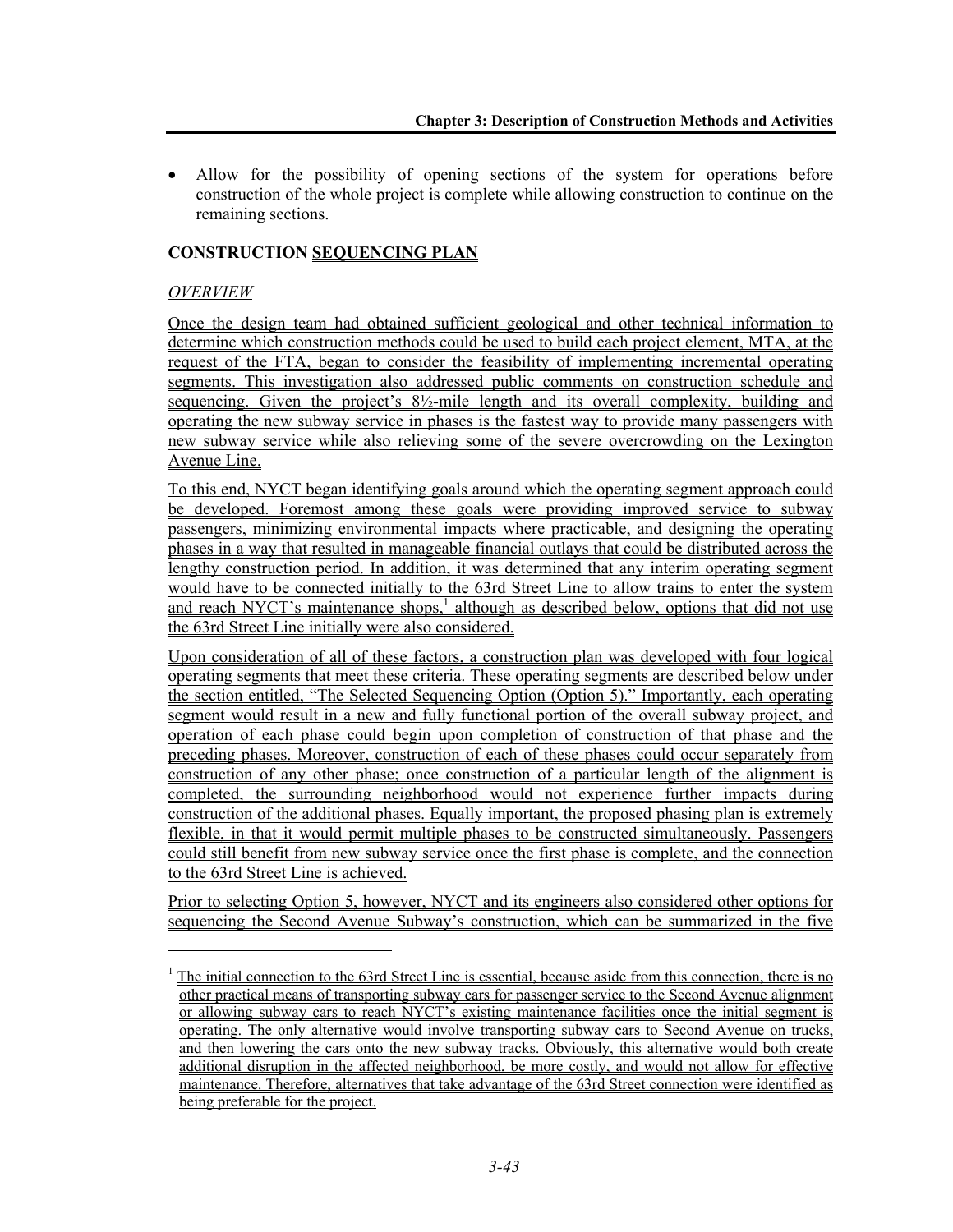- Allow for the possibility of opening sections of the system for operations before construction of the whole project is complete while allowing construction to continue on the remaining sections.

## CONSTRUCTION SEQUENCING PLAN

### *OVERVIEW*

Once the design team had obtained sufficient geological and other technical information to determine which construction methods could be used to build each project element, MTA, at the request of the FTA, began to consider the feasibility of implementing incremental operating segments. This investigation also addressed public comments on construction schedule and sequencing. Given the project's 8½-mile length and its overall complexity, building and operating the new subway service in phases is the fastest way to provide many passengers with new subway service while also relieving some of the severe overcrowding on the Lexington Avenue Line.

To this end, NYCT began identifying goals around which the operating segment approach could be developed. Foremost among these goals were providing improved service to subway passengers, minimizing environmental impacts where practicable, and designing the operating phases in a way that resulted in manageable financial outlays that could be distributed across the lengthy construction period. In addition, it was determined that any interim operating segment would have to be connected initially to the 63rd Street Line to allow trains to enter the system and reach NYCT's maintenance shops,[1] although as described below, options that did not use the 63rd Street Line initially were also considered.

Upon consideration of all of these factors, a construction plan was developed with four logical operating segments that meet these criteria. These operating segments are described below under the section entitled, "The Selected Sequencing Option (Option 5)." Importantly, each operating segment would result in a new and fully functional portion of the overall subway project, and operation of each phase could begin upon completion of construction of that phase and the preceding phases. Moreover, construction of each of these phases could occur separately from construction of any other phase; once construction of a particular length of the alignment is completed, the surrounding neighborhood would not experience further impacts during construction of the additional phases. Equally important, the proposed phasing plan is extremely flexible, in that it would permit multiple phases to be constructed simultaneously. Passengers could still benefit from new subway service once the first phase is complete, and the connection to the 63rd Street Line is achieved.

Prior to selecting Option 5, however, NYCT and its engineers also considered other options for sequencing the Second Avenue Subway's construction, which can be summarized in the five

[1] The initial connection to the 63rd Street Line is essential, because aside from this connection, there is no other practical means of transporting subway cars for passenger service to the Second Avenue alignment or allowing subway cars to reach NYCT's existing maintenance facilities once the initial segment is operating. The only alternative would involve transporting subway cars to Second Avenue on trucks, and then lowering the cars onto the new subway tracks. Obviously, this alternative would both create additional disruption in the affected neighborhood, be more costly, and would not allow for effective maintenance. Therefore, alternatives that take advantage of the 63rd Street connection were identified as being preferable for the project.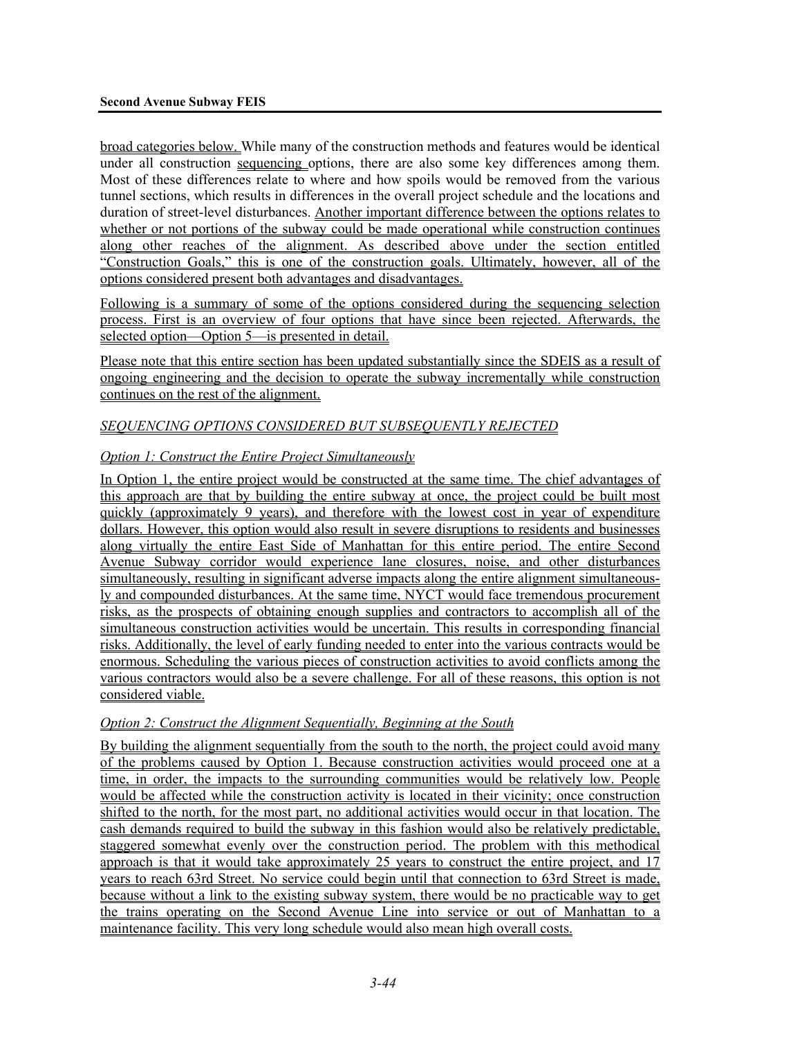broad categories below. While many of the construction methods and features would be identical under all construction sequencing options, there are also some key differences among them. Most of these differences relate to where and how spoils would be removed from the various tunnel sections, which results in differences in the overall project schedule and the locations and duration of street-level disturbances. Another important difference between the options relates to whether or not portions of the subway could be made operational while construction continues along other reaches of the alignment. As described above under the section entitled "Construction Goals," this is one of the construction goals. Ultimately, however, all of the options considered present both advantages and disadvantages.

Following is a summary of some of the options considered during the sequencing selection process. First is an overview of four options that have since been rejected. Afterwards, the selected option—Option 5—is presented in detail.

Please note that this entire section has been updated substantially since the SDEIS as a result of ongoing engineering and the decision to operate the subway incrementally while construction continues on the rest of the alignment.

### *SEQUENCING OPTIONS CONSIDERED BUT SUBSEQUENTLY REJECTED*

#### *Option 1: Construct the Entire Project Simultaneously*

In Option 1, the entire project would be constructed at the same time. The chief advantages of this approach are that by building the entire subway at once, the project could be built most quickly (approximately 9 years), and therefore with the lowest cost in year of expenditure dollars. However, this option would also result in severe disruptions to residents and businesses along virtually the entire East Side of Manhattan for this entire period. The entire Second Avenue Subway corridor would experience lane closures, noise, and other disturbances simultaneously, resulting in significant adverse impacts along the entire alignment simultaneously and compounded disturbances. At the same time, NYCT would face tremendous procurement risks, as the prospects of obtaining enough supplies and contractors to accomplish all of the simultaneous construction activities would be uncertain. This results in corresponding financial risks. Additionally, the level of early funding needed to enter into the various contracts would be enormous. Scheduling the various pieces of construction activities to avoid conflicts among the various contractors would also be a severe challenge. For all of these reasons, this option is not considered viable.

#### *Option 2: Construct the Alignment Sequentially, Beginning at the South*

By building the alignment sequentially from the south to the north, the project could avoid many of the problems caused by Option 1. Because construction activities would proceed one at a time, in order, the impacts to the surrounding communities would be relatively low. People would be affected while the construction activity is located in their vicinity; once construction shifted to the north, for the most part, no additional activities would occur in that location. The cash demands required to build the subway in this fashion would also be relatively predictable, staggered somewhat evenly over the construction period. The problem with this methodical approach is that it would take approximately 25 years to construct the entire project, and 17 years to reach 63rd Street. No service could begin until that connection to 63rd Street is made, because without a link to the existing subway system, there would be no practicable way to get the trains operating on the Second Avenue Line into service or out of Manhattan to a maintenance facility. This very long schedule would also mean high overall costs.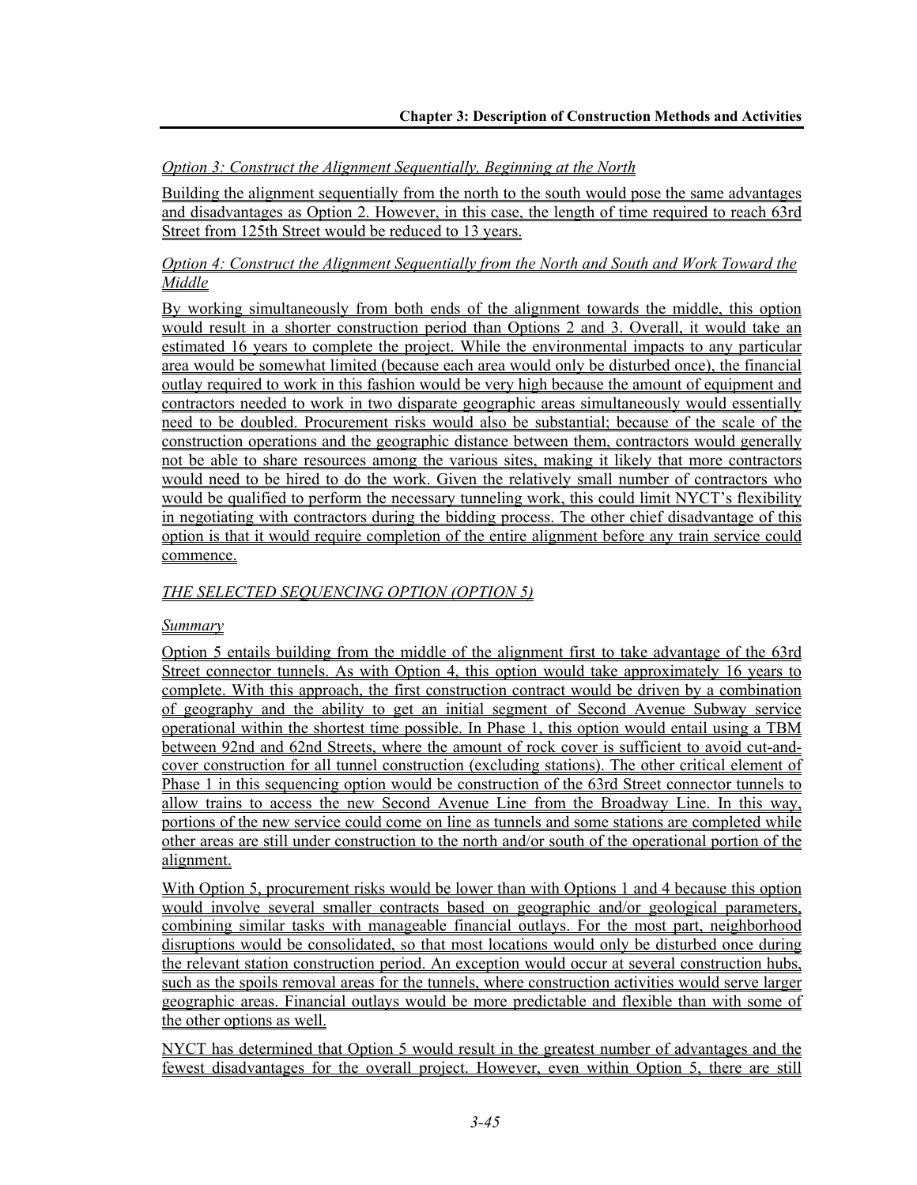*Option 3: Construct the Alignment Sequentially, Beginning at the North*

Building the alignment sequentially from the north to the south would pose the same advantages and disadvantages as Option 2. However, in this case, the length of time required to reach 63rd Street from 125th Street would be reduced to 13 years.

*Option 4: Construct the Alignment Sequentially from the North and South and Work Toward the Middle*

By working simultaneously from both ends of the alignment towards the middle, this option would result in a shorter construction period than Options 2 and 3. Overall, it would take an estimated 16 years to complete the project. While the environmental impacts to any particular area would be somewhat limited (because each area would only be disturbed once), the financial outlay required to work in this fashion would be very high because the amount of equipment and contractors needed to work in two disparate geographic areas simultaneously would essentially need to be doubled. Procurement risks would also be substantial; because of the scale of the construction operations and the geographic distance between them, contractors would generally not be able to share resources among the various sites, making it likely that more contractors would need to be hired to do the work. Given the relatively small number of contractors who would be qualified to perform the necessary tunneling work, this could limit NYCT's flexibility in negotiating with contractors during the bidding process. The other chief disadvantage of this option is that it would require completion of the entire alignment before any train service could commence.

*THE SELECTED SEQUENCING OPTION (OPTION 5)*

*Summary*

Option 5 entails building from the middle of the alignment first to take advantage of the 63rd Street connector tunnels. As with Option 4, this option would take approximately 16 years to complete. With this approach, the first construction contract would be driven by a combination of geography and the ability to get an initial segment of Second Avenue Subway service operational within the shortest time possible. In Phase 1, this option would entail using a TBM between 92nd and 62nd Streets, where the amount of rock cover is sufficient to avoid cut-and-cover construction for all tunnel construction (excluding stations). The other critical element of Phase 1 in this sequencing option would be construction of the 63rd Street connector tunnels to allow trains to access the new Second Avenue Line from the Broadway Line. In this way, portions of the new service could come on line as tunnels and some stations are completed while other areas are still under construction to the north and/or south of the operational portion of the alignment.

With Option 5, procurement risks would be lower than with Options 1 and 4 because this option would involve several smaller contracts based on geographic and/or geological parameters, combining similar tasks with manageable financial outlays. For the most part, neighborhood disruptions would be consolidated, so that most locations would only be disturbed once during the relevant station construction period. An exception would occur at several construction hubs, such as the spoils removal areas for the tunnels, where construction activities would serve larger geographic areas. Financial outlays would be more predictable and flexible than with some of the other options as well.

NYCT has determined that Option 5 would result in the greatest number of advantages and the fewest disadvantages for the overall project. However, even within Option 5, there are still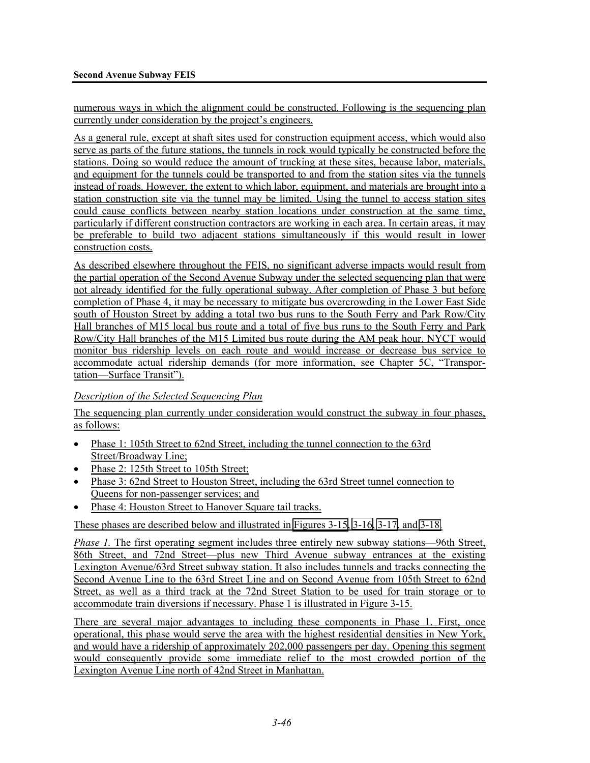numerous ways in which the alignment could be constructed. Following is the sequencing plan currently under consideration by the project's engineers.

As a general rule, except at shaft sites used for construction equipment access, which would also serve as parts of the future stations, the tunnels in rock would typically be constructed before the stations. Doing so would reduce the amount of trucking at these sites, because labor, materials, and equipment for the tunnels could be transported to and from the station sites via the tunnels instead of roads. However, the extent to which labor, equipment, and materials are brought into a station construction site via the tunnel may be limited. Using the tunnel to access station sites could cause conflicts between nearby station locations under construction at the same time, particularly if different construction contractors are working in each area. In certain areas, it may be preferable to build two adjacent stations simultaneously if this would result in lower construction costs.

As described elsewhere throughout the FEIS, no significant adverse impacts would result from the partial operation of the Second Avenue Subway under the selected sequencing plan that were not already identified for the fully operational subway. After completion of Phase 3 but before completion of Phase 4, it may be necessary to mitigate bus overcrowding in the Lower East Side south of Houston Street by adding a total two bus runs to the South Ferry and Park Row/City Hall branches of M15 local bus route and a total of five bus runs to the South Ferry and Park Row/City Hall branches of the M15 Limited bus route during the AM peak hour. NYCT would monitor bus ridership levels on each route and would increase or decrease bus service to accommodate actual ridership demands (for more information, see Chapter 5C, "Transportation—Surface Transit").

*Description of the Selected Sequencing Plan*

The sequencing plan currently under consideration would construct the subway in four phases, as follows:

- Phase 1: 105th Street to 62nd Street, including the tunnel connection to the 63rd Street/Broadway Line;
- Phase 2: 125th Street to 105th Street;
- Phase 3: 62nd Street to Houston Street, including the 63rd Street tunnel connection to Queens for non-passenger services; and
- Phase 4: Houston Street to Hanover Square tail tracks.

These phases are described below and illustrated in Figures 3-15, 3-16, 3-17, and 3-18.

*Phase 1.* The first operating segment includes three entirely new subway stations—96th Street, 86th Street, and 72nd Street—plus new Third Avenue subway entrances at the existing Lexington Avenue/63rd Street subway station. It also includes tunnels and tracks connecting the Second Avenue Line to the 63rd Street Line and on Second Avenue from 105th Street to 62nd Street, as well as a third track at the 72nd Street Station to be used for train storage or to accommodate train diversions if necessary. Phase 1 is illustrated in Figure 3-15.

There are several major advantages to including these components in Phase 1. First, once operational, this phase would serve the area with the highest residential densities in New York, and would have a ridership of approximately 202,000 passengers per day. Opening this segment would consequently provide some immediate relief to the most crowded portion of the Lexington Avenue Line north of 42nd Street in Manhattan.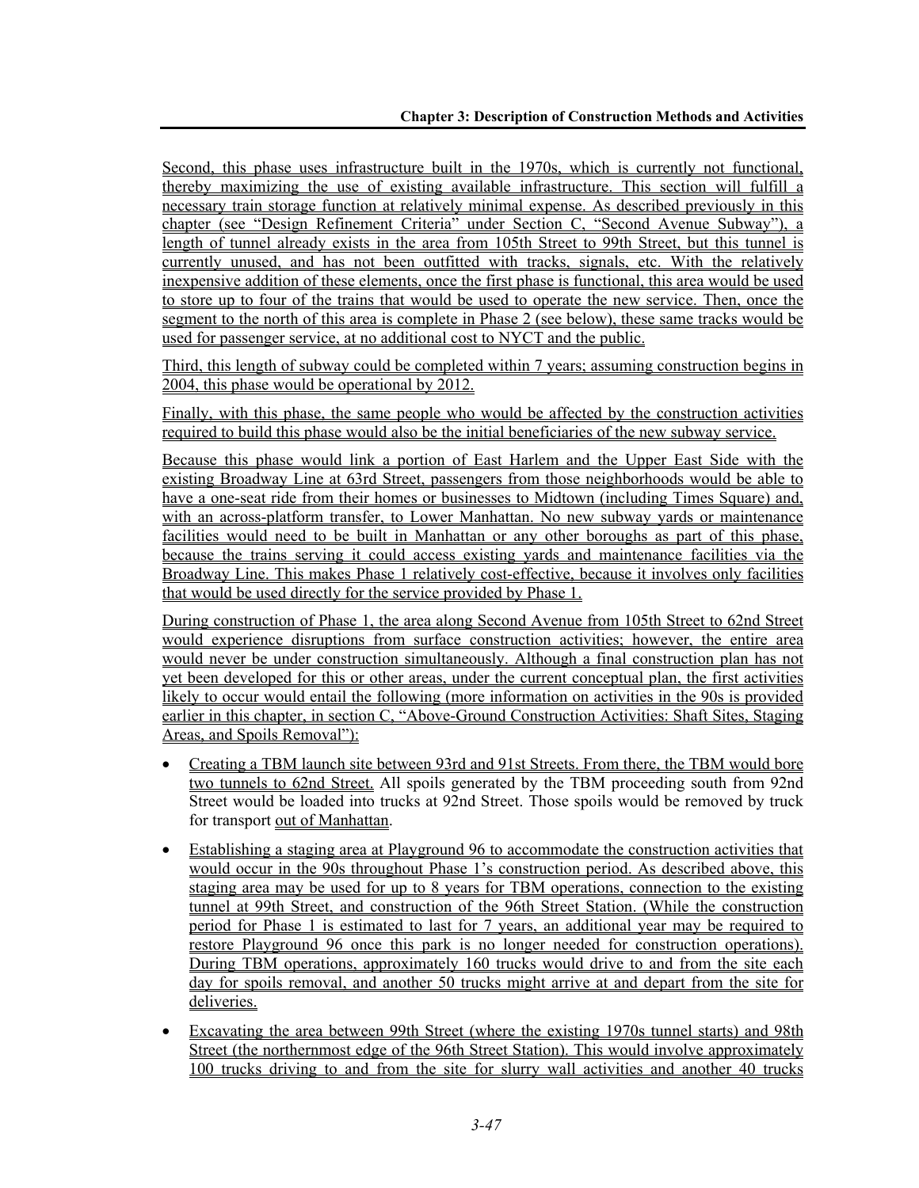Second, this phase uses infrastructure built in the 1970s, which is currently not functional, thereby maximizing the use of existing available infrastructure. This section will fulfill a necessary train storage function at relatively minimal expense. As described previously in this chapter (see "Design Refinement Criteria" under Section C, "Second Avenue Subway"), a length of tunnel already exists in the area from 105th Street to 99th Street, but this tunnel is currently unused, and has not been outfitted with tracks, signals, etc. With the relatively inexpensive addition of these elements, once the first phase is functional, this area would be used to store up to four of the trains that would be used to operate the new service. Then, once the segment to the north of this area is complete in Phase 2 (see below), these same tracks would be used for passenger service, at no additional cost to NYCT and the public.

Third, this length of subway could be completed within 7 years; assuming construction begins in 2004, this phase would be operational by 2012.

Finally, with this phase, the same people who would be affected by the construction activities required to build this phase would also be the initial beneficiaries of the new subway service.

Because this phase would link a portion of East Harlem and the Upper East Side with the existing Broadway Line at 63rd Street, passengers from those neighborhoods would be able to have a one-seat ride from their homes or businesses to Midtown (including Times Square) and, with an across-platform transfer, to Lower Manhattan. No new subway yards or maintenance facilities would need to be built in Manhattan or any other boroughs as part of this phase, because the trains serving it could access existing yards and maintenance facilities via the Broadway Line. This makes Phase 1 relatively cost-effective, because it involves only facilities that would be used directly for the service provided by Phase 1.

During construction of Phase 1, the area along Second Avenue from 105th Street to 62nd Street would experience disruptions from surface construction activities; however, the entire area would never be under construction simultaneously. Although a final construction plan has not yet been developed for this or other areas, under the current conceptual plan, the first activities likely to occur would entail the following (more information on activities in the 90s is provided earlier in this chapter, in section C, "Above-Ground Construction Activities: Shaft Sites, Staging Areas, and Spoils Removal"):

- Creating a TBM launch site between 93rd and 91st Streets. From there, the TBM would bore two tunnels to 62nd Street. All spoils generated by the TBM proceeding south from 92nd Street would be loaded into trucks at 92nd Street. Those spoils would be removed by truck for transport out of Manhattan.
- Establishing a staging area at Playground 96 to accommodate the construction activities that would occur in the 90s throughout Phase 1's construction period. As described above, this staging area may be used for up to 8 years for TBM operations, connection to the existing tunnel at 99th Street, and construction of the 96th Street Station. (While the construction period for Phase 1 is estimated to last for 7 years, an additional year may be required to restore Playground 96 once this park is no longer needed for construction operations). During TBM operations, approximately 160 trucks would drive to and from the site each day for spoils removal, and another 50 trucks might arrive at and depart from the site for deliveries.
- Excavating the area between 99th Street (where the existing 1970s tunnel starts) and 98th Street (the northernmost edge of the 96th Street Station). This would involve approximately 100 trucks driving to and from the site for slurry wall activities and another 40 trucks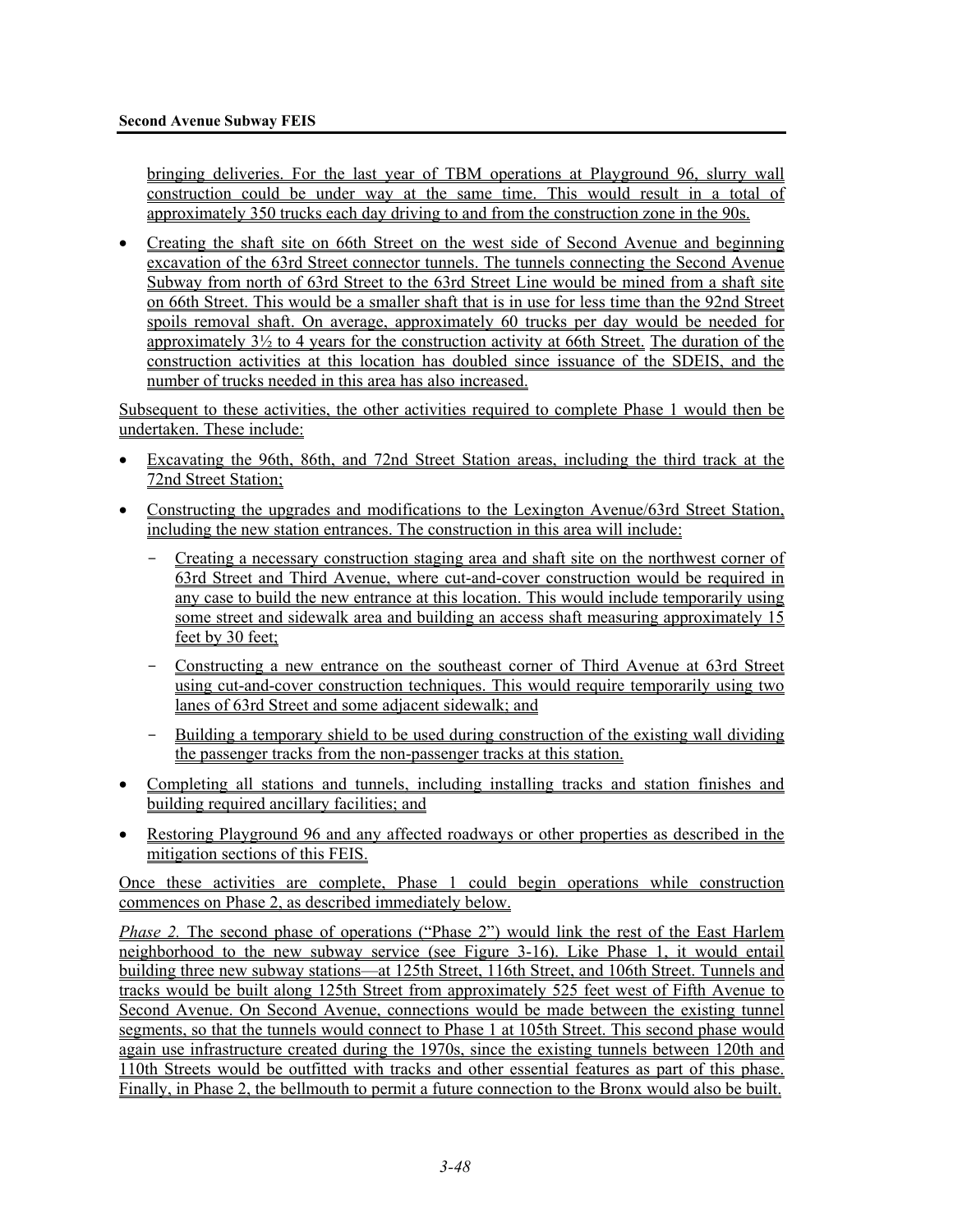bringing deliveries. For the last year of TBM operations at Playground 96, slurry wall construction could be under way at the same time. This would result in a total of approximately 350 trucks each day driving to and from the construction zone in the 90s.

- Creating the shaft site on 66th Street on the west side of Second Avenue and beginning excavation of the 63rd Street connector tunnels. The tunnels connecting the Second Avenue Subway from north of 63rd Street to the 63rd Street Line would be mined from a shaft site on 66th Street. This would be a smaller shaft that is in use for less time than the 92nd Street spoils removal shaft. On average, approximately 60 trucks per day would be needed for approximately 3½ to 4 years for the construction activity at 66th Street. The duration of the construction activities at this location has doubled since issuance of the SDEIS, and the number of trucks needed in this area has also increased.

Subsequent to these activities, the other activities required to complete Phase 1 would then be undertaken. These include:

- Excavating the 96th, 86th, and 72nd Street Station areas, including the third track at the 72nd Street Station;
- Constructing the upgrades and modifications to the Lexington Avenue/63rd Street Station, including the new station entrances. The construction in this area will include:
  - Creating a necessary construction staging area and shaft site on the northwest corner of 63rd Street and Third Avenue, where cut-and-cover construction would be required in any case to build the new entrance at this location. This would include temporarily using some street and sidewalk area and building an access shaft measuring approximately 15 feet by 30 feet;
  - Constructing a new entrance on the southeast corner of Third Avenue at 63rd Street using cut-and-cover construction techniques. This would require temporarily using two lanes of 63rd Street and some adjacent sidewalk; and
  - Building a temporary shield to be used during construction of the existing wall dividing the passenger tracks from the non-passenger tracks at this station.
- Completing all stations and tunnels, including installing tracks and station finishes and building required ancillary facilities; and
- Restoring Playground 96 and any affected roadways or other properties as described in the mitigation sections of this FEIS.

Once these activities are complete, Phase 1 could begin operations while construction commences on Phase 2, as described immediately below.

*Phase 2.* The second phase of operations ("Phase 2") would link the rest of the East Harlem neighborhood to the new subway service (see Figure 3-16). Like Phase 1, it would entail building three new subway stations—at 125th Street, 116th Street, and 106th Street. Tunnels and tracks would be built along 125th Street from approximately 525 feet west of Fifth Avenue to Second Avenue. On Second Avenue, connections would be made between the existing tunnel segments, so that the tunnels would connect to Phase 1 at 105th Street. This second phase would again use infrastructure created during the 1970s, since the existing tunnels between 120th and 110th Streets would be outfitted with tracks and other essential features as part of this phase. Finally, in Phase 2, the bellmouth to permit a future connection to the Bronx would also be built.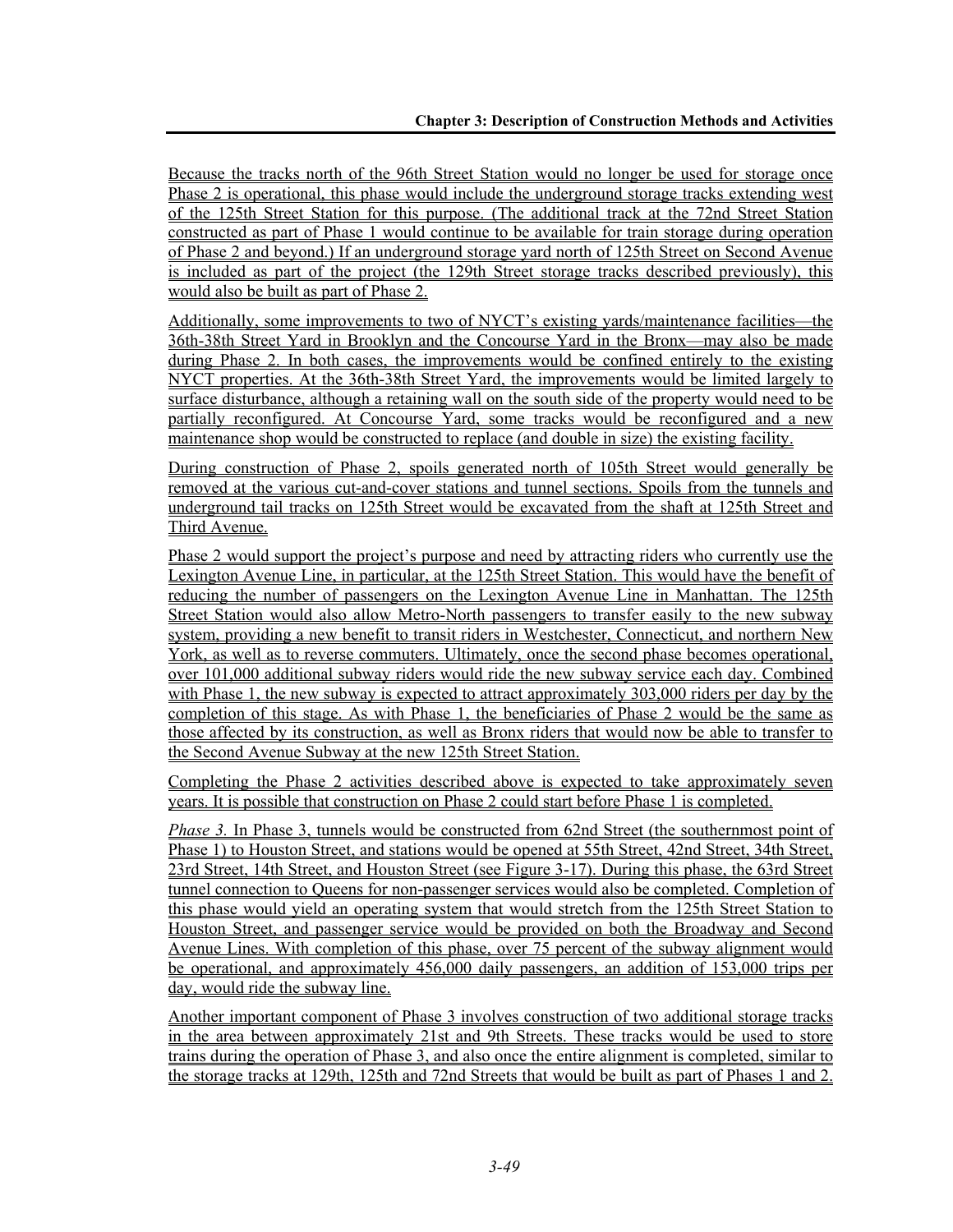Because the tracks north of the 96th Street Station would no longer be used for storage once Phase 2 is operational, this phase would include the underground storage tracks extending west of the 125th Street Station for this purpose. (The additional track at the 72nd Street Station constructed as part of Phase 1 would continue to be available for train storage during operation of Phase 2 and beyond.) If an underground storage yard north of 125th Street on Second Avenue is included as part of the project (the 129th Street storage tracks described previously), this would also be built as part of Phase 2.

Additionally, some improvements to two of NYCT's existing yards/maintenance facilities—the 36th-38th Street Yard in Brooklyn and the Concourse Yard in the Bronx—may also be made during Phase 2. In both cases, the improvements would be confined entirely to the existing NYCT properties. At the 36th-38th Street Yard, the improvements would be limited largely to surface disturbance, although a retaining wall on the south side of the property would need to be partially reconfigured. At Concourse Yard, some tracks would be reconfigured and a new maintenance shop would be constructed to replace (and double in size) the existing facility.

During construction of Phase 2, spoils generated north of 105th Street would generally be removed at the various cut-and-cover stations and tunnel sections. Spoils from the tunnels and underground tail tracks on 125th Street would be excavated from the shaft at 125th Street and Third Avenue.

Phase 2 would support the project's purpose and need by attracting riders who currently use the Lexington Avenue Line, in particular, at the 125th Street Station. This would have the benefit of reducing the number of passengers on the Lexington Avenue Line in Manhattan. The 125th Street Station would also allow Metro-North passengers to transfer easily to the new subway system, providing a new benefit to transit riders in Westchester, Connecticut, and northern New York, as well as to reverse commuters. Ultimately, once the second phase becomes operational, over 101,000 additional subway riders would ride the new subway service each day. Combined with Phase 1, the new subway is expected to attract approximately 303,000 riders per day by the completion of this stage. As with Phase 1, the beneficiaries of Phase 2 would be the same as those affected by its construction, as well as Bronx riders that would now be able to transfer to the Second Avenue Subway at the new 125th Street Station.

Completing the Phase 2 activities described above is expected to take approximately seven years. It is possible that construction on Phase 2 could start before Phase 1 is completed.

*Phase 3.* In Phase 3, tunnels would be constructed from 62nd Street (the southernmost point of Phase 1) to Houston Street, and stations would be opened at 55th Street, 42nd Street, 34th Street, 23rd Street, 14th Street, and Houston Street (see Figure 3-17). During this phase, the 63rd Street tunnel connection to Queens for non-passenger services would also be completed. Completion of this phase would yield an operating system that would stretch from the 125th Street Station to Houston Street, and passenger service would be provided on both the Broadway and Second Avenue Lines. With completion of this phase, over 75 percent of the subway alignment would be operational, and approximately 456,000 daily passengers, an addition of 153,000 trips per day, would ride the subway line.

Another important component of Phase 3 involves construction of two additional storage tracks in the area between approximately 21st and 9th Streets. These tracks would be used to store trains during the operation of Phase 3, and also once the entire alignment is completed, similar to the storage tracks at 129th, 125th and 72nd Streets that would be built as part of Phases 1 and 2.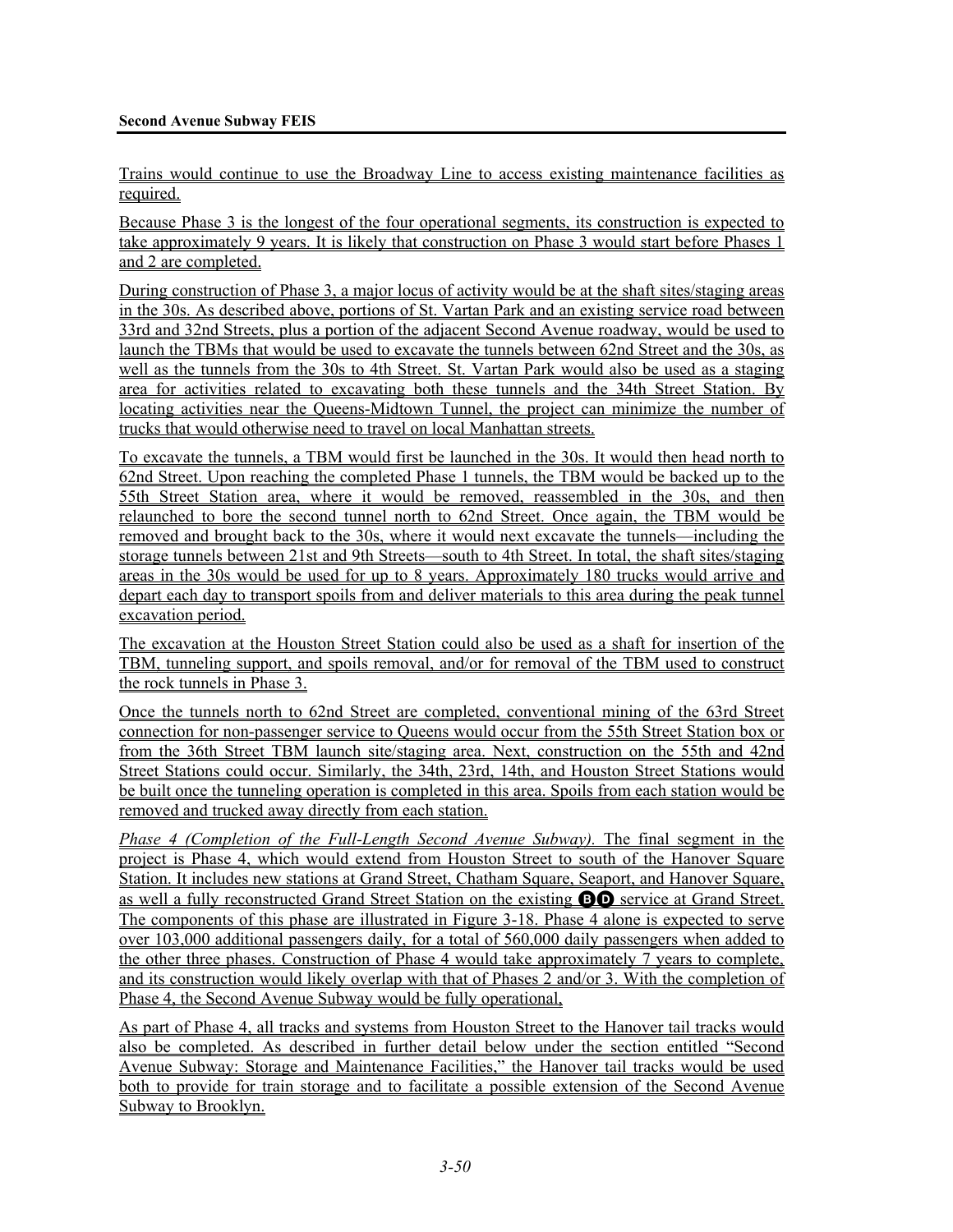Trains would continue to use the Broadway Line to access existing maintenance facilities as required.

Because Phase 3 is the longest of the four operational segments, its construction is expected to take approximately 9 years. It is likely that construction on Phase 3 would start before Phases 1 and 2 are completed.

During construction of Phase 3, a major locus of activity would be at the shaft sites/staging areas in the 30s. As described above, portions of St. Vartan Park and an existing service road between 33rd and 32nd Streets, plus a portion of the adjacent Second Avenue roadway, would be used to launch the TBMs that would be used to excavate the tunnels between 62nd Street and the 30s, as well as the tunnels from the 30s to 4th Street. St. Vartan Park would also be used as a staging area for activities related to excavating both these tunnels and the 34th Street Station. By locating activities near the Queens-Midtown Tunnel, the project can minimize the number of trucks that would otherwise need to travel on local Manhattan streets.

To excavate the tunnels, a TBM would first be launched in the 30s. It would then head north to 62nd Street. Upon reaching the completed Phase 1 tunnels, the TBM would be backed up to the 55th Street Station area, where it would be removed, reassembled in the 30s, and then relaunched to bore the second tunnel north to 62nd Street. Once again, the TBM would be removed and brought back to the 30s, where it would next excavate the tunnels—including the storage tunnels between 21st and 9th Streets—south to 4th Street. In total, the shaft sites/staging areas in the 30s would be used for up to 8 years. Approximately 180 trucks would arrive and depart each day to transport spoils from and deliver materials to this area during the peak tunnel excavation period.

The excavation at the Houston Street Station could also be used as a shaft for insertion of the TBM, tunneling support, and spoils removal, and/or for removal of the TBM used to construct the rock tunnels in Phase 3.

Once the tunnels north to 62nd Street are completed, conventional mining of the 63rd Street connection for non-passenger service to Queens would occur from the 55th Street Station box or from the 36th Street TBM launch site/staging area. Next, construction on the 55th and 42nd Street Stations could occur. Similarly, the 34th, 23rd, 14th, and Houston Street Stations would be built once the tunneling operation is completed in this area. Spoils from each station would be removed and trucked away directly from each station.

*Phase 4 (Completion of the Full-Length Second Avenue Subway).* The final segment in the project is Phase 4, which would extend from Houston Street to south of the Hanover Square Station. It includes new stations at Grand Street, Chatham Square, Seaport, and Hanover Square, as well a fully reconstructed Grand Street Station on the existing B D service at Grand Street. The components of this phase are illustrated in Figure 3-18. Phase 4 alone is expected to serve over 103,000 additional passengers daily, for a total of 560,000 daily passengers when added to the other three phases. Construction of Phase 4 would take approximately 7 years to complete, and its construction would likely overlap with that of Phases 2 and/or 3. With the completion of Phase 4, the Second Avenue Subway would be fully operational,

As part of Phase 4, all tracks and systems from Houston Street to the Hanover tail tracks would also be completed. As described in further detail below under the section entitled "Second Avenue Subway: Storage and Maintenance Facilities," the Hanover tail tracks would be used both to provide for train storage and to facilitate a possible extension of the Second Avenue Subway to Brooklyn.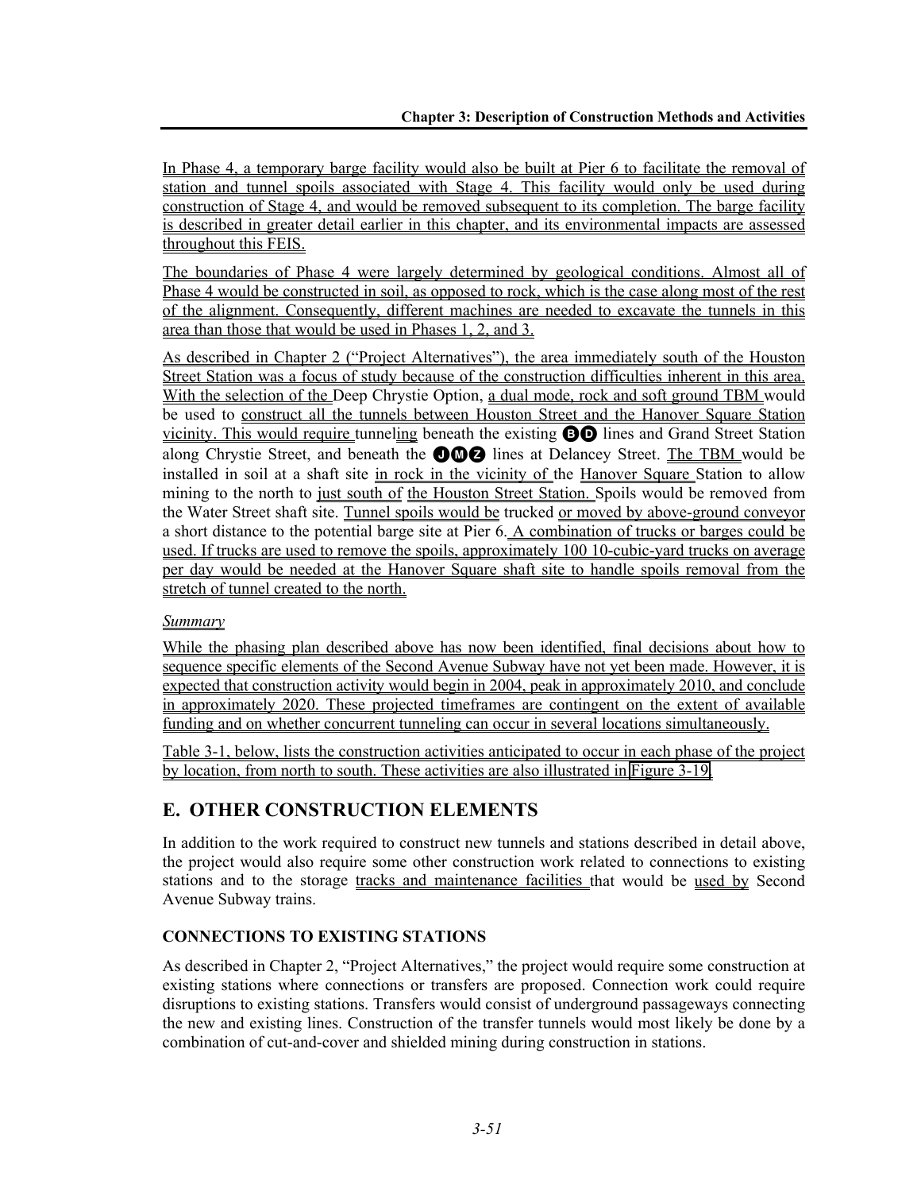In Phase 4, a temporary barge facility would also be built at Pier 6 to facilitate the removal of station and tunnel spoils associated with Stage 4. This facility would only be used during construction of Stage 4, and would be removed subsequent to its completion. The barge facility is described in greater detail earlier in this chapter, and its environmental impacts are assessed throughout this FEIS.

The boundaries of Phase 4 were largely determined by geological conditions. Almost all of Phase 4 would be constructed in soil, as opposed to rock, which is the case along most of the rest of the alignment. Consequently, different machines are needed to excavate the tunnels in this area than those that would be used in Phases 1, 2, and 3.

As described in Chapter 2 ("Project Alternatives"), the area immediately south of the Houston Street Station was a focus of study because of the construction difficulties inherent in this area. With the selection of the Deep Chrystie Option, a dual mode, rock and soft ground TBM would be used to construct all the tunnels between Houston Street and the Hanover Square Station vicinity. This would require tunneling beneath the existing B D lines and Grand Street Station along Chrystie Street, and beneath the J M Z lines at Delancey Street. The TBM would be installed in soil at a shaft site in rock in the vicinity of the Hanover Square Station to allow mining to the north to just south of the Houston Street Station. Spoils would be removed from the Water Street shaft site. Tunnel spoils would be trucked or moved by above-ground conveyor a short distance to the potential barge site at Pier 6. A combination of trucks or barges could be used. If trucks are used to remove the spoils, approximately 100 10-cubic-yard trucks on average per day would be needed at the Hanover Square shaft site to handle spoils removal from the stretch of tunnel created to the north.

*Summary*

While the phasing plan described above has now been identified, final decisions about how to sequence specific elements of the Second Avenue Subway have not yet been made. However, it is expected that construction activity would begin in 2004, peak in approximately 2010, and conclude in approximately 2020. These projected timeframes are contingent on the extent of available funding and on whether concurrent tunneling can occur in several locations simultaneously.

Table 3-1, below, lists the construction activities anticipated to occur in each phase of the project by location, from north to south. These activities are also illustrated in Figure 3-19.

## E. OTHER CONSTRUCTION ELEMENTS

In addition to the work required to construct new tunnels and stations described in detail above, the project would also require some other construction work related to connections to existing stations and to the storage tracks and maintenance facilities that would be used by Second Avenue Subway trains.

### CONNECTIONS TO EXISTING STATIONS

As described in Chapter 2, "Project Alternatives," the project would require some construction at existing stations where connections or transfers are proposed. Connection work could require disruptions to existing stations. Transfers would consist of underground passageways connecting the new and existing lines. Construction of the transfer tunnels would most likely be done by a combination of cut-and-cover and shielded mining during construction in stations.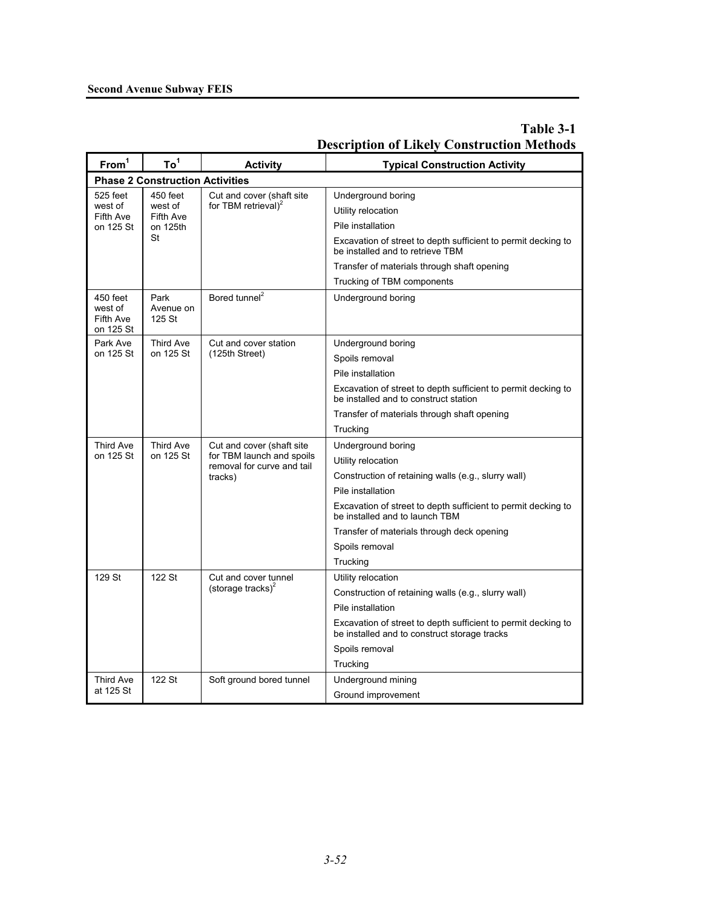## Table 3-1
## Description of Likely Construction Methods

| From[1] | To[1] | Activity | Typical Construction Activity |
|---|---|---|---|
| **Phase 2 Construction Activities** | | | |
| 525 feet west of Fifth Ave on 125 St | 450 feet west of Fifth Ave on 125th St | Cut and cover (shaft site for TBM retrieval)[2] | Underground boring |
| | | | Utility relocation |
| | | | Pile installation |
| | | | Excavation of street to depth sufficient to permit decking to be installed and to retrieve TBM |
| | | | Transfer of materials through shaft opening |
| | | | Trucking of TBM components |
| 450 feet west of Fifth Ave on 125 St | Park Avenue on 125 St | Bored tunnel[2] | Underground boring |
| Park Ave on 125 St | Third Ave on 125 St | Cut and cover station (125th Street) | Underground boring |
| | | | Spoils removal |
| | | | Pile installation |
| | | | Excavation of street to depth sufficient to permit decking to be installed and to construct station |
| | | | Transfer of materials through shaft opening |
| | | | Trucking |
| Third Ave on 125 St | Third Ave on 125 St | Cut and cover (shaft site for TBM launch and spoils removal for curve and tail tracks) | Underground boring |
| | | | Utility relocation |
| | | | Construction of retaining walls (e.g., slurry wall) |
| | | | Pile installation |
| | | | Excavation of street to depth sufficient to permit decking to be installed and to launch TBM |
| | | | Transfer of materials through deck opening |
| | | | Spoils removal |
| | | | Trucking |
| 129 St | 122 St | Cut and cover tunnel (storage tracks)[2] | Utility relocation |
| | | | Construction of retaining walls (e.g., slurry wall) |
| | | | Pile installation |
| | | | Excavation of street to depth sufficient to permit decking to be installed and to construct storage tracks |
| | | | Spoils removal |
| | | | Trucking |
| Third Ave at 125 St | 122 St | Soft ground bored tunnel | Underground mining |
| | | | Ground improvement |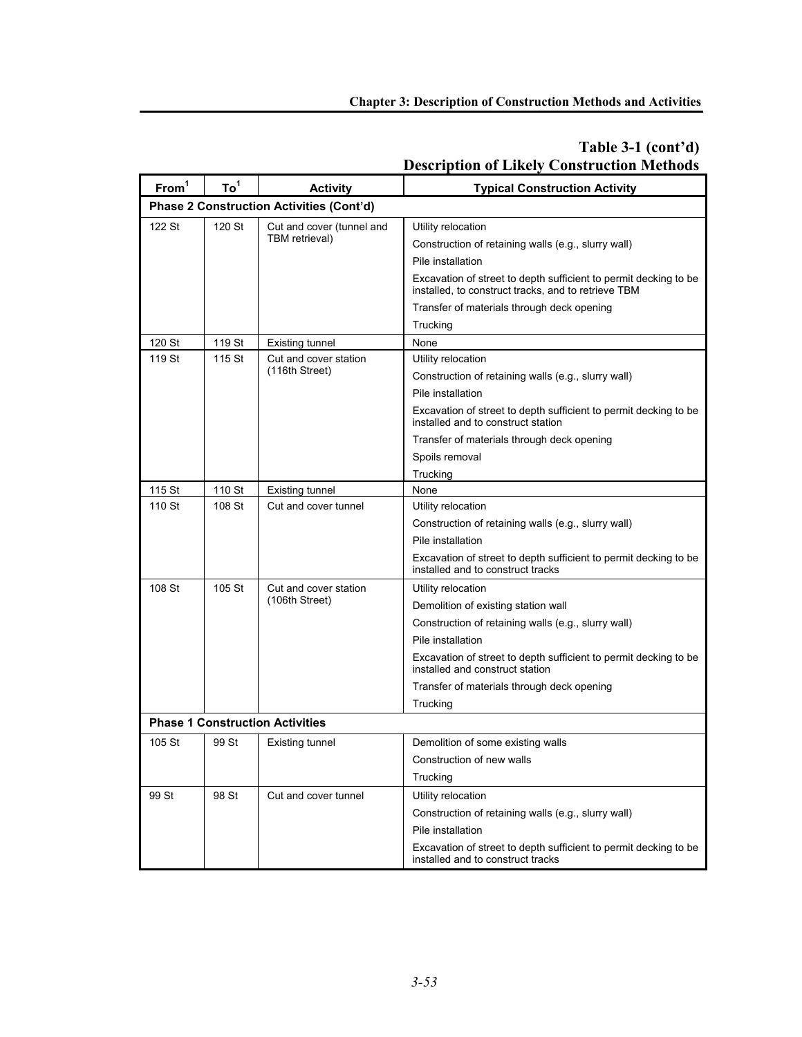## Table 3-1 (cont'd)
## Description of Likely Construction Methods

| From[1] | To[1] | Activity | Typical Construction Activity |
|---|---|---|---|
| **Phase 2 Construction Activities (Cont'd)** | | | |
| 122 St | 120 St | Cut and cover (tunnel and TBM retrieval) | Utility relocation |
| | | | Construction of retaining walls (e.g., slurry wall) |
| | | | Pile installation |
| | | | Excavation of street to depth sufficient to permit decking to be installed, to construct tracks, and to retrieve TBM |
| | | | Transfer of materials through deck opening |
| | | | Trucking |
| 120 St | 119 St | Existing tunnel | None |
| 119 St | 115 St | Cut and cover station (116th Street) | Utility relocation |
| | | | Construction of retaining walls (e.g., slurry wall) |
| | | | Pile installation |
| | | | Excavation of street to depth sufficient to permit decking to be installed and to construct station |
| | | | Transfer of materials through deck opening |
| | | | Spoils removal |
| | | | Trucking |
| 115 St | 110 St | Existing tunnel | None |
| 110 St | 108 St | Cut and cover tunnel | Utility relocation |
| | | | Construction of retaining walls (e.g., slurry wall) |
| | | | Pile installation |
| | | | Excavation of street to depth sufficient to permit decking to be installed and to construct tracks |
| 108 St | 105 St | Cut and cover station (106th Street) | Utility relocation |
| | | | Demolition of existing station wall |
| | | | Construction of retaining walls (e.g., slurry wall) |
| | | | Pile installation |
| | | | Excavation of street to depth sufficient to permit decking to be installed and construct station |
| | | | Transfer of materials through deck opening |
| | | | Trucking |
| **Phase 1 Construction Activities** | | | |
| 105 St | 99 St | Existing tunnel | Demolition of some existing walls |
| | | | Construction of new walls |
| | | | Trucking |
| 99 St | 98 St | Cut and cover tunnel | Utility relocation |
| | | | Construction of retaining walls (e.g., slurry wall) |
| | | | Pile installation |
| | | | Excavation of street to depth sufficient to permit decking to be installed and to construct tracks |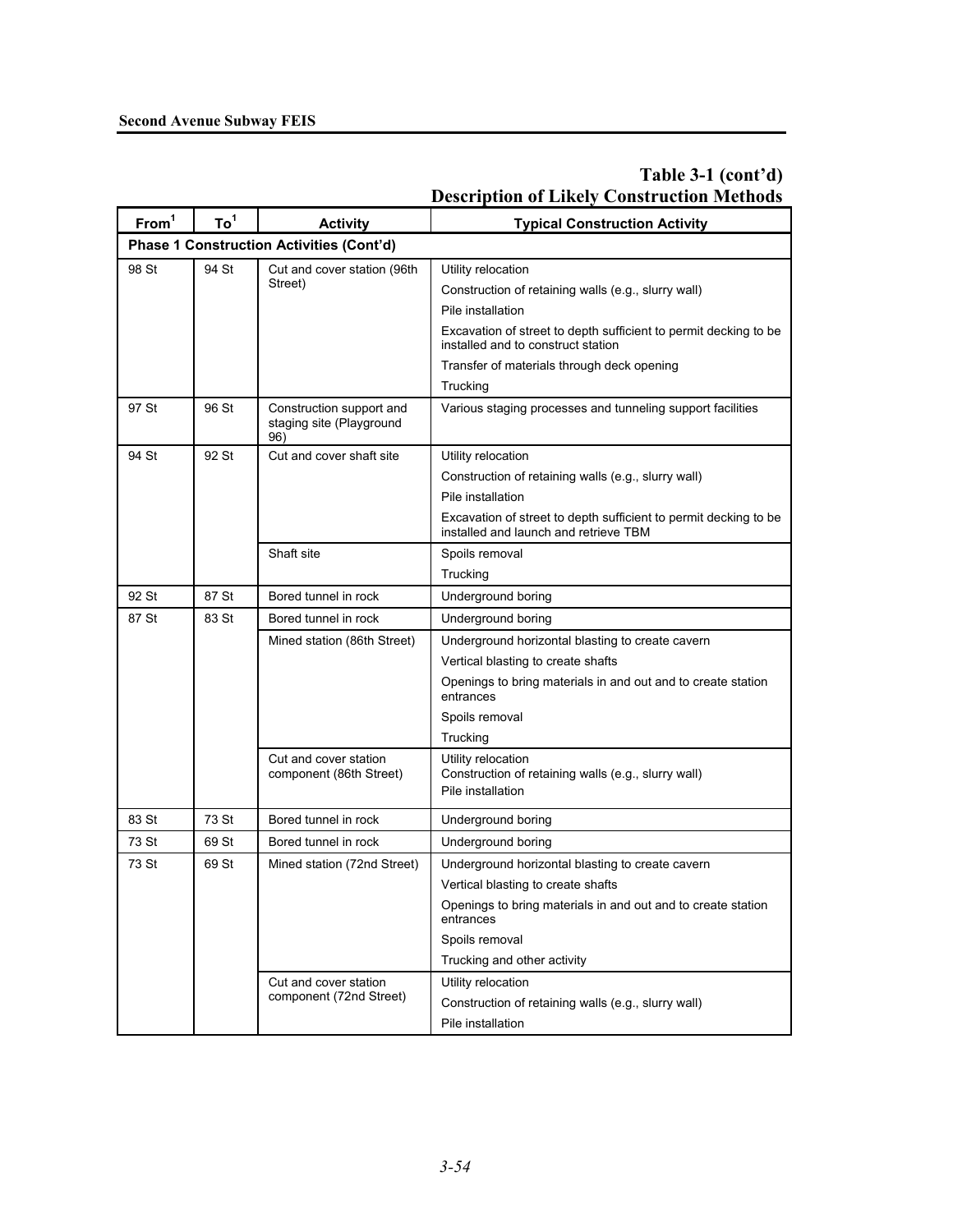## Table 3-1 (cont'd)
## Description of Likely Construction Methods

| From[1] | To[1] | Activity | Typical Construction Activity |
|---|---|---|---|
| **Phase 1 Construction Activities (Cont'd)** | | | |
| 98 St | 94 St | Cut and cover station (96th Street) | Utility relocation |
| | | | Construction of retaining walls (e.g., slurry wall) |
| | | | Pile installation |
| | | | Excavation of street to depth sufficient to permit decking to be installed and to construct station |
| | | | Transfer of materials through deck opening |
| | | | Trucking |
| 97 St | 96 St | Construction support and staging site (Playground 96) | Various staging processes and tunneling support facilities |
| 94 St | 92 St | Cut and cover shaft site | Utility relocation |
| | | | Construction of retaining walls (e.g., slurry wall) |
| | | | Pile installation |
| | | | Excavation of street to depth sufficient to permit decking to be installed and launch and retrieve TBM |
| | | Shaft site | Spoils removal |
| | | | Trucking |
| 92 St | 87 St | Bored tunnel in rock | Underground boring |
| 87 St | 83 St | Bored tunnel in rock | Underground boring |
| | | Mined station (86th Street) | Underground horizontal blasting to create cavern |
| | | | Vertical blasting to create shafts |
| | | | Openings to bring materials in and out and to create station entrances |
| | | | Spoils removal |
| | | | Trucking |
| | | Cut and cover station component (86th Street) | Utility relocation<br>Construction of retaining walls (e.g., slurry wall)<br>Pile installation |
| 83 St | 73 St | Bored tunnel in rock | Underground boring |
| 73 St | 69 St | Bored tunnel in rock | Underground boring |
| 73 St | 69 St | Mined station (72nd Street) | Underground horizontal blasting to create cavern |
| | | | Vertical blasting to create shafts |
| | | | Openings to bring materials in and out and to create station entrances |
| | | | Spoils removal |
| | | | Trucking and other activity |
| | | Cut and cover station component (72nd Street) | Utility relocation |
| | | | Construction of retaining walls (e.g., slurry wall) |
| | | | Pile installation |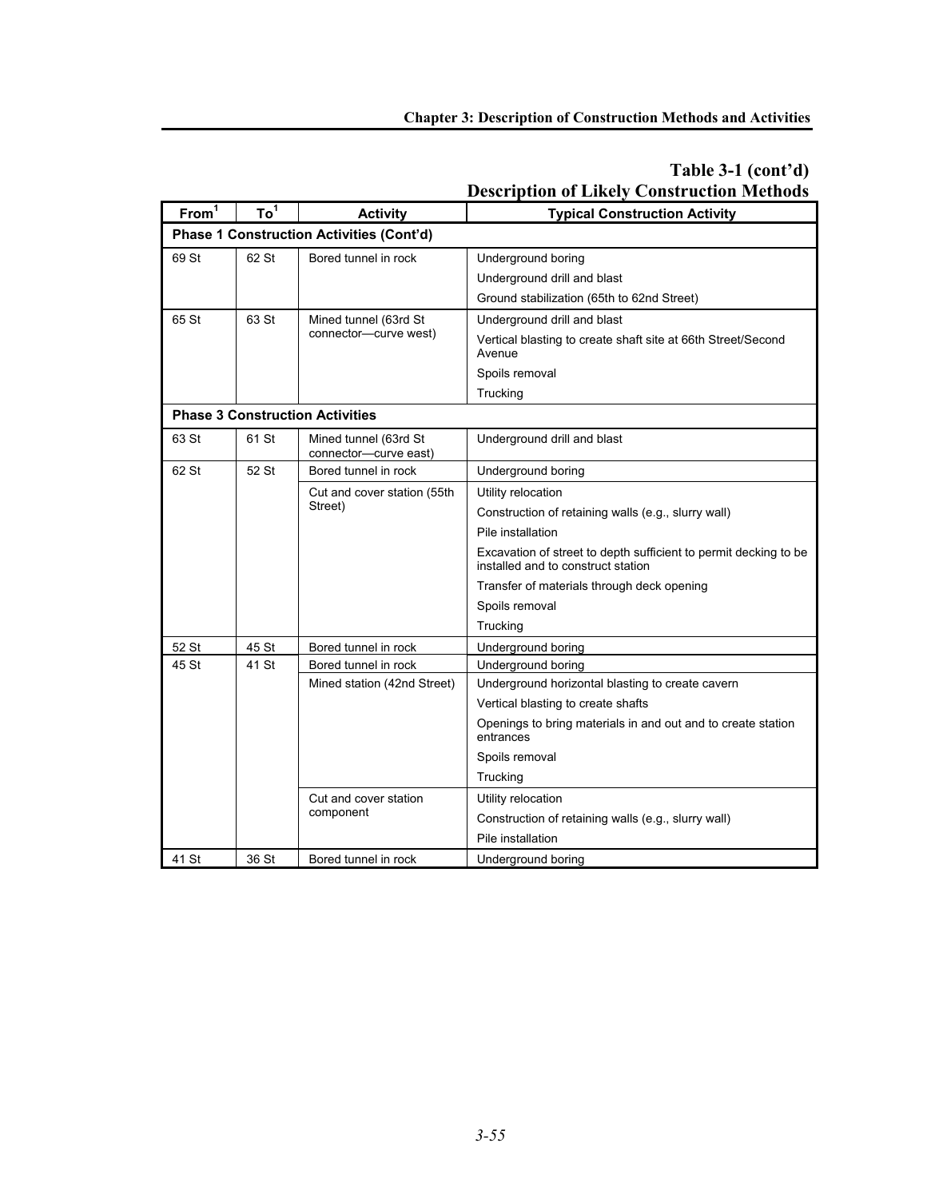## Table 3-1 (cont'd)
## Description of Likely Construction Methods

| From[1] | To[1] | Activity | Typical Construction Activity |
|---|---|---|---|
| **Phase 1 Construction Activities (Cont'd)** | | | |
| 69 St | 62 St | Bored tunnel in rock | Underground boring |
| | | | Underground drill and blast |
| | | | Ground stabilization (65th to 62nd Street) |
| 65 St | 63 St | Mined tunnel (63rd St connector—curve west) | Underground drill and blast |
| | | | Vertical blasting to create shaft site at 66th Street/Second Avenue |
| | | | Spoils removal |
| | | | Trucking |
| **Phase 3 Construction Activities** | | | |
| 63 St | 61 St | Mined tunnel (63rd St connector—curve east) | Underground drill and blast |
| 62 St | 52 St | Bored tunnel in rock | Underground boring |
| | | Cut and cover station (55th Street) | Utility relocation |
| | | | Construction of retaining walls (e.g., slurry wall) |
| | | | Pile installation |
| | | | Excavation of street to depth sufficient to permit decking to be installed and to construct station |
| | | | Transfer of materials through deck opening |
| | | | Spoils removal |
| | | | Trucking |
| 52 St | 45 St | Bored tunnel in rock | Underground boring |
| 45 St | 41 St | Bored tunnel in rock | Underground boring |
| | | Mined station (42nd Street) | Underground horizontal blasting to create cavern |
| | | | Vertical blasting to create shafts |
| | | | Openings to bring materials in and out and to create station entrances |
| | | | Spoils removal |
| | | | Trucking |
| | | Cut and cover station component | Utility relocation |
| | | | Construction of retaining walls (e.g., slurry wall) |
| | | | Pile installation |
| 41 St | 36 St | Bored tunnel in rock | Underground boring |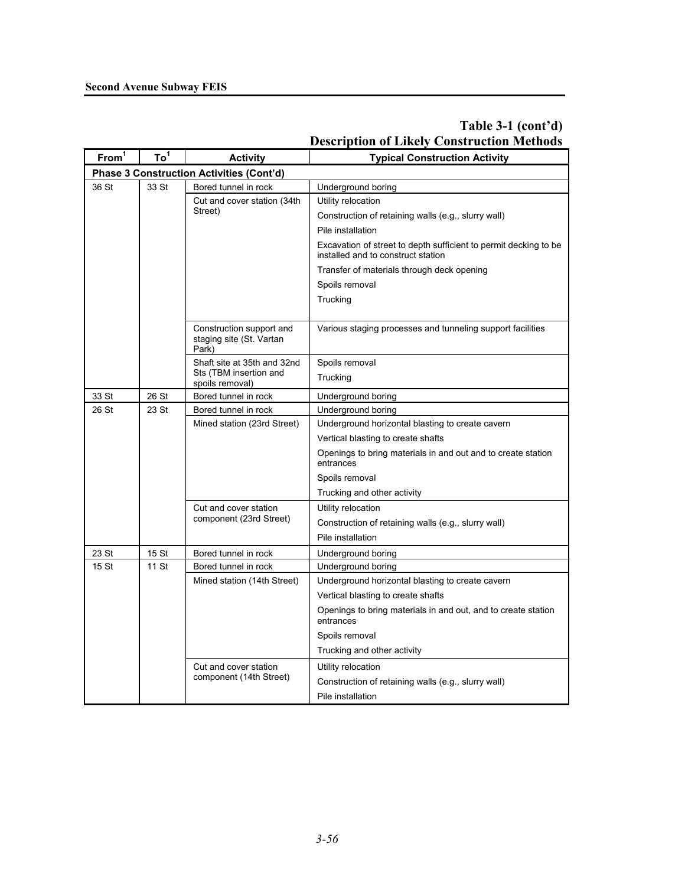## Table 3-1 (cont'd)
## Description of Likely Construction Methods

| From[1] | To[1] | Activity | Typical Construction Activity |
|---|---|---|---|
| **Phase 3 Construction Activities (Cont'd)** | | | |
| 36 St | 33 St | Bored tunnel in rock | Underground boring |
| | | Cut and cover station (34th Street) | Utility relocation |
| | | | Construction of retaining walls (e.g., slurry wall) |
| | | | Pile installation |
| | | | Excavation of street to depth sufficient to permit decking to be installed and to construct station |
| | | | Transfer of materials through deck opening |
| | | | Spoils removal |
| | | | Trucking |
| | | Construction support and staging site (St. Vartan Park) | Various staging processes and tunneling support facilities |
| | | Shaft site at 35th and 32nd Sts (TBM insertion and spoils removal) | Spoils removal |
| | | | Trucking |
| 33 St | 26 St | Bored tunnel in rock | Underground boring |
| 26 St | 23 St | Bored tunnel in rock | Underground boring |
| | | Mined station (23rd Street) | Underground horizontal blasting to create cavern |
| | | | Vertical blasting to create shafts |
| | | | Openings to bring materials in and out and to create station entrances |
| | | | Spoils removal |
| | | | Trucking and other activity |
| | | Cut and cover station component (23rd Street) | Utility relocation |
| | | | Construction of retaining walls (e.g., slurry wall) |
| | | | Pile installation |
| 23 St | 15 St | Bored tunnel in rock | Underground boring |
| 15 St | 11 St | Bored tunnel in rock | Underground boring |
| | | Mined station (14th Street) | Underground horizontal blasting to create cavern |
| | | | Vertical blasting to create shafts |
| | | | Openings to bring materials in and out, and to create station entrances |
| | | | Spoils removal |
| | | | Trucking and other activity |
| | | Cut and cover station component (14th Street) | Utility relocation |
| | | | Construction of retaining walls (e.g., slurry wall) |
| | | | Pile installation |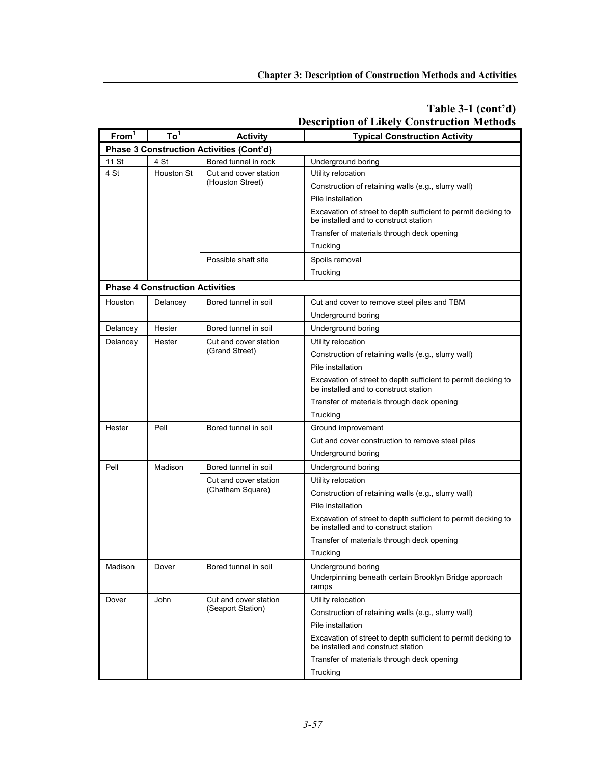## Table 3-1 (cont'd)
## Description of Likely Construction Methods

| From[1] | To[1] | Activity | Typical Construction Activity |
|---|---|---|---|
| **Phase 3 Construction Activities (Cont'd)** | | | |
| 11 St | 4 St | Bored tunnel in rock | Underground boring |
| 4 St | Houston St | Cut and cover station (Houston Street) | Utility relocation |
| | | | Construction of retaining walls (e.g., slurry wall) |
| | | | Pile installation |
| | | | Excavation of street to depth sufficient to permit decking to be installed and to construct station |
| | | | Transfer of materials through deck opening |
| | | | Trucking |
| | | Possible shaft site | Spoils removal |
| | | | Trucking |
| **Phase 4 Construction Activities** | | | |
| Houston | Delancey | Bored tunnel in soil | Cut and cover to remove steel piles and TBM |
| | | | Underground boring |
| Delancey | Hester | Bored tunnel in soil | Underground boring |
| Delancey | Hester | Cut and cover station (Grand Street) | Utility relocation |
| | | | Construction of retaining walls (e.g., slurry wall) |
| | | | Pile installation |
| | | | Excavation of street to depth sufficient to permit decking to be installed and to construct station |
| | | | Transfer of materials through deck opening |
| | | | Trucking |
| Hester | Pell | Bored tunnel in soil | Ground improvement |
| | | | Cut and cover construction to remove steel piles |
| | | | Underground boring |
| Pell | Madison | Bored tunnel in soil | Underground boring |
| | | Cut and cover station (Chatham Square) | Utility relocation |
| | | | Construction of retaining walls (e.g., slurry wall) |
| | | | Pile installation |
| | | | Excavation of street to depth sufficient to permit decking to be installed and to construct station |
| | | | Transfer of materials through deck opening |
| | | | Trucking |
| Madison | Dover | Bored tunnel in soil | Underground boring<br>Underpinning beneath certain Brooklyn Bridge approach ramps |
| Dover | John | Cut and cover station (Seaport Station) | Utility relocation |
| | | | Construction of retaining walls (e.g., slurry wall) |
| | | | Pile installation |
| | | | Excavation of street to depth sufficient to permit decking to be installed and construct station |
| | | | Transfer of materials through deck opening |
| | | | Trucking |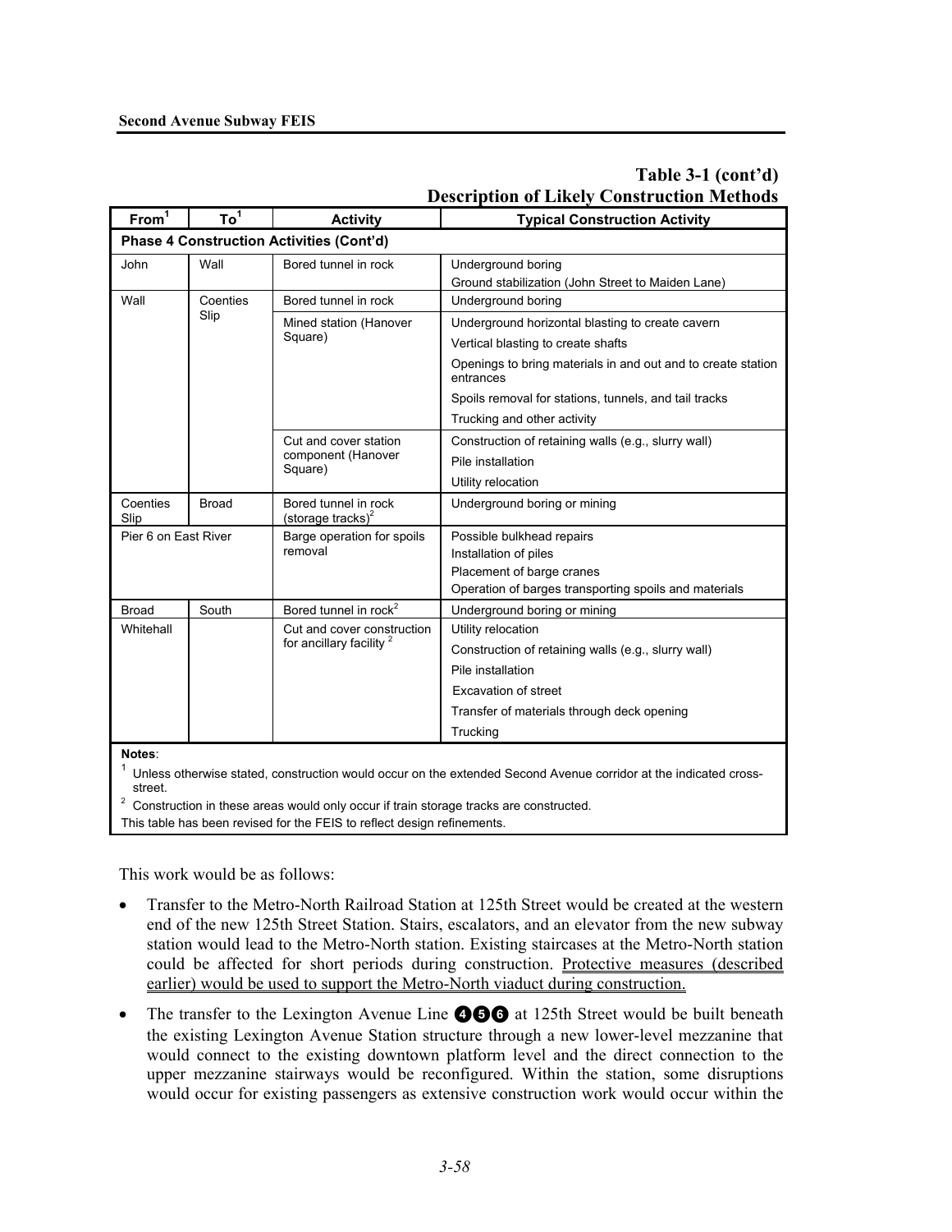**Table 3-1 (cont'd)**
**Description of Likely Construction Methods**

| From[1] | To[1] | Activity | Typical Construction Activity |
|---|---|---|---|
| **Phase 4 Construction Activities (Cont'd)** | | | |
| John | Wall | Bored tunnel in rock | Underground boring<br>Ground stabilization (John Street to Maiden Lane) |
| Wall | Coenties Slip | Bored tunnel in rock | Underground boring |
| | | Mined station (Hanover Square) | Underground horizontal blasting to create cavern<br>Vertical blasting to create shafts<br>Openings to bring materials in and out and to create station entrances<br>Spoils removal for stations, tunnels, and tail tracks<br>Trucking and other activity |
| | | Cut and cover station component (Hanover Square) | Construction of retaining walls (e.g., slurry wall)<br>Pile installation<br>Utility relocation |
| Coenties Slip | Broad | Bored tunnel in rock (storage tracks)[2] | Underground boring or mining |
| Pier 6 on East River | | Barge operation for spoils removal | Possible bulkhead repairs<br>Installation of piles<br>Placement of barge cranes<br>Operation of barges transporting spoils and materials |
| Broad | South | Bored tunnel in rock[2] | Underground boring or mining |
| Whitehall | | Cut and cover construction for ancillary facility [2] | Utility relocation<br>Construction of retaining walls (e.g., slurry wall)<br>Pile installation<br>Excavation of street<br>Transfer of materials through deck opening<br>Trucking |

**Notes**:
[1] Unless otherwise stated, construction would occur on the extended Second Avenue corridor at the indicated cross-street.
[2] Construction in these areas would only occur if train storage tracks are constructed.
This table has been revised for the FEIS to reflect design refinements.

This work would be as follows:

- Transfer to the Metro-North Railroad Station at 125th Street would be created at the western end of the new 125th Street Station. Stairs, escalators, and an elevator from the new subway station would lead to the Metro-North station. Existing staircases at the Metro-North station could be affected for short periods during construction. Protective measures (described earlier) would be used to support the Metro-North viaduct during construction.
- The transfer to the Lexington Avenue Line ❹❺❻ at 125th Street would be built beneath the existing Lexington Avenue Station structure through a new lower-level mezzanine that would connect to the existing downtown platform level and the direct connection to the upper mezzanine stairways would be reconfigured. Within the station, some disruptions would occur for existing passengers as extensive construction work would occur within the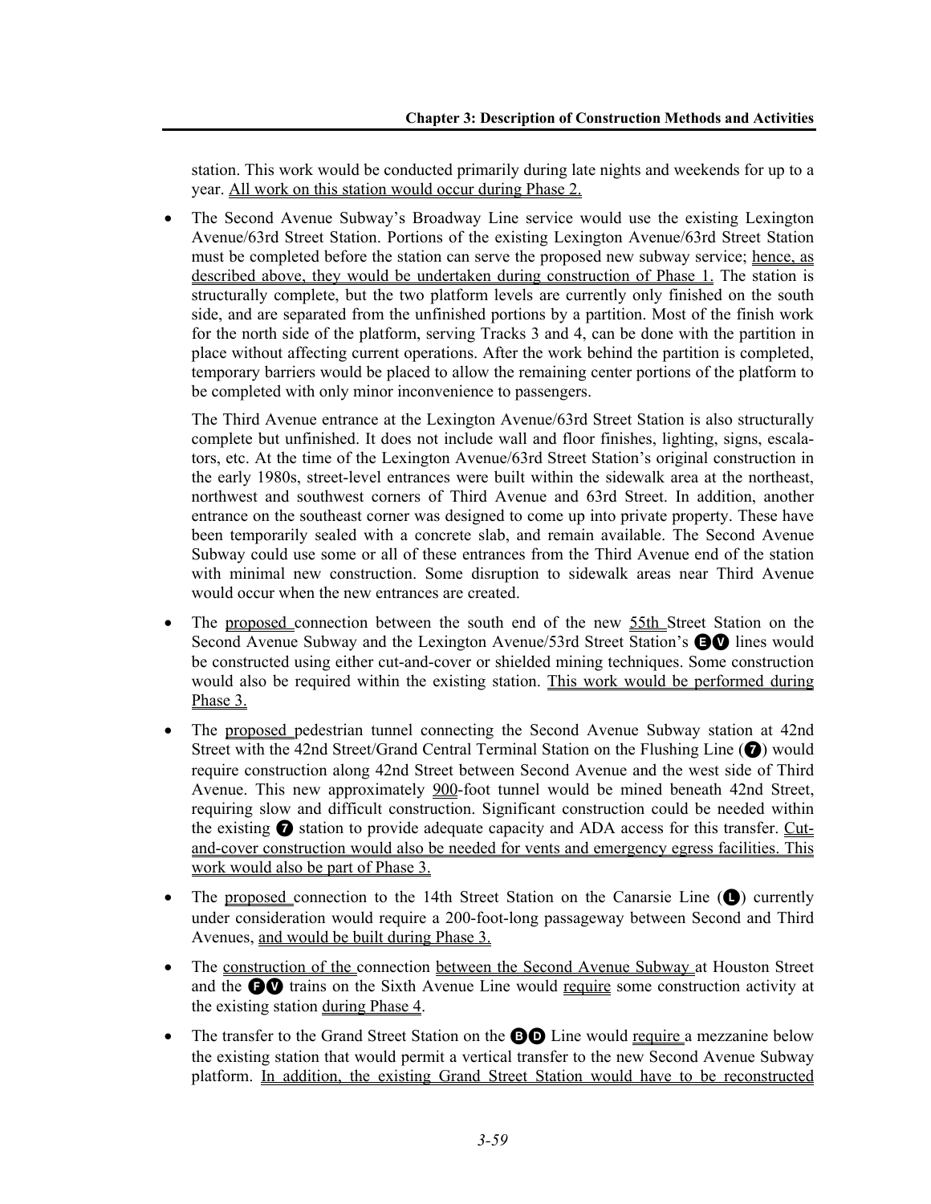station. This work would be conducted primarily during late nights and weekends for up to a year. All work on this station would occur during Phase 2.

- The Second Avenue Subway's Broadway Line service would use the existing Lexington Avenue/63rd Street Station. Portions of the existing Lexington Avenue/63rd Street Station must be completed before the station can serve the proposed new subway service; hence, as described above, they would be undertaken during construction of Phase 1. The station is structurally complete, but the two platform levels are currently only finished on the south side, and are separated from the unfinished portions by a partition. Most of the finish work for the north side of the platform, serving Tracks 3 and 4, can be done with the partition in place without affecting current operations. After the work behind the partition is completed, temporary barriers would be placed to allow the remaining center portions of the platform to be completed with only minor inconvenience to passengers.

  The Third Avenue entrance at the Lexington Avenue/63rd Street Station is also structurally complete but unfinished. It does not include wall and floor finishes, lighting, signs, escalators, etc. At the time of the Lexington Avenue/63rd Street Station's original construction in the early 1980s, street-level entrances were built within the sidewalk area at the northeast, northwest and southwest corners of Third Avenue and 63rd Street. In addition, another entrance on the southeast corner was designed to come up into private property. These have been temporarily sealed with a concrete slab, and remain available. The Second Avenue Subway could use some or all of these entrances from the Third Avenue end of the station with minimal new construction. Some disruption to sidewalk areas near Third Avenue would occur when the new entrances are created.

- The proposed connection between the south end of the new 55th Street Station on the Second Avenue Subway and the Lexington Avenue/53rd Street Station's E V lines would be constructed using either cut-and-cover or shielded mining techniques. Some construction would also be required within the existing station. This work would be performed during Phase 3.

- The proposed pedestrian tunnel connecting the Second Avenue Subway station at 42nd Street with the 42nd Street/Grand Central Terminal Station on the Flushing Line (7) would require construction along 42nd Street between Second Avenue and the west side of Third Avenue. This new approximately 900-foot tunnel would be mined beneath 42nd Street, requiring slow and difficult construction. Significant construction could be needed within the existing 7 station to provide adequate capacity and ADA access for this transfer. Cut-and-cover construction would also be needed for vents and emergency egress facilities. This work would also be part of Phase 3.

- The proposed connection to the 14th Street Station on the Canarsie Line (L) currently under consideration would require a 200-foot-long passageway between Second and Third Avenues, and would be built during Phase 3.

- The construction of the connection between the Second Avenue Subway at Houston Street and the F V trains on the Sixth Avenue Line would require some construction activity at the existing station during Phase 4.

- The transfer to the Grand Street Station on the B D Line would require a mezzanine below the existing station that would permit a vertical transfer to the new Second Avenue Subway platform. In addition, the existing Grand Street Station would have to be reconstructed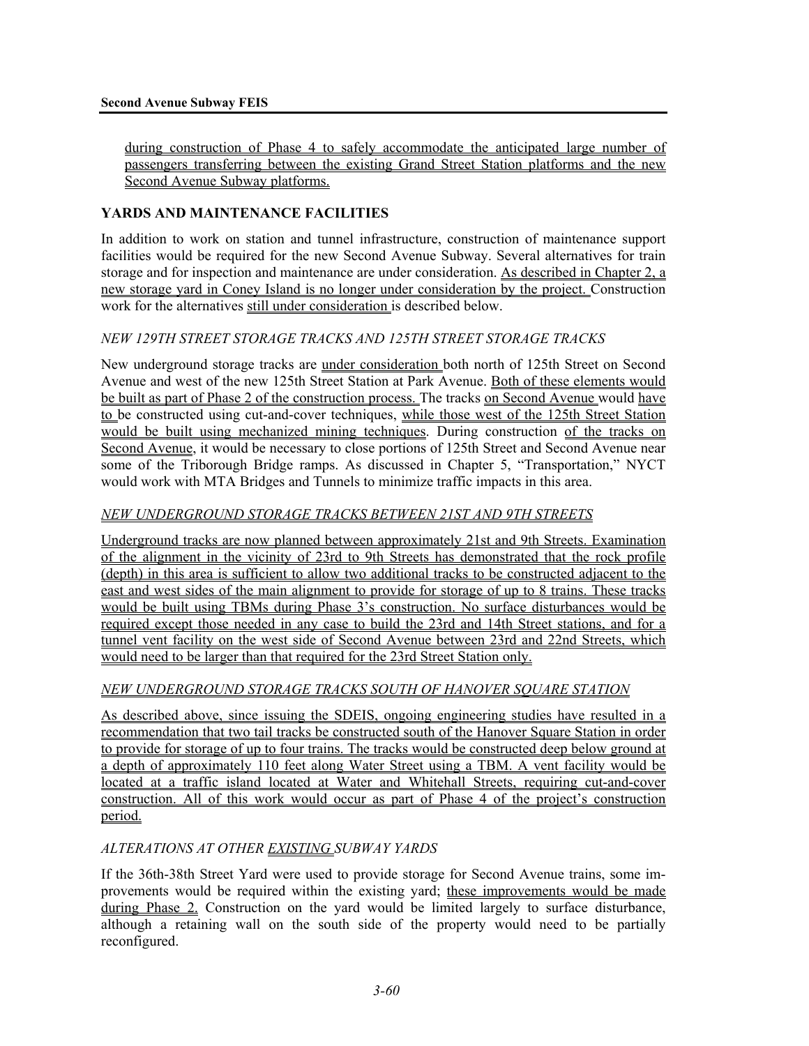during construction of Phase 4 to safely accommodate the anticipated large number of passengers transferring between the existing Grand Street Station platforms and the new Second Avenue Subway platforms.

## YARDS AND MAINTENANCE FACILITIES

In addition to work on station and tunnel infrastructure, construction of maintenance support facilities would be required for the new Second Avenue Subway. Several alternatives for train storage and for inspection and maintenance are under consideration. As described in Chapter 2, a new storage yard in Coney Island is no longer under consideration by the project. Construction work for the alternatives still under consideration is described below.

### *NEW 129TH STREET STORAGE TRACKS AND 125TH STREET STORAGE TRACKS*

New underground storage tracks are under consideration both north of 125th Street on Second Avenue and west of the new 125th Street Station at Park Avenue. Both of these elements would be built as part of Phase 2 of the construction process. The tracks on Second Avenue would have to be constructed using cut-and-cover techniques, while those west of the 125th Street Station would be built using mechanized mining techniques. During construction of the tracks on Second Avenue, it would be necessary to close portions of 125th Street and Second Avenue near some of the Triborough Bridge ramps. As discussed in Chapter 5, "Transportation," NYCT would work with MTA Bridges and Tunnels to minimize traffic impacts in this area.

### *NEW UNDERGROUND STORAGE TRACKS BETWEEN 21ST AND 9TH STREETS*

Underground tracks are now planned between approximately 21st and 9th Streets. Examination of the alignment in the vicinity of 23rd to 9th Streets has demonstrated that the rock profile (depth) in this area is sufficient to allow two additional tracks to be constructed adjacent to the east and west sides of the main alignment to provide for storage of up to 8 trains. These tracks would be built using TBMs during Phase 3's construction. No surface disturbances would be required except those needed in any case to build the 23rd and 14th Street stations, and for a tunnel vent facility on the west side of Second Avenue between 23rd and 22nd Streets, which would need to be larger than that required for the 23rd Street Station only.

### *NEW UNDERGROUND STORAGE TRACKS SOUTH OF HANOVER SQUARE STATION*

As described above, since issuing the SDEIS, ongoing engineering studies have resulted in a recommendation that two tail tracks be constructed south of the Hanover Square Station in order to provide for storage of up to four trains. The tracks would be constructed deep below ground at a depth of approximately 110 feet along Water Street using a TBM. A vent facility would be located at a traffic island located at Water and Whitehall Streets, requiring cut-and-cover construction. All of this work would occur as part of Phase 4 of the project's construction period.

### *ALTERATIONS AT OTHER EXISTING SUBWAY YARDS*

If the 36th-38th Street Yard were used to provide storage for Second Avenue trains, some improvements would be required within the existing yard; these improvements would be made during Phase 2. Construction on the yard would be limited largely to surface disturbance, although a retaining wall on the south side of the property would need to be partially reconfigured.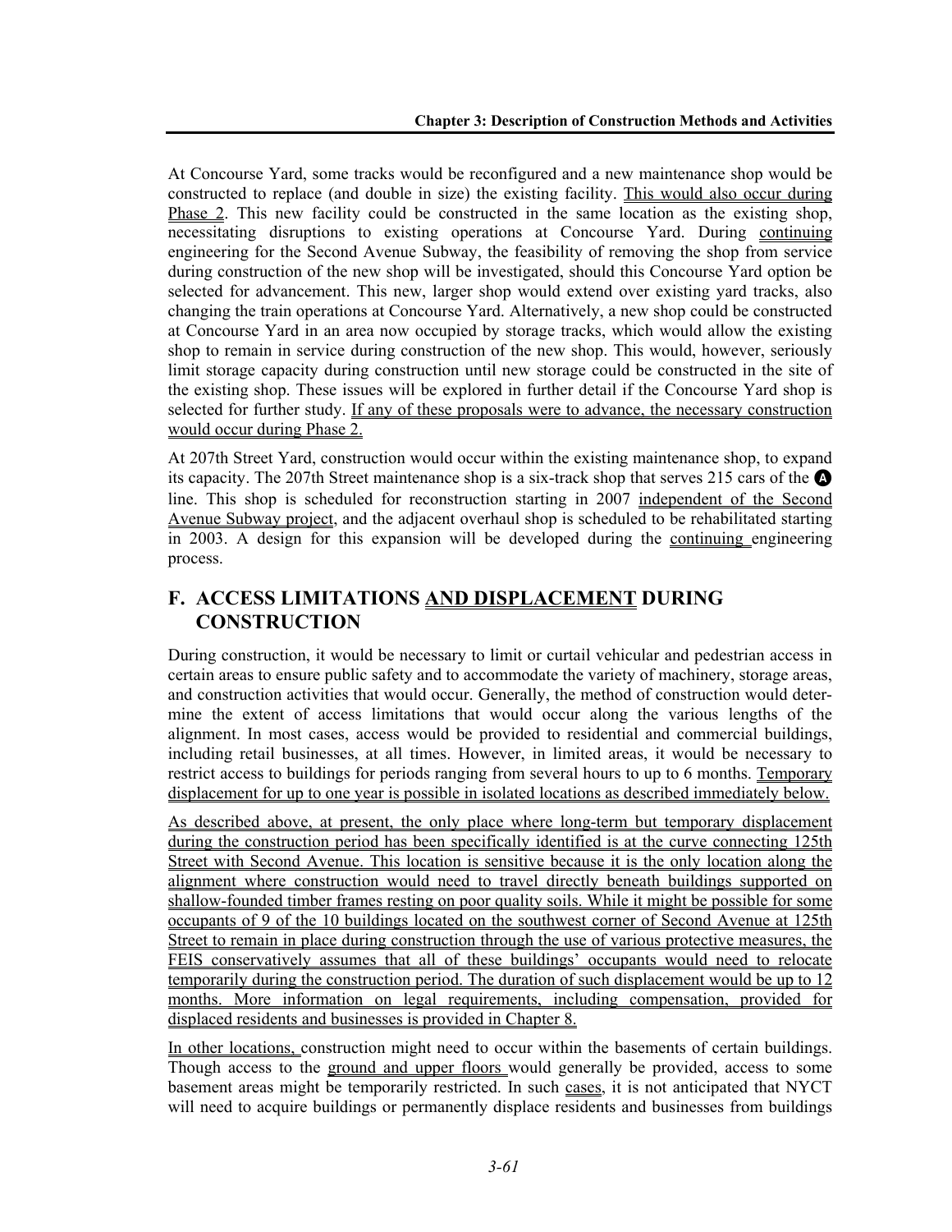At Concourse Yard, some tracks would be reconfigured and a new maintenance shop would be constructed to replace (and double in size) the existing facility. This would also occur during Phase 2. This new facility could be constructed in the same location as the existing shop, necessitating disruptions to existing operations at Concourse Yard. During continuing engineering for the Second Avenue Subway, the feasibility of removing the shop from service during construction of the new shop will be investigated, should this Concourse Yard option be selected for advancement. This new, larger shop would extend over existing yard tracks, also changing the train operations at Concourse Yard. Alternatively, a new shop could be constructed at Concourse Yard in an area now occupied by storage tracks, which would allow the existing shop to remain in service during construction of the new shop. This would, however, seriously limit storage capacity during construction until new storage could be constructed in the site of the existing shop. These issues will be explored in further detail if the Concourse Yard shop is selected for further study. If any of these proposals were to advance, the necessary construction would occur during Phase 2.

At 207th Street Yard, construction would occur within the existing maintenance shop, to expand its capacity. The 207th Street maintenance shop is a six-track shop that serves 215 cars of the Ⓐ line. This shop is scheduled for reconstruction starting in 2007 independent of the Second Avenue Subway project, and the adjacent overhaul shop is scheduled to be rehabilitated starting in 2003. A design for this expansion will be developed during the continuing engineering process.

## F. ACCESS LIMITATIONS AND DISPLACEMENT DURING CONSTRUCTION

During construction, it would be necessary to limit or curtail vehicular and pedestrian access in certain areas to ensure public safety and to accommodate the variety of machinery, storage areas, and construction activities that would occur. Generally, the method of construction would determine the extent of access limitations that would occur along the various lengths of the alignment. In most cases, access would be provided to residential and commercial buildings, including retail businesses, at all times. However, in limited areas, it would be necessary to restrict access to buildings for periods ranging from several hours to up to 6 months. Temporary displacement for up to one year is possible in isolated locations as described immediately below.

As described above, at present, the only place where long-term but temporary displacement during the construction period has been specifically identified is at the curve connecting 125th Street with Second Avenue. This location is sensitive because it is the only location along the alignment where construction would need to travel directly beneath buildings supported on shallow-founded timber frames resting on poor quality soils. While it might be possible for some occupants of 9 of the 10 buildings located on the southwest corner of Second Avenue at 125th Street to remain in place during construction through the use of various protective measures, the FEIS conservatively assumes that all of these buildings' occupants would need to relocate temporarily during the construction period. The duration of such displacement would be up to 12 months. More information on legal requirements, including compensation, provided for displaced residents and businesses is provided in Chapter 8.

In other locations, construction might need to occur within the basements of certain buildings. Though access to the ground and upper floors would generally be provided, access to some basement areas might be temporarily restricted. In such cases, it is not anticipated that NYCT will need to acquire buildings or permanently displace residents and businesses from buildings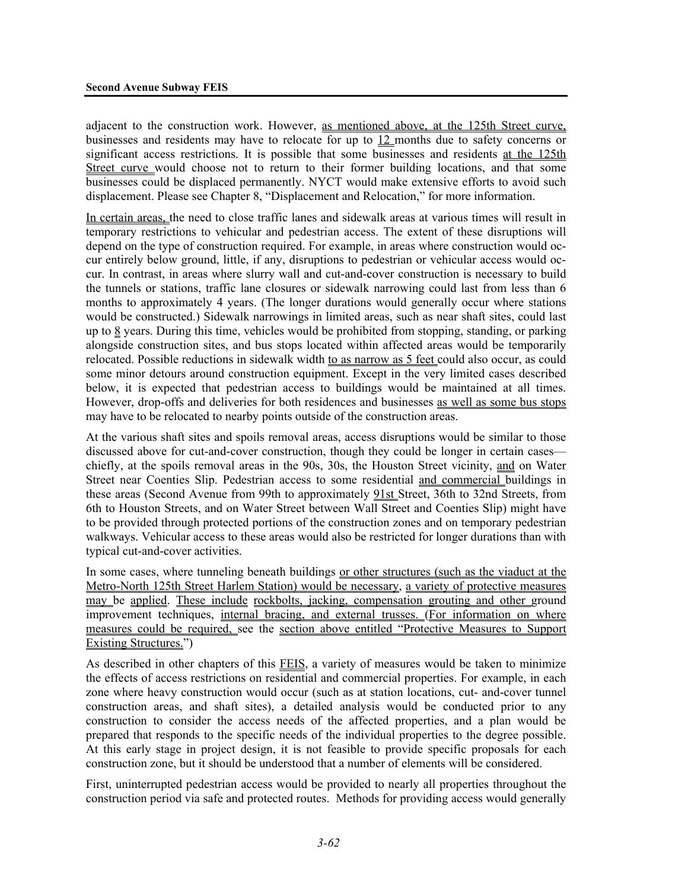adjacent to the construction work. However, as mentioned above, at the 125th Street curve, businesses and residents may have to relocate for up to 12 months due to safety concerns or significant access restrictions. It is possible that some businesses and residents at the 125th Street curve would choose not to return to their former building locations, and that some businesses could be displaced permanently. NYCT would make extensive efforts to avoid such displacement. Please see Chapter 8, "Displacement and Relocation," for more information.

In certain areas, the need to close traffic lanes and sidewalk areas at various times will result in temporary restrictions to vehicular and pedestrian access. The extent of these disruptions will depend on the type of construction required. For example, in areas where construction would occur entirely below ground, little, if any, disruptions to pedestrian or vehicular access would occur. In contrast, in areas where slurry wall and cut-and-cover construction is necessary to build the tunnels or stations, traffic lane closures or sidewalk narrowing could last from less than 6 months to approximately 4 years. (The longer durations would generally occur where stations would be constructed.) Sidewalk narrowings in limited areas, such as near shaft sites, could last up to 8 years. During this time, vehicles would be prohibited from stopping, standing, or parking alongside construction sites, and bus stops located within affected areas would be temporarily relocated. Possible reductions in sidewalk width to as narrow as 5 feet could also occur, as could some minor detours around construction equipment. Except in the very limited cases described below, it is expected that pedestrian access to buildings would be maintained at all times. However, drop-offs and deliveries for both residences and businesses as well as some bus stops may have to be relocated to nearby points outside of the construction areas.

At the various shaft sites and spoils removal areas, access disruptions would be similar to those discussed above for cut-and-cover construction, though they could be longer in certain cases—chiefly, at the spoils removal areas in the 90s, 30s, the Houston Street vicinity, and on Water Street near Coenties Slip. Pedestrian access to some residential and commercial buildings in these areas (Second Avenue from 99th to approximately 91st Street, 36th to 32nd Streets, from 6th to Houston Streets, and on Water Street between Wall Street and Coenties Slip) might have to be provided through protected portions of the construction zones and on temporary pedestrian walkways. Vehicular access to these areas would also be restricted for longer durations than with typical cut-and-cover activities.

In some cases, where tunneling beneath buildings or other structures (such as the viaduct at the Metro-North 125th Street Harlem Station) would be necessary, a variety of protective measures may be applied. These include rockbolts, jacking, compensation grouting and other ground improvement techniques, internal bracing, and external trusses. (For information on where measures could be required, see the section above entitled "Protective Measures to Support Existing Structures.")

As described in other chapters of this FEIS, a variety of measures would be taken to minimize the effects of access restrictions on residential and commercial properties. For example, in each zone where heavy construction would occur (such as at station locations, cut- and-cover tunnel construction areas, and shaft sites), a detailed analysis would be conducted prior to any construction to consider the access needs of the affected properties, and a plan would be prepared that responds to the specific needs of the individual properties to the degree possible. At this early stage in project design, it is not feasible to provide specific proposals for each construction zone, but it should be understood that a number of elements will be considered.

First, uninterrupted pedestrian access would be provided to nearly all properties throughout the construction period via safe and protected routes. Methods for providing access would generally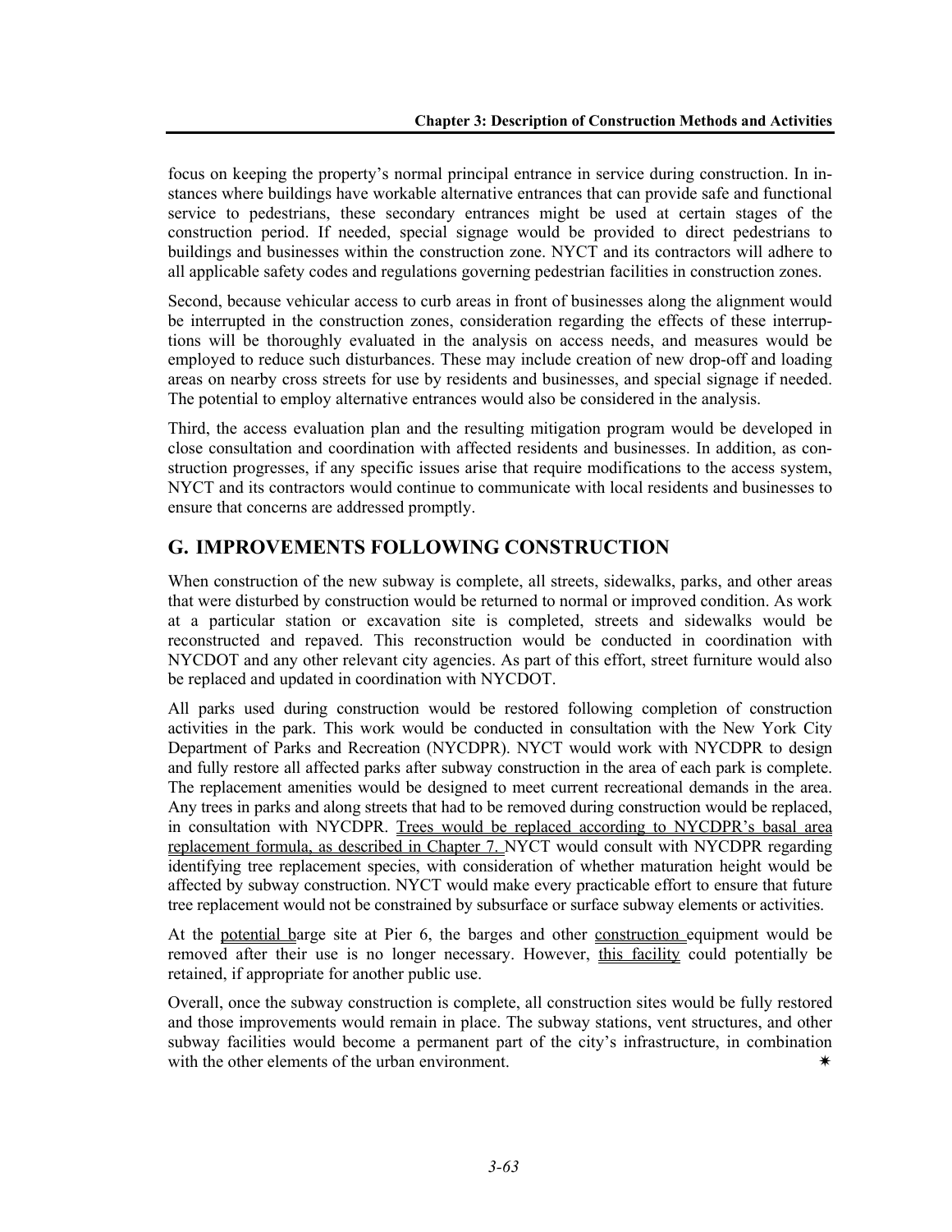focus on keeping the property's normal principal entrance in service during construction. In instances where buildings have workable alternative entrances that can provide safe and functional service to pedestrians, these secondary entrances might be used at certain stages of the construction period. If needed, special signage would be provided to direct pedestrians to buildings and businesses within the construction zone. NYCT and its contractors will adhere to all applicable safety codes and regulations governing pedestrian facilities in construction zones.

Second, because vehicular access to curb areas in front of businesses along the alignment would be interrupted in the construction zones, consideration regarding the effects of these interruptions will be thoroughly evaluated in the analysis on access needs, and measures would be employed to reduce such disturbances. These may include creation of new drop-off and loading areas on nearby cross streets for use by residents and businesses, and special signage if needed. The potential to employ alternative entrances would also be considered in the analysis.

Third, the access evaluation plan and the resulting mitigation program would be developed in close consultation and coordination with affected residents and businesses. In addition, as construction progresses, if any specific issues arise that require modifications to the access system, NYCT and its contractors would continue to communicate with local residents and businesses to ensure that concerns are addressed promptly.

## G. IMPROVEMENTS FOLLOWING CONSTRUCTION

When construction of the new subway is complete, all streets, sidewalks, parks, and other areas that were disturbed by construction would be returned to normal or improved condition. As work at a particular station or excavation site is completed, streets and sidewalks would be reconstructed and repaved. This reconstruction would be conducted in coordination with NYCDOT and any other relevant city agencies. As part of this effort, street furniture would also be replaced and updated in coordination with NYCDOT.

All parks used during construction would be restored following completion of construction activities in the park. This work would be conducted in consultation with the New York City Department of Parks and Recreation (NYCDPR). NYCT would work with NYCDPR to design and fully restore all affected parks after subway construction in the area of each park is complete. The replacement amenities would be designed to meet current recreational demands in the area. Any trees in parks and along streets that had to be removed during construction would be replaced, in consultation with NYCDPR. Trees would be replaced according to NYCDPR's basal area replacement formula, as described in Chapter 7. NYCT would consult with NYCDPR regarding identifying tree replacement species, with consideration of whether maturation height would be affected by subway construction. NYCT would make every practicable effort to ensure that future tree replacement would not be constrained by subsurface or surface subway elements or activities.

At the potential barge site at Pier 6, the barges and other construction equipment would be removed after their use is no longer necessary. However, this facility could potentially be retained, if appropriate for another public use.

Overall, once the subway construction is complete, all construction sites would be fully restored and those improvements would remain in place. The subway stations, vent structures, and other subway facilities would become a permanent part of the city's infrastructure, in combination with the other elements of the urban environment. *